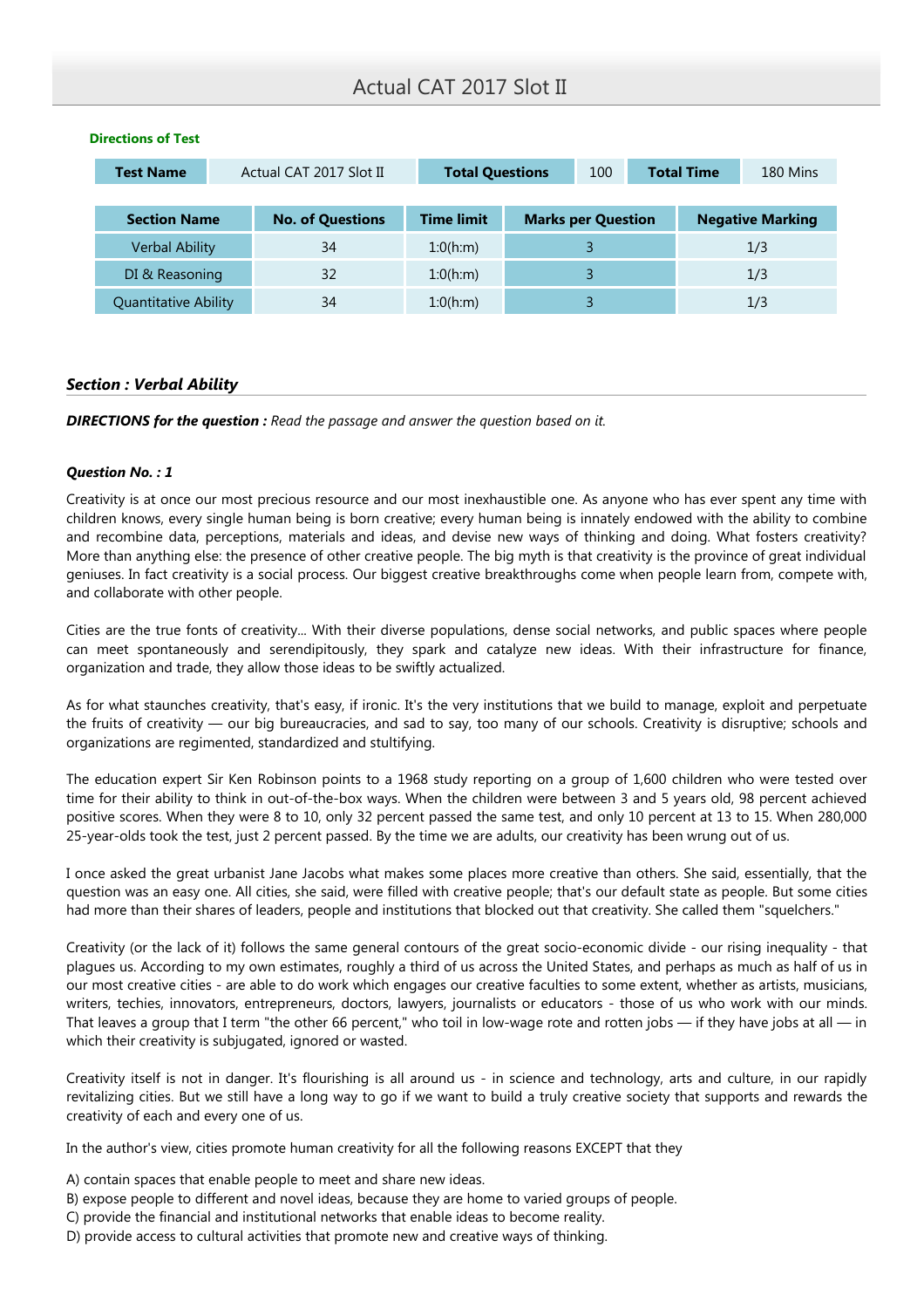# Actual CAT 2017 Slot II

**Directions of Test**

| Test Name | Actual CAT 2017 Slot II | Total Questions | 100 | Total Time | 180 Mins |
|---|---|---|---|---|---|

| Section Name | No. of Questions | Time limit | Marks per Question | Negative Marking |
|---|---|---|---|---|
| Verbal Ability | 34 | 1:0(h:m) | 3 | 1/3 |
| DI & Reasoning | 32 | 1:0(h:m) | 3 | 1/3 |
| Quantitative Ability | 34 | 1:0(h:m) | 3 | 1/3 |

## *Section : Verbal Ability*

***DIRECTIONS for the question :*** *Read the passage and answer the question based on it.*

***Question No. : 1***

Creativity is at once our most precious resource and our most inexhaustible one. As anyone who has ever spent any time with children knows, every single human being is born creative; every human being is innately endowed with the ability to combine and recombine data, perceptions, materials and ideas, and devise new ways of thinking and doing. What fosters creativity? More than anything else: the presence of other creative people. The big myth is that creativity is the province of great individual geniuses. In fact creativity is a social process. Our biggest creative breakthroughs come when people learn from, compete with, and collaborate with other people.

Cities are the true fonts of creativity... With their diverse populations, dense social networks, and public spaces where people can meet spontaneously and serendipitously, they spark and catalyze new ideas. With their infrastructure for finance, organization and trade, they allow those ideas to be swiftly actualized.

As for what staunches creativity, that's easy, if ironic. It's the very institutions that we build to manage, exploit and perpetuate the fruits of creativity — our big bureaucracies, and sad to say, too many of our schools. Creativity is disruptive; schools and organizations are regimented, standardized and stultifying.

The education expert Sir Ken Robinson points to a 1968 study reporting on a group of 1,600 children who were tested over time for their ability to think in out-of-the-box ways. When the children were between 3 and 5 years old, 98 percent achieved positive scores. When they were 8 to 10, only 32 percent passed the same test, and only 10 percent at 13 to 15. When 280,000 25-year-olds took the test, just 2 percent passed. By the time we are adults, our creativity has been wrung out of us.

I once asked the great urbanist Jane Jacobs what makes some places more creative than others. She said, essentially, that the question was an easy one. All cities, she said, were filled with creative people; that's our default state as people. But some cities had more than their shares of leaders, people and institutions that blocked out that creativity. She called them "squelchers."

Creativity (or the lack of it) follows the same general contours of the great socio-economic divide - our rising inequality - that plagues us. According to my own estimates, roughly a third of us across the United States, and perhaps as much as half of us in our most creative cities - are able to do work which engages our creative faculties to some extent, whether as artists, musicians, writers, techies, innovators, entrepreneurs, doctors, lawyers, journalists or educators - those of us who work with our minds. That leaves a group that I term "the other 66 percent," who toil in low-wage rote and rotten jobs — if they have jobs at all — in which their creativity is subjugated, ignored or wasted.

Creativity itself is not in danger. It's flourishing is all around us - in science and technology, arts and culture, in our rapidly revitalizing cities. But we still have a long way to go if we want to build a truly creative society that supports and rewards the creativity of each and every one of us.

In the author's view, cities promote human creativity for all the following reasons EXCEPT that they

A) contain spaces that enable people to meet and share new ideas.
B) expose people to different and novel ideas, because they are home to varied groups of people.
C) provide the financial and institutional networks that enable ideas to become reality.
D) provide access to cultural activities that promote new and creative ways of thinking.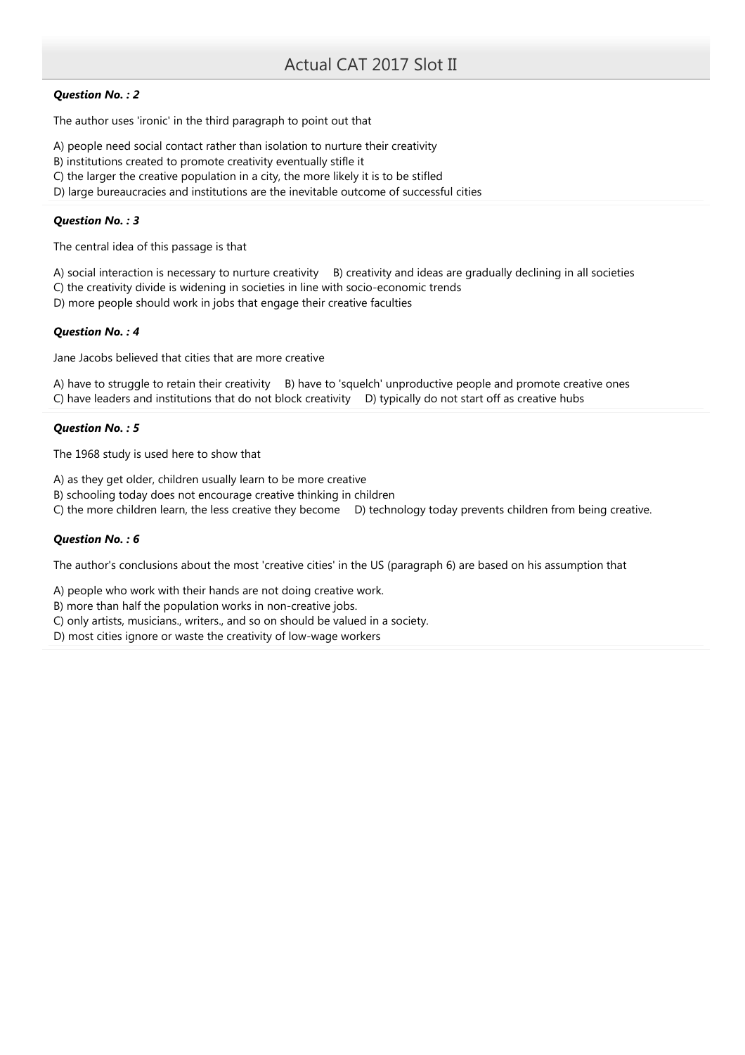***Question No. : 2***

The author uses 'ironic' in the third paragraph to point out that

A) people need social contact rather than isolation to nurture their creativity
B) institutions created to promote creativity eventually stifle it
C) the larger the creative population in a city, the more likely it is to be stifled
D) large bureaucracies and institutions are the inevitable outcome of successful cities

***Question No. : 3***

The central idea of this passage is that

A) social interaction is necessary to nurture creativity B) creativity and ideas are gradually declining in all societies
C) the creativity divide is widening in societies in line with socio-economic trends
D) more people should work in jobs that engage their creative faculties

***Question No. : 4***

Jane Jacobs believed that cities that are more creative

A) have to struggle to retain their creativity B) have to 'squelch' unproductive people and promote creative ones
C) have leaders and institutions that do not block creativity D) typically do not start off as creative hubs

***Question No. : 5***

The 1968 study is used here to show that

A) as they get older, children usually learn to be more creative
B) schooling today does not encourage creative thinking in children
C) the more children learn, the less creative they become D) technology today prevents children from being creative.

***Question No. : 6***

The author's conclusions about the most 'creative cities' in the US (paragraph 6) are based on his assumption that

A) people who work with their hands are not doing creative work.
B) more than half the population works in non-creative jobs.
C) only artists, musicians., writers., and so on should be valued in a society.
D) most cities ignore or waste the creativity of low-wage workers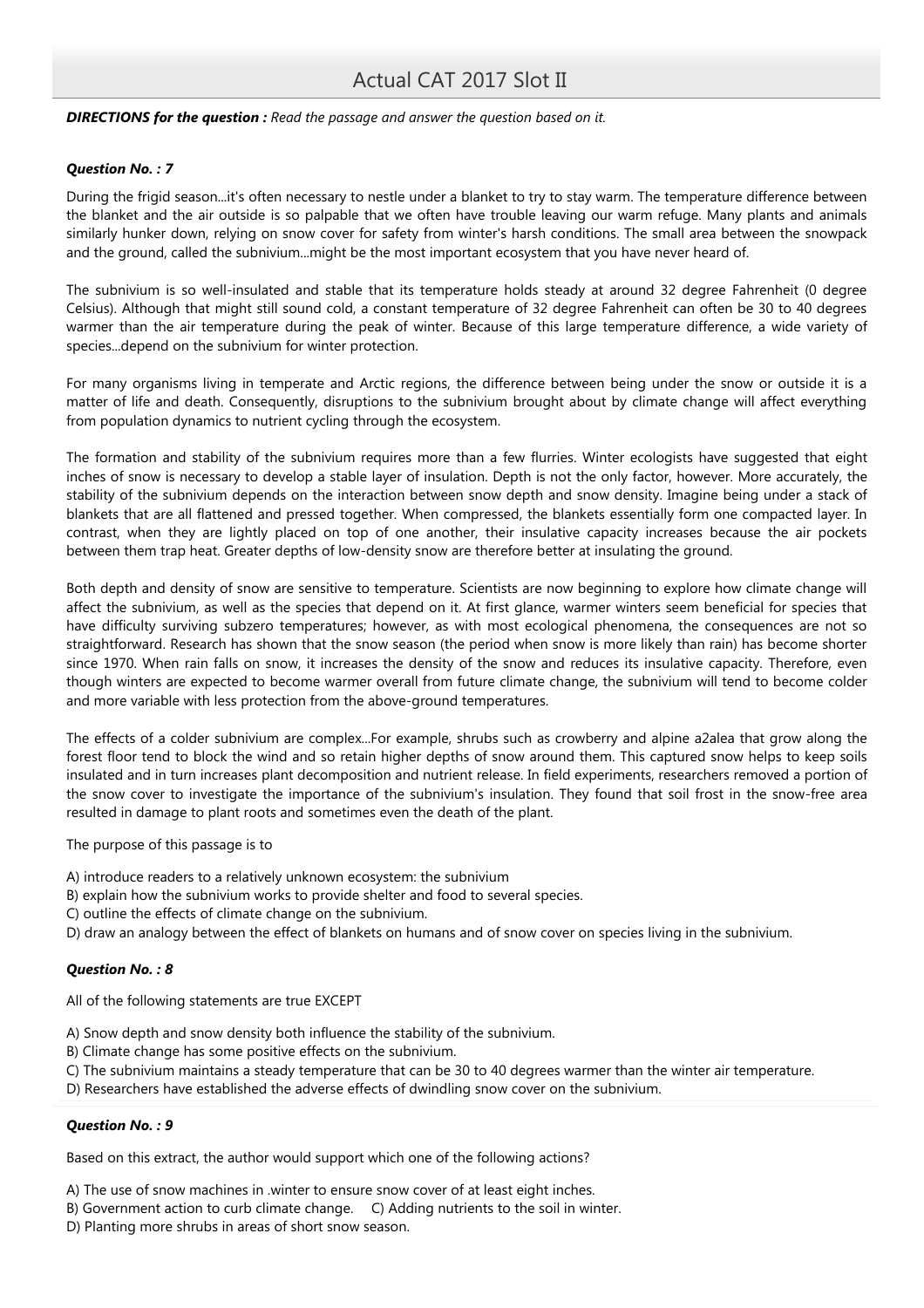**DIRECTIONS for the question :** *Read the passage and answer the question based on it.*

***Question No. : 7***

During the frigid season...it's often necessary to nestle under a blanket to try to stay warm. The temperature difference between the blanket and the air outside is so palpable that we often have trouble leaving our warm refuge. Many plants and animals similarly hunker down, relying on snow cover for safety from winter's harsh conditions. The small area between the snowpack and the ground, called the subnivium...might be the most important ecosystem that you have never heard of.

The subnivium is so well-insulated and stable that its temperature holds steady at around 32 degree Fahrenheit (0 degree Celsius). Although that might still sound cold, a constant temperature of 32 degree Fahrenheit can often be 30 to 40 degrees warmer than the air temperature during the peak of winter. Because of this large temperature difference, a wide variety of species...depend on the subnivium for winter protection.

For many organisms living in temperate and Arctic regions, the difference between being under the snow or outside it is a matter of life and death. Consequently, disruptions to the subnivium brought about by climate change will affect everything from population dynamics to nutrient cycling through the ecosystem.

The formation and stability of the subnivium requires more than a few flurries. Winter ecologists have suggested that eight inches of snow is necessary to develop a stable layer of insulation. Depth is not the only factor, however. More accurately, the stability of the subnivium depends on the interaction between snow depth and snow density. Imagine being under a stack of blankets that are all flattened and pressed together. When compressed, the blankets essentially form one compacted layer. In contrast, when they are lightly placed on top of one another, their insulative capacity increases because the air pockets between them trap heat. Greater depths of low-density snow are therefore better at insulating the ground.

Both depth and density of snow are sensitive to temperature. Scientists are now beginning to explore how climate change will affect the subnivium, as well as the species that depend on it. At first glance, warmer winters seem beneficial for species that have difficulty surviving subzero temperatures; however, as with most ecological phenomena, the consequences are not so straightforward. Research has shown that the snow season (the period when snow is more likely than rain) has become shorter since 1970. When rain falls on snow, it increases the density of the snow and reduces its insulative capacity. Therefore, even though winters are expected to become warmer overall from future climate change, the subnivium will tend to become colder and more variable with less protection from the above-ground temperatures.

The effects of a colder subnivium are complex...For example, shrubs such as crowberry and alpine a2alea that grow along the forest floor tend to block the wind and so retain higher depths of snow around them. This captured snow helps to keep soils insulated and in turn increases plant decomposition and nutrient release. In field experiments, researchers removed a portion of the snow cover to investigate the importance of the subnivium's insulation. They found that soil frost in the snow-free area resulted in damage to plant roots and sometimes even the death of the plant.

The purpose of this passage is to

A) introduce readers to a relatively unknown ecosystem: the subnivium
B) explain how the subnivium works to provide shelter and food to several species.
C) outline the effects of climate change on the subnivium.
D) draw an analogy between the effect of blankets on humans and of snow cover on species living in the subnivium.

***Question No. : 8***

All of the following statements are true EXCEPT

A) Snow depth and snow density both influence the stability of the subnivium.
B) Climate change has some positive effects on the subnivium.
C) The subnivium maintains a steady temperature that can be 30 to 40 degrees warmer than the winter air temperature.
D) Researchers have established the adverse effects of dwindling snow cover on the subnivium.

***Question No. : 9***

Based on this extract, the author would support which one of the following actions?

A) The use of snow machines in .winter to ensure snow cover of at least eight inches.
B) Government action to curb climate change.
C) Adding nutrients to the soil in winter.
D) Planting more shrubs in areas of short snow season.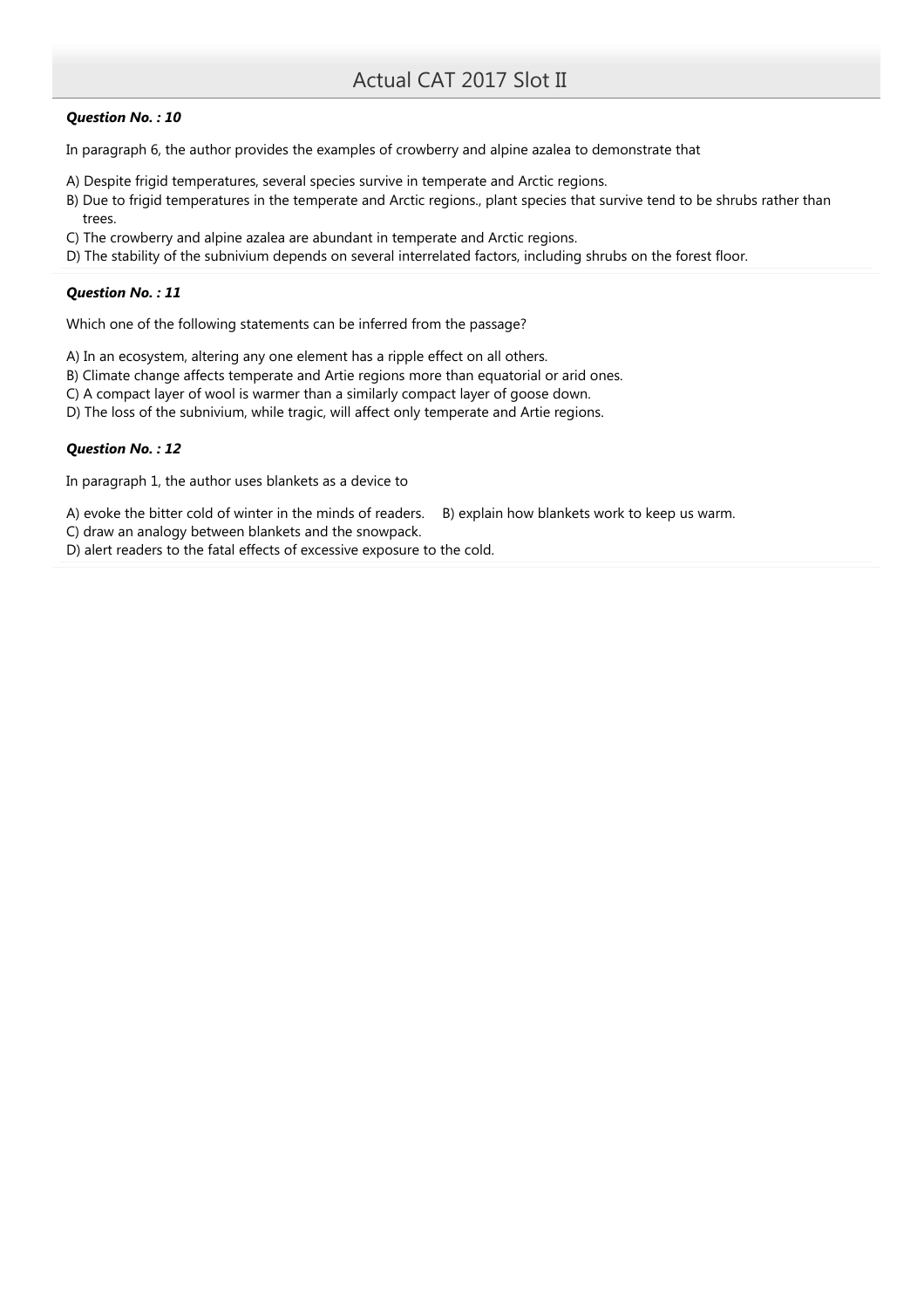***Question No. : 10***

In paragraph 6, the author provides the examples of crowberry and alpine azalea to demonstrate that

A) Despite frigid temperatures, several species survive in temperate and Arctic regions.
B) Due to frigid temperatures in the temperate and Arctic regions., plant species that survive tend to be shrubs rather than trees.
C) The crowberry and alpine azalea are abundant in temperate and Arctic regions.
D) The stability of the subnivium depends on several interrelated factors, including shrubs on the forest floor.

***Question No. : 11***

Which one of the following statements can be inferred from the passage?

A) In an ecosystem, altering any one element has a ripple effect on all others.
B) Climate change affects temperate and Artie regions more than equatorial or arid ones.
C) A compact layer of wool is warmer than a similarly compact layer of goose down.
D) The loss of the subnivium, while tragic, will affect only temperate and Artie regions.

***Question No. : 12***

In paragraph 1, the author uses blankets as a device to

A) evoke the bitter cold of winter in the minds of readers.
B) explain how blankets work to keep us warm.
C) draw an analogy between blankets and the snowpack.
D) alert readers to the fatal effects of excessive exposure to the cold.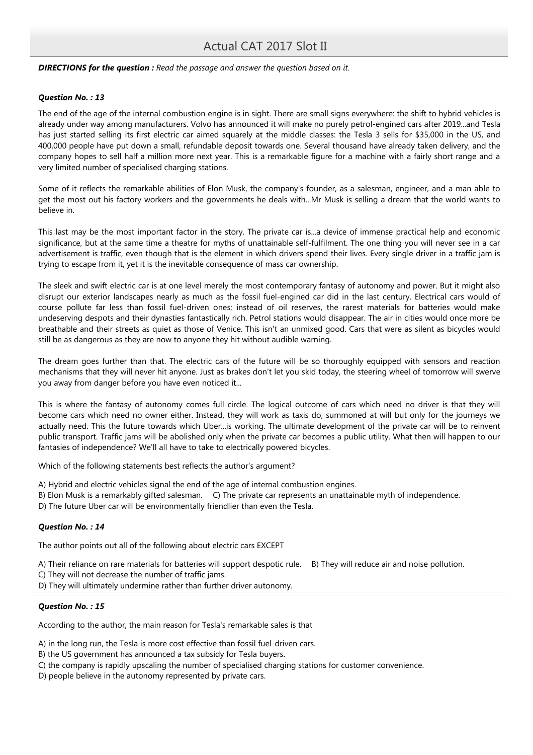***DIRECTIONS for the question :*** *Read the passage and answer the question based on it.*

***Question No. : 13***

The end of the age of the internal combustion engine is in sight. There are small signs everywhere: the shift to hybrid vehicles is already under way among manufacturers. Volvo has announced it will make no purely petrol-engined cars after 2019...and Tesla has just started selling its first electric car aimed squarely at the middle classes: the Tesla 3 sells for $35,000 in the US, and 400,000 people have put down a small, refundable deposit towards one. Several thousand have already taken delivery, and the company hopes to sell half a million more next year. This is a remarkable figure for a machine with a fairly short range and a very limited number of specialised charging stations.

Some of it reflects the remarkable abilities of Elon Musk, the company's founder, as a salesman, engineer, and a man able to get the most out his factory workers and the governments he deals with...Mr Musk is selling a dream that the world wants to believe in.

This last may be the most important factor in the story. The private car is...a device of immense practical help and economic significance, but at the same time a theatre for myths of unattainable self-fulfilment. The one thing you will never see in a car advertisement is traffic, even though that is the element in which drivers spend their lives. Every single driver in a traffic jam is trying to escape from it, yet it is the inevitable consequence of mass car ownership.

The sleek and swift electric car is at one level merely the most contemporary fantasy of autonomy and power. But it might also disrupt our exterior landscapes nearly as much as the fossil fuel-engined car did in the last century. Electrical cars would of course pollute far less than fossil fuel-driven ones; instead of oil reserves, the rarest materials for batteries would make undeserving despots and their dynasties fantastically rich. Petrol stations would disappear. The air in cities would once more be breathable and their streets as quiet as those of Venice. This isn't an unmixed good. Cars that were as silent as bicycles would still be as dangerous as they are now to anyone they hit without audible warning.

The dream goes further than that. The electric cars of the future will be so thoroughly equipped with sensors and reaction mechanisms that they will never hit anyone. Just as brakes don't let you skid today, the steering wheel of tomorrow will swerve you away from danger before you have even noticed it...

This is where the fantasy of autonomy comes full circle. The logical outcome of cars which need no driver is that they will become cars which need no owner either. Instead, they will work as taxis do, summoned at will but only for the journeys we actually need. This the future towards which Uber...is working. The ultimate development of the private car will be to reinvent public transport. Traffic jams will be abolished only when the private car becomes a public utility. What then will happen to our fantasies of independence? We'll all have to take to electrically powered bicycles.

Which of the following statements best reflects the author's argument?

A) Hybrid and electric vehicles signal the end of the age of internal combustion engines.
B) Elon Musk is a remarkably gifted salesman.
C) The private car represents an unattainable myth of independence.
D) The future Uber car will be environmentally friendlier than even the Tesla.

***Question No. : 14***

The author points out all of the following about electric cars EXCEPT

A) Their reliance on rare materials for batteries will support despotic rule.
B) They will reduce air and noise pollution.
C) They will not decrease the number of traffic jams.
D) They will ultimately undermine rather than further driver autonomy.

***Question No. : 15***

According to the author, the main reason for Tesla's remarkable sales is that

A) in the long run, the Tesla is more cost effective than fossil fuel-driven cars.
B) the US government has announced a tax subsidy for Tesla buyers.
C) the company is rapidly upscaling the number of specialised charging stations for customer convenience.
D) people believe in the autonomy represented by private cars.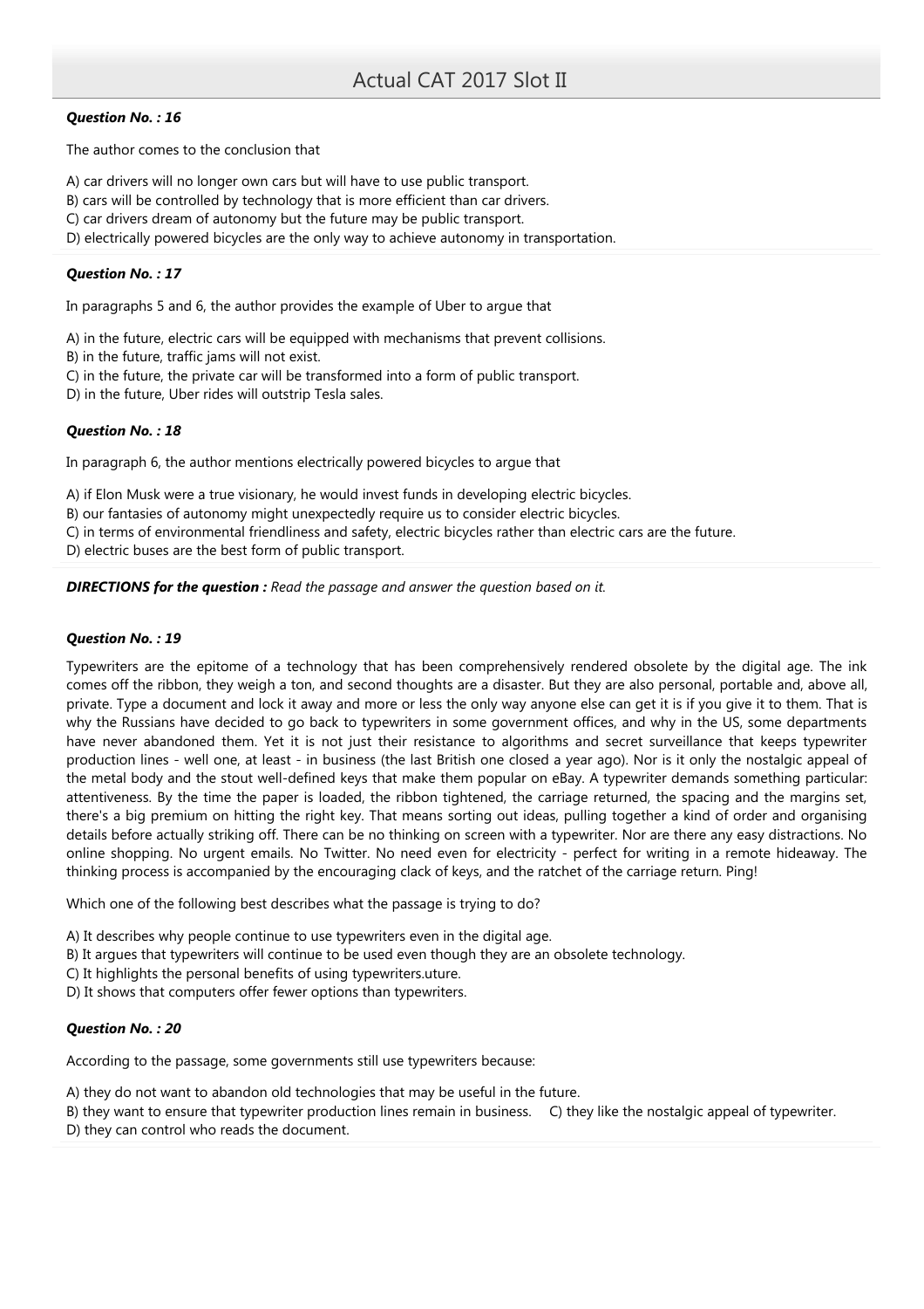***Question No. : 16***

The author comes to the conclusion that

A) car drivers will no longer own cars but will have to use public transport.
B) cars will be controlled by technology that is more efficient than car drivers.
C) car drivers dream of autonomy but the future may be public transport.
D) electrically powered bicycles are the only way to achieve autonomy in transportation.

***Question No. : 17***

In paragraphs 5 and 6, the author provides the example of Uber to argue that

A) in the future, electric cars will be equipped with mechanisms that prevent collisions.
B) in the future, traffic jams will not exist.
C) in the future, the private car will be transformed into a form of public transport.
D) in the future, Uber rides will outstrip Tesla sales.

***Question No. : 18***

In paragraph 6, the author mentions electrically powered bicycles to argue that

A) if Elon Musk were a true visionary, he would invest funds in developing electric bicycles.
B) our fantasies of autonomy might unexpectedly require us to consider electric bicycles.
C) in terms of environmental friendliness and safety, electric bicycles rather than electric cars are the future.
D) electric buses are the best form of public transport.

***DIRECTIONS for the question :*** *Read the passage and answer the question based on it.*

***Question No. : 19***

Typewriters are the epitome of a technology that has been comprehensively rendered obsolete by the digital age. The ink comes off the ribbon, they weigh a ton, and second thoughts are a disaster. But they are also personal, portable and, above all, private. Type a document and lock it away and more or less the only way anyone else can get it is if you give it to them. That is why the Russians have decided to go back to typewriters in some government offices, and why in the US, some departments have never abandoned them. Yet it is not just their resistance to algorithms and secret surveillance that keeps typewriter production lines - well one, at least - in business (the last British one closed a year ago). Nor is it only the nostalgic appeal of the metal body and the stout well-defined keys that make them popular on eBay. A typewriter demands something particular: attentiveness. By the time the paper is loaded, the ribbon tightened, the carriage returned, the spacing and the margins set, there's a big premium on hitting the right key. That means sorting out ideas, pulling together a kind of order and organising details before actually striking off. There can be no thinking on screen with a typewriter. Nor are there any easy distractions. No online shopping. No urgent emails. No Twitter. No need even for electricity - perfect for writing in a remote hideaway. The thinking process is accompanied by the encouraging clack of keys, and the ratchet of the carriage return. Ping!

Which one of the following best describes what the passage is trying to do?

A) It describes why people continue to use typewriters even in the digital age.
B) It argues that typewriters will continue to be used even though they are an obsolete technology.
C) It highlights the personal benefits of using typewriters.uture.
D) It shows that computers offer fewer options than typewriters.

***Question No. : 20***

According to the passage, some governments still use typewriters because:

A) they do not want to abandon old technologies that may be useful in the future.
B) they want to ensure that typewriter production lines remain in business.
C) they like the nostalgic appeal of typewriter.
D) they can control who reads the document.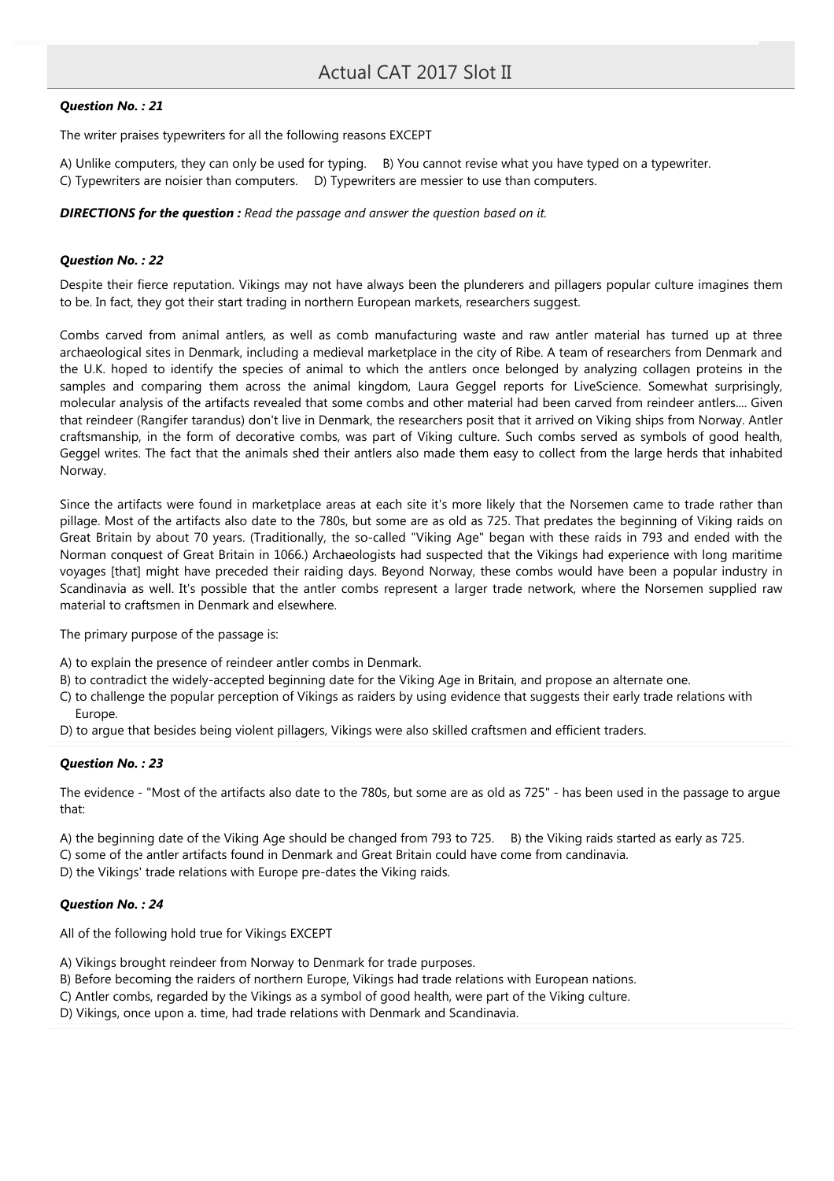**_Question No. : 21_**

The writer praises typewriters for all the following reasons EXCEPT

A) Unlike computers, they can only be used for typing.  B) You cannot revise what you have typed on a typewriter.
C) Typewriters are noisier than computers.  D) Typewriters are messier to use than computers.

**_DIRECTIONS for the question :_** _Read the passage and answer the question based on it._

**_Question No. : 22_**

Despite their fierce reputation. Vikings may not have always been the plunderers and pillagers popular culture imagines them to be. In fact, they got their start trading in northern European markets, researchers suggest.

Combs carved from animal antlers, as well as comb manufacturing waste and raw antler material has turned up at three archaeological sites in Denmark, including a medieval marketplace in the city of Ribe. A team of researchers from Denmark and the U.K. hoped to identify the species of animal to which the antlers once belonged by analyzing collagen proteins in the samples and comparing them across the animal kingdom, Laura Geggel reports for LiveScience. Somewhat surprisingly, molecular analysis of the artifacts revealed that some combs and other material had been carved from reindeer antlers.... Given that reindeer (Rangifer tarandus) don't live in Denmark, the researchers posit that it arrived on Viking ships from Norway. Antler craftsmanship, in the form of decorative combs, was part of Viking culture. Such combs served as symbols of good health, Geggel writes. The fact that the animals shed their antlers also made them easy to collect from the large herds that inhabited Norway.

Since the artifacts were found in marketplace areas at each site it's more likely that the Norsemen came to trade rather than pillage. Most of the artifacts also date to the 780s, but some are as old as 725. That predates the beginning of Viking raids on Great Britain by about 70 years. (Traditionally, the so-called "Viking Age" began with these raids in 793 and ended with the Norman conquest of Great Britain in 1066.) Archaeologists had suspected that the Vikings had experience with long maritime voyages [that] might have preceded their raiding days. Beyond Norway, these combs would have been a popular industry in Scandinavia as well. It's possible that the antler combs represent a larger trade network, where the Norsemen supplied raw material to craftsmen in Denmark and elsewhere.

The primary purpose of the passage is:

A) to explain the presence of reindeer antler combs in Denmark.
B) to contradict the widely-accepted beginning date for the Viking Age in Britain, and propose an alternate one.
C) to challenge the popular perception of Vikings as raiders by using evidence that suggests their early trade relations with Europe.
D) to argue that besides being violent pillagers, Vikings were also skilled craftsmen and efficient traders.

**_Question No. : 23_**

The evidence - "Most of the artifacts also date to the 780s, but some are as old as 725" - has been used in the passage to argue that:

A) the beginning date of the Viking Age should be changed from 793 to 725.  B) the Viking raids started as early as 725.
C) some of the antler artifacts found in Denmark and Great Britain could have come from candinavia.
D) the Vikings' trade relations with Europe pre-dates the Viking raids.

**_Question No. : 24_**

All of the following hold true for Vikings EXCEPT

A) Vikings brought reindeer from Norway to Denmark for trade purposes.
B) Before becoming the raiders of northern Europe, Vikings had trade relations with European nations.
C) Antler combs, regarded by the Vikings as a symbol of good health, were part of the Viking culture.
D) Vikings, once upon a. time, had trade relations with Denmark and Scandinavia.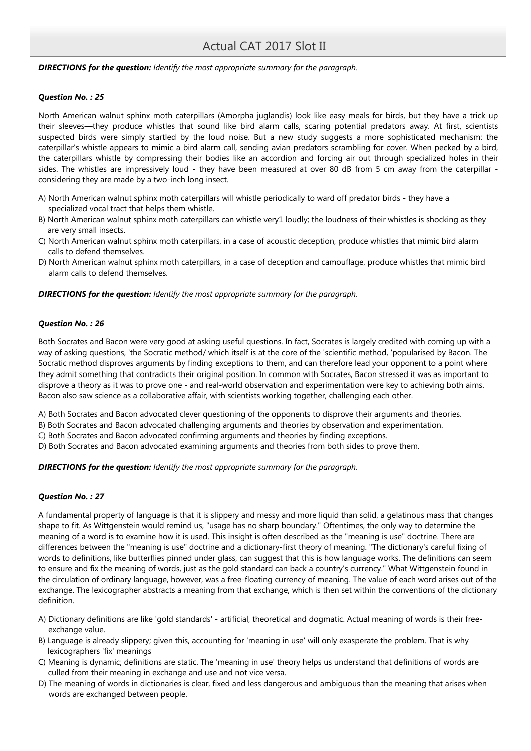***DIRECTIONS for the question:*** *Identify the most appropriate summary for the paragraph.*

***Question No. : 25***

North American walnut sphinx moth caterpillars (Amorpha juglandis) look like easy meals for birds, but they have a trick up their sleeves—they produce whistles that sound like bird alarm calls, scaring potential predators away. At first, scientists suspected birds were simply startled by the loud noise. But a new study suggests a more sophisticated mechanism: the caterpillar's whistle appears to mimic a bird alarm call, sending avian predators scrambling for cover. When pecked by a bird, the caterpillars whistle by compressing their bodies like an accordion and forcing air out through specialized holes in their sides. The whistles are impressively loud - they have been measured at over 80 dB from 5 cm away from the caterpillar - considering they are made by a two-inch long insect.

A) North American walnut sphinx moth caterpillars will whistle periodically to ward off predator birds - they have a specialized vocal tract that helps them whistle.
B) North American walnut sphinx moth caterpillars can whistle very1 loudly; the loudness of their whistles is shocking as they are very small insects.
C) North American walnut sphinx moth caterpillars, in a case of acoustic deception, produce whistles that mimic bird alarm calls to defend themselves.
D) North American walnut sphinx moth caterpillars, in a case of deception and camouflage, produce whistles that mimic bird alarm calls to defend themselves.

***DIRECTIONS for the question:*** *Identify the most appropriate summary for the paragraph.*

***Question No. : 26***

Both Socrates and Bacon were very good at asking useful questions. In fact, Socrates is largely credited with corning up with a way of asking questions, 'the Socratic method/ which itself is at the core of the 'scientific method, 'popularised by Bacon. The Socratic method disproves arguments by finding exceptions to them, and can therefore lead your opponent to a point where they admit something that contradicts their original position. In common with Socrates, Bacon stressed it was as important to disprove a theory as it was to prove one - and real-world observation and experimentation were key to achieving both aims. Bacon also saw science as a collaborative affair, with scientists working together, challenging each other.

A) Both Socrates and Bacon advocated clever questioning of the opponents to disprove their arguments and theories.
B) Both Socrates and Bacon advocated challenging arguments and theories by observation and experimentation.
C) Both Socrates and Bacon advocated confirming arguments and theories by finding exceptions.
D) Both Socrates and Bacon advocated examining arguments and theories from both sides to prove them.

***DIRECTIONS for the question:*** *Identify the most appropriate summary for the paragraph.*

***Question No. : 27***

A fundamental property of language is that it is slippery and messy and more liquid than solid, a gelatinous mass that changes shape to fit. As Wittgenstein would remind us, "usage has no sharp boundary." Oftentimes, the only way to determine the meaning of a word is to examine how it is used. This insight is often described as the "meaning is use" doctrine. There are differences between the "meaning is use" doctrine and a dictionary-first theory of meaning. "The dictionary's careful fixing of words to definitions, like butterflies pinned under glass, can suggest that this is how language works. The definitions can seem to ensure and fix the meaning of words, just as the gold standard can back a country's currency." What Wittgenstein found in the circulation of ordinary language, however, was a free-floating currency of meaning. The value of each word arises out of the exchange. The lexicographer abstracts a meaning from that exchange, which is then set within the conventions of the dictionary definition.

A) Dictionary definitions are like 'gold standards' - artificial, theoretical and dogmatic. Actual meaning of words is their free-exchange value.
B) Language is already slippery; given this, accounting for 'meaning in use' will only exasperate the problem. That is why lexicographers 'fix' meanings
C) Meaning is dynamic; definitions are static. The 'meaning in use' theory helps us understand that definitions of words are culled from their meaning in exchange and use and not vice versa.
D) The meaning of words in dictionaries is clear, fixed and less dangerous and ambiguous than the meaning that arises when words are exchanged between people.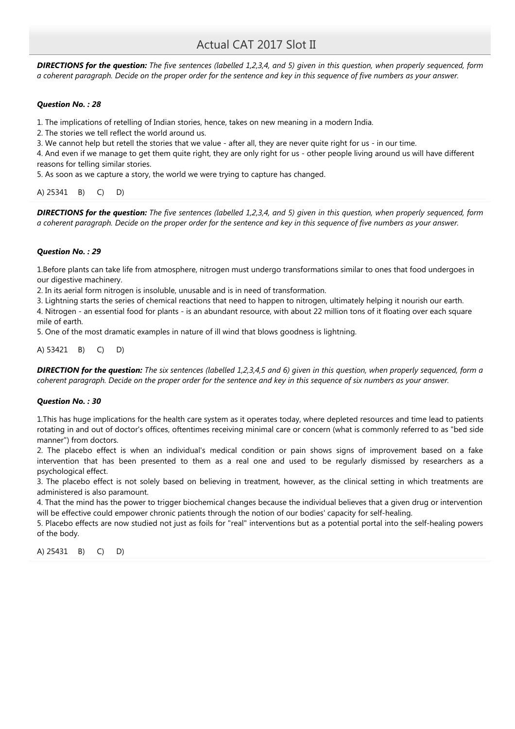***DIRECTIONS for the question:*** *The five sentences (labelled 1,2,3,4, and 5) given in this question, when properly sequenced, form a coherent paragraph. Decide on the proper order for the sentence and key in this sequence of five numbers as your answer.*

***Question No. : 28***

1. The implications of retelling of Indian stories, hence, takes on new meaning in a modern India.
2. The stories we tell reflect the world around us.
3. We cannot help but retell the stories that we value - after all, they are never quite right for us - in our time.
4. And even if we manage to get them quite right, they are only right for us - other people living around us will have different reasons for telling similar stories.
5. As soon as we capture a story, the world we were trying to capture has changed.

A) 25341 B) C) D)

***DIRECTIONS for the question:*** *The five sentences (labelled 1,2,3,4, and 5) given in this question, when properly sequenced, form a coherent paragraph. Decide on the proper order for the sentence and key in this sequence of five numbers as your answer.*

***Question No. : 29***

1. Before plants can take life from atmosphere, nitrogen must undergo transformations similar to ones that food undergoes in our digestive machinery.
2. In its aerial form nitrogen is insoluble, unusable and is in need of transformation.
3. Lightning starts the series of chemical reactions that need to happen to nitrogen, ultimately helping it nourish our earth.
4. Nitrogen - an essential food for plants - is an abundant resource, with about 22 million tons of it floating over each square mile of earth.
5. One of the most dramatic examples in nature of ill wind that blows goodness is lightning.

A) 53421 B) C) D)

***DIRECTION for the question:*** *The six sentences (labelled 1,2,3,4,5 and 6) given in this question, when properly sequenced, form a coherent paragraph. Decide on the proper order for the sentence and key in this sequence of six numbers as your answer.*

***Question No. : 30***

1. This has huge implications for the health care system as it operates today, where depleted resources and time lead to patients rotating in and out of doctor's offices, oftentimes receiving minimal care or concern (what is commonly referred to as "bed side manner") from doctors.
2. The placebo effect is when an individual's medical condition or pain shows signs of improvement based on a fake intervention that has been presented to them as a real one and used to be regularly dismissed by researchers as a psychological effect.
3. The placebo effect is not solely based on believing in treatment, however, as the clinical setting in which treatments are administered is also paramount.
4. That the mind has the power to trigger biochemical changes because the individual believes that a given drug or intervention will be effective could empower chronic patients through the notion of our bodies' capacity for self-healing.
5. Placebo effects are now studied not just as foils for "real" interventions but as a potential portal into the self-healing powers of the body.

A) 25431 B) C) D)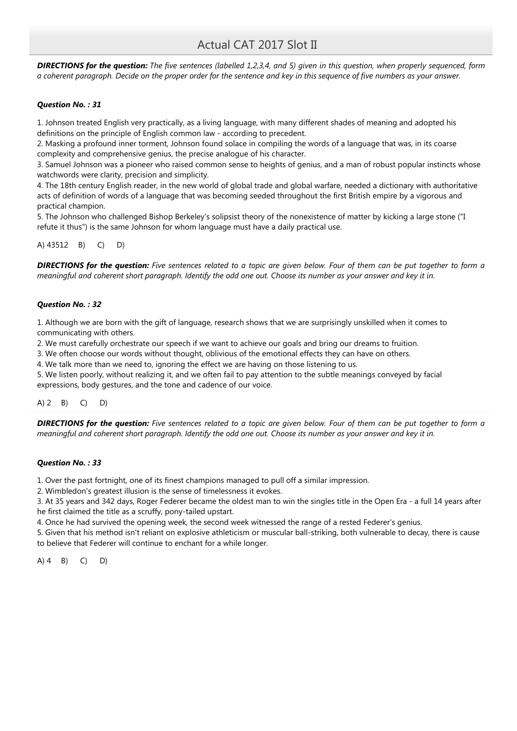***DIRECTIONS for the question:*** *The five sentences (labelled 1,2,3,4, and 5) given in this question, when properly sequenced, form a coherent paragraph. Decide on the proper order for the sentence and key in this sequence of five numbers as your answer.*

***Question No. : 31***

1. Johnson treated English very practically, as a living language, with many different shades of meaning and adopted his definitions on the principle of English common law - according to precedent.
2. Masking a profound inner torment, Johnson found solace in compiling the words of a language that was, in its coarse complexity and comprehensive genius, the precise analogue of his character.
3. Samuel Johnson was a pioneer who raised common sense to heights of genius, and a man of robust popular instincts whose watchwords were clarity, precision and simplicity.
4. The 18th century English reader, in the new world of global trade and global warfare, needed a dictionary with authoritative acts of definition of words of a language that was becoming seeded throughout the first British empire by a vigorous and practical champion.
5. The Johnson who challenged Bishop Berkeley's solipsist theory of the nonexistence of matter by kicking a large stone ("I refute it thus") is the same Johnson for whom language must have a daily practical use.

A) 43512 B) C) D)

***DIRECTIONS for the question:*** *Five sentences related to a topic are given below. Four of them can be put together to form a meaningful and coherent short paragraph. Identify the odd one out. Choose its number as your answer and key it in.*

***Question No. : 32***

1. Although we are born with the gift of language, research shows that we are surprisingly unskilled when it comes to communicating with others.
2. We must carefully orchestrate our speech if we want to achieve our goals and bring our dreams to fruition.
3. We often choose our words without thought, oblivious of the emotional effects they can have on others.
4. We talk more than we need to, ignoring the effect we are having on those listening to us.
5. We listen poorly, without realizing it, and we often fail to pay attention to the subtle meanings conveyed by facial expressions, body gestures, and the tone and cadence of our voice.

A) 2 B) C) D)

***DIRECTIONS for the question:*** *Five sentences related to a topic are given below. Four of them can be put together to form a meaningful and coherent short paragraph. Identify the odd one out. Choose its number as your answer and key it in.*

***Question No. : 33***

1. Over the past fortnight, one of its finest champions managed to pull off a similar impression.
2. Wimbledon's greatest illusion is the sense of timelessness it evokes.
3. At 35 years and 342 days, Roger Federer became the oldest man to win the singles title in the Open Era - a full 14 years after he first claimed the title as a scruffy, pony-tailed upstart.
4. Once he had survived the opening week, the second week witnessed the range of a rested Federer's genius.
5. Given that his method isn't reliant on explosive athleticism or muscular ball-striking, both vulnerable to decay, there is cause to believe that Federer will continue to enchant for a while longer.

A) 4 B) C) D)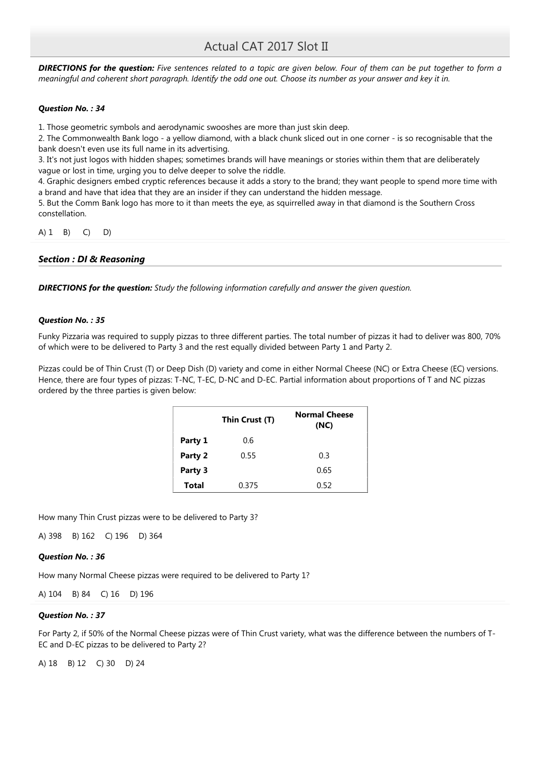# Actual CAT 2017 Slot II

***DIRECTIONS for the question:*** *Five sentences related to a topic are given below. Four of them can be put together to form a meaningful and coherent short paragraph. Identify the odd one out. Choose its number as your answer and key it in.*

***Question No. : 34***

1. Those geometric symbols and aerodynamic swooshes are more than just skin deep.
2. The Commonwealth Bank logo - a yellow diamond, with a black chunk sliced out in one corner - is so recognisable that the bank doesn't even use its full name in its advertising.
3. It's not just logos with hidden shapes; sometimes brands will have meanings or stories within them that are deliberately vague or lost in time, urging you to delve deeper to solve the riddle.
4. Graphic designers embed cryptic references because it adds a story to the brand; they want people to spend more time with a brand and have that idea that they are an insider if they can understand the hidden message.
5. But the Comm Bank logo has more to it than meets the eye, as squirrelled away in that diamond is the Southern Cross constellation.

A) 1 B) C) D)

### *Section : DI & Reasoning*

***DIRECTIONS for the question:*** *Study the following information carefully and answer the given question.*

***Question No. : 35***

Funky Pizzaria was required to supply pizzas to three different parties. The total number of pizzas it had to deliver was 800, 70% of which were to be delivered to Party 3 and the rest equally divided between Party 1 and Party 2.

Pizzas could be of Thin Crust (T) or Deep Dish (D) variety and come in either Normal Cheese (NC) or Extra Cheese (EC) versions. Hence, there are four types of pizzas: T-NC, T-EC, D-NC and D-EC. Partial information about proportions of T and NC pizzas ordered by the three parties is given below:

| | Thin Crust (T) | Normal Cheese (NC) |
|---|---|---|
| **Party 1** | 0.6 | |
| **Party 2** | 0.55 | 0.3 |
| **Party 3** | | 0.65 |
| **Total** | 0.375 | 0.52 |

How many Thin Crust pizzas were to be delivered to Party 3?

A) 398 B) 162 C) 196 D) 364

***Question No. : 36***

How many Normal Cheese pizzas were required to be delivered to Party 1?

A) 104 B) 84 C) 16 D) 196

***Question No. : 37***

For Party 2, if 50% of the Normal Cheese pizzas were of Thin Crust variety, what was the difference between the numbers of T-EC and D-EC pizzas to be delivered to Party 2?

A) 18 B) 12 C) 30 D) 24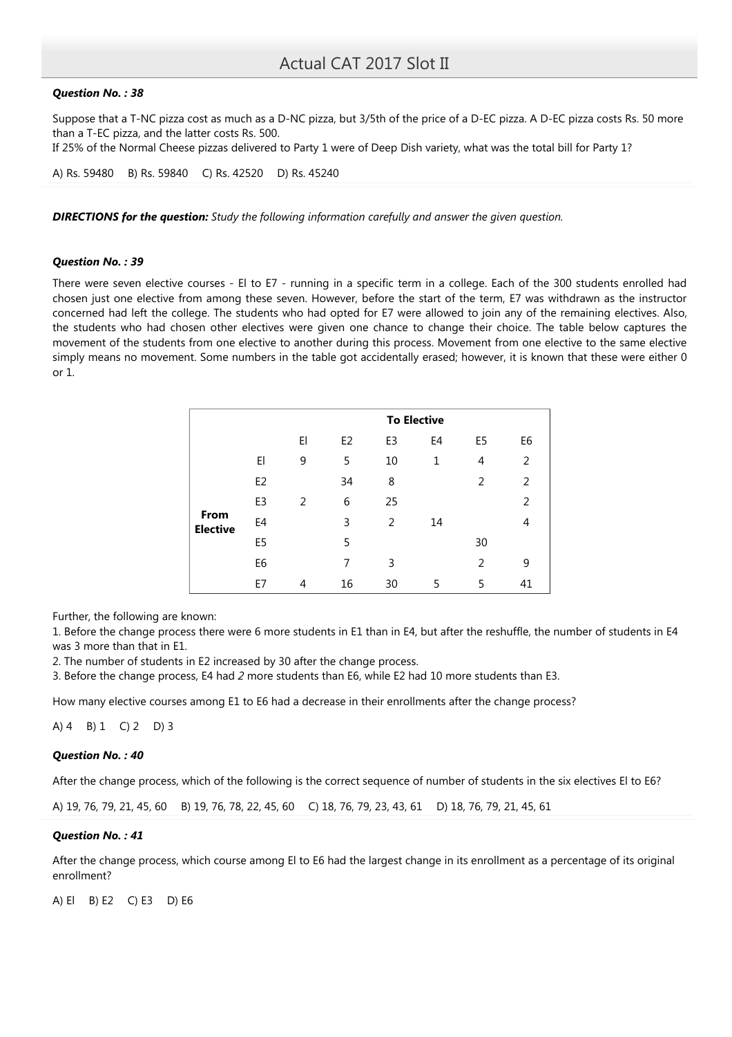#### *Question No. : 38*

Suppose that a T-NC pizza cost as much as a D-NC pizza, but 3/5th of the price of a D-EC pizza. A D-EC pizza costs Rs. 50 more than a T-EC pizza, and the latter costs Rs. 500.
If 25% of the Normal Cheese pizzas delivered to Party 1 were of Deep Dish variety, what was the total bill for Party 1?

A) Rs. 59480 B) Rs. 59840 C) Rs. 42520 D) Rs. 45240

***DIRECTIONS for the question:*** *Study the following information carefully and answer the given question.*

#### *Question No. : 39*

There were seven elective courses - El to E7 - running in a specific term in a college. Each of the 300 students enrolled had chosen just one elective from among these seven. However, before the start of the term, E7 was withdrawn as the instructor concerned had left the college. The students who had opted for E7 were allowed to join any of the remaining electives. Also, the students who had chosen other electives were given one chance to change their choice. The table below captures the movement of the students from one elective to another during this process. Movement from one elective to the same elective simply means no movement. Some numbers in the table got accidentally erased; however, it is known that these were either 0 or 1.

| | | **To Elective** | | | | | |
|---|---|---|---|---|---|---|---|
| | | El | E2 | E3 | E4 | E5 | E6 |
| **From Elective** | El | 9 | 5 | 10 | 1 | 4 | 2 |
| | E2 | | 34 | 8 | | 2 | 2 |
| | E3 | 2 | 6 | 25 | | | 2 |
| | E4 | | 3 | 2 | 14 | | 4 |
| | E5 | | 5 | | | 30 | |
| | E6 | | 7 | 3 | | 2 | 9 |
| | E7 | 4 | 16 | 30 | 5 | 5 | 41 |

Further, the following are known:

1. Before the change process there were 6 more students in E1 than in E4, but after the reshuffle, the number of students in E4 was 3 more than that in E1.
2. The number of students in E2 increased by 30 after the change process.
3. Before the change process, E4 had *2* more students than E6, while E2 had 10 more students than E3.

How many elective courses among E1 to E6 had a decrease in their enrollments after the change process?

A) 4 B) 1 C) 2 D) 3

#### *Question No. : 40*

After the change process, which of the following is the correct sequence of number of students in the six electives El to E6?

A) 19, 76, 79, 21, 45, 60 B) 19, 76, 78, 22, 45, 60 C) 18, 76, 79, 23, 43, 61 D) 18, 76, 79, 21, 45, 61

#### *Question No. : 41*

After the change process, which course among El to E6 had the largest change in its enrollment as a percentage of its original enrollment?

A) El B) E2 C) E3 D) E6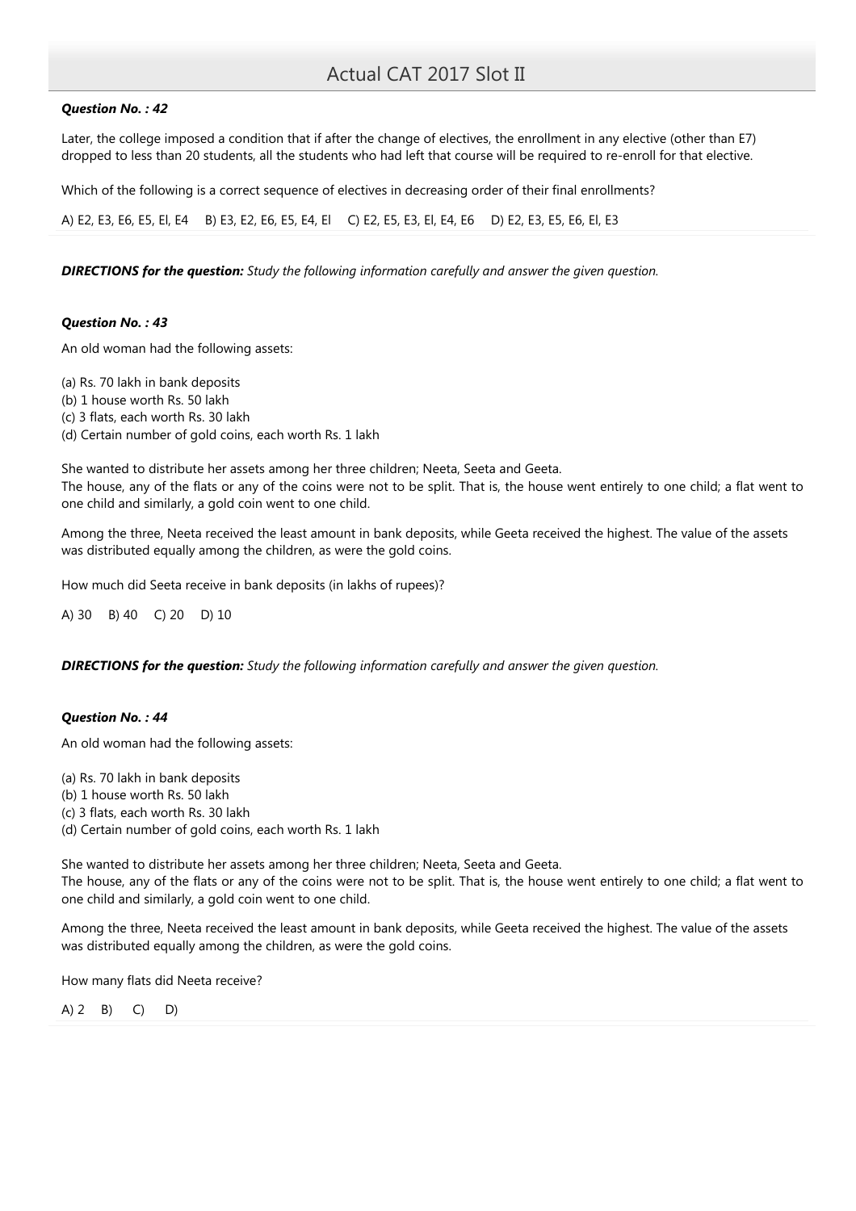***Question No. : 42***

Later, the college imposed a condition that if after the change of electives, the enrollment in any elective (other than E7) dropped to less than 20 students, all the students who had left that course will be required to re-enroll for that elective.

Which of the following is a correct sequence of electives in decreasing order of their final enrollments?

A) E2, E3, E6, E5, El, E4  B) E3, E2, E6, E5, E4, El  C) E2, E5, E3, El, E4, E6  D) E2, E3, E5, E6, El, E3

***DIRECTIONS for the question:*** *Study the following information carefully and answer the given question.*

***Question No. : 43***

An old woman had the following assets:

(a) Rs. 70 lakh in bank deposits
(b) 1 house worth Rs. 50 lakh
(c) 3 flats, each worth Rs. 30 lakh
(d) Certain number of gold coins, each worth Rs. 1 lakh

She wanted to distribute her assets among her three children; Neeta, Seeta and Geeta.
The house, any of the flats or any of the coins were not to be split. That is, the house went entirely to one child; a flat went to one child and similarly, a gold coin went to one child.

Among the three, Neeta received the least amount in bank deposits, while Geeta received the highest. The value of the assets was distributed equally among the children, as were the gold coins.

How much did Seeta receive in bank deposits (in lakhs of rupees)?

A) 30  B) 40  C) 20  D) 10

***DIRECTIONS for the question:*** *Study the following information carefully and answer the given question.*

***Question No. : 44***

An old woman had the following assets:

(a) Rs. 70 lakh in bank deposits
(b) 1 house worth Rs. 50 lakh
(c) 3 flats, each worth Rs. 30 lakh
(d) Certain number of gold coins, each worth Rs. 1 lakh

She wanted to distribute her assets among her three children; Neeta, Seeta and Geeta.
The house, any of the flats or any of the coins were not to be split. That is, the house went entirely to one child; a flat went to one child and similarly, a gold coin went to one child.

Among the three, Neeta received the least amount in bank deposits, while Geeta received the highest. The value of the assets was distributed equally among the children, as were the gold coins.

How many flats did Neeta receive?

A) 2  B)  C)  D)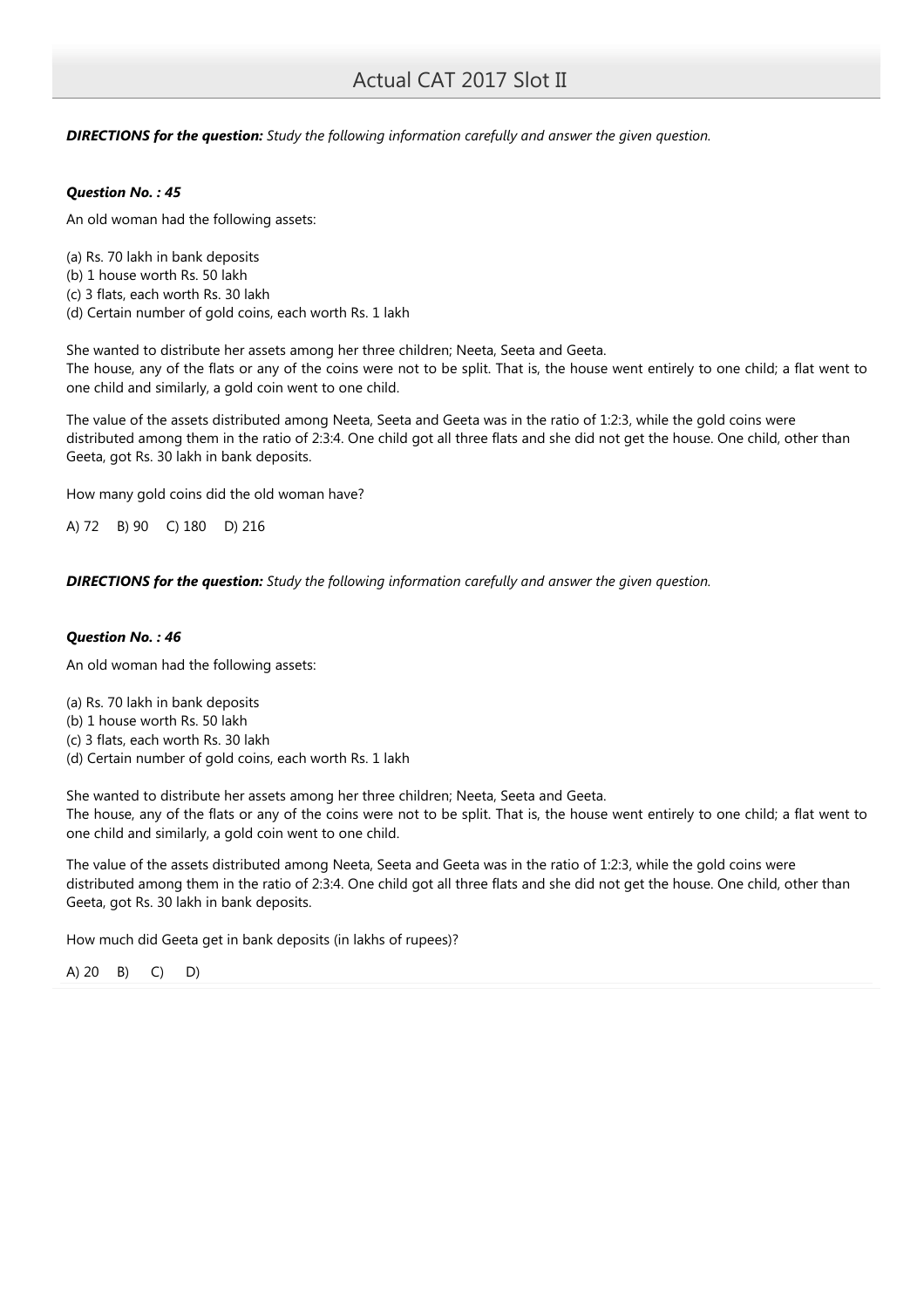***DIRECTIONS for the question:*** *Study the following information carefully and answer the given question.*

***Question No. : 45***

An old woman had the following assets:

(a) Rs. 70 lakh in bank deposits
(b) 1 house worth Rs. 50 lakh
(c) 3 flats, each worth Rs. 30 lakh
(d) Certain number of gold coins, each worth Rs. 1 lakh

She wanted to distribute her assets among her three children; Neeta, Seeta and Geeta.
The house, any of the flats or any of the coins were not to be split. That is, the house went entirely to one child; a flat went to one child and similarly, a gold coin went to one child.

The value of the assets distributed among Neeta, Seeta and Geeta was in the ratio of 1:2:3, while the gold coins were distributed among them in the ratio of 2:3:4. One child got all three flats and she did not get the house. One child, other than Geeta, got Rs. 30 lakh in bank deposits.

How many gold coins did the old woman have?

A) 72 B) 90 C) 180 D) 216

***DIRECTIONS for the question:*** *Study the following information carefully and answer the given question.*

***Question No. : 46***

An old woman had the following assets:

(a) Rs. 70 lakh in bank deposits
(b) 1 house worth Rs. 50 lakh
(c) 3 flats, each worth Rs. 30 lakh
(d) Certain number of gold coins, each worth Rs. 1 lakh

She wanted to distribute her assets among her three children; Neeta, Seeta and Geeta.
The house, any of the flats or any of the coins were not to be split. That is, the house went entirely to one child; a flat went to one child and similarly, a gold coin went to one child.

The value of the assets distributed among Neeta, Seeta and Geeta was in the ratio of 1:2:3, while the gold coins were distributed among them in the ratio of 2:3:4. One child got all three flats and she did not get the house. One child, other than Geeta, got Rs. 30 lakh in bank deposits.

How much did Geeta get in bank deposits (in lakhs of rupees)?

A) 20 B) C) D)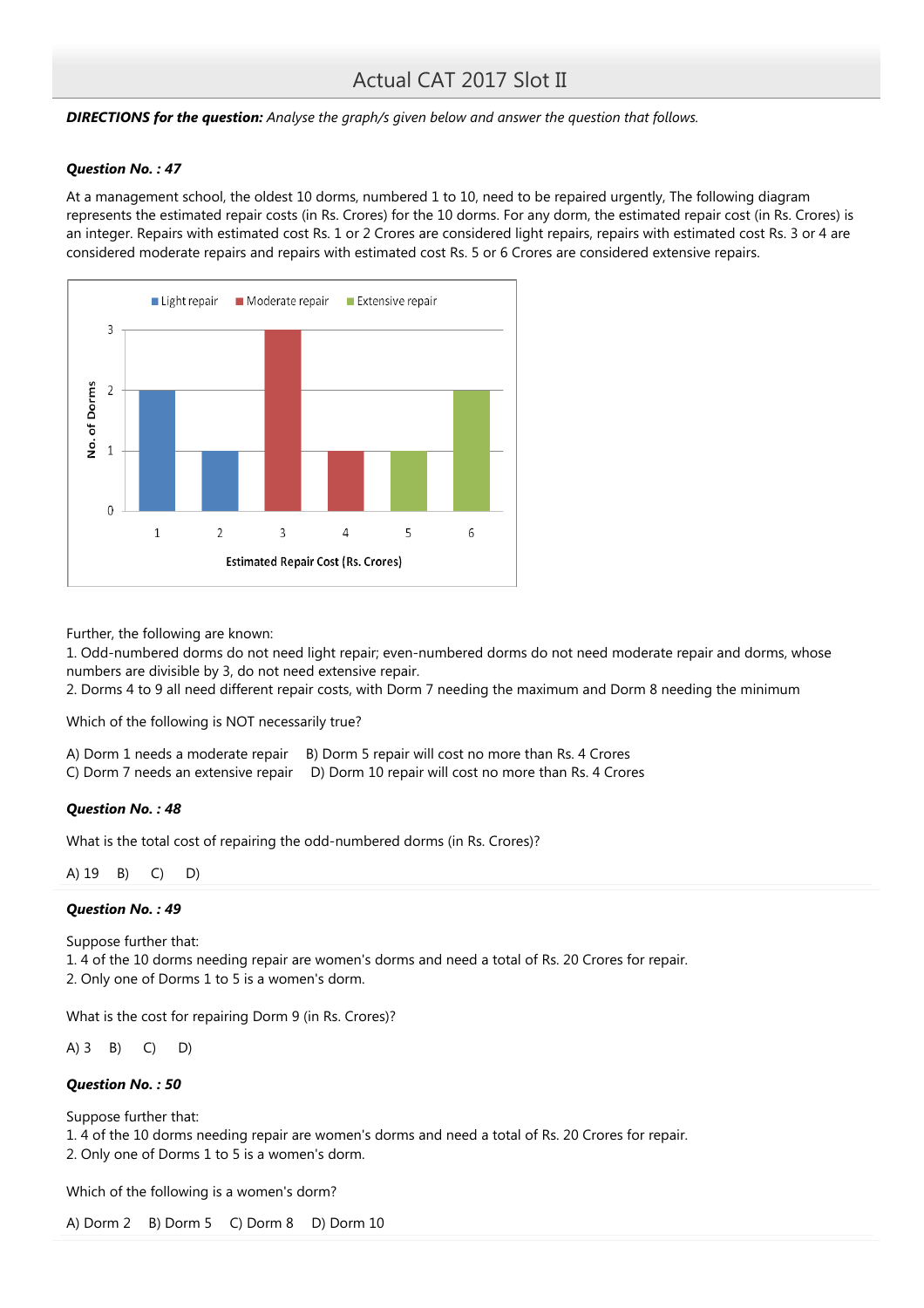***DIRECTIONS for the question:*** *Analyse the graph/s given below and answer the question that follows.*

***Question No. : 47***

At a management school, the oldest 10 dorms, numbered 1 to 10, need to be repaired urgently, The following diagram represents the estimated repair costs (in Rs. Crores) for the 10 dorms. For any dorm, the estimated repair cost (in Rs. Crores) is an integer. Repairs with estimated cost Rs. 1 or 2 Crores are considered light repairs, repairs with estimated cost Rs. 3 or 4 are considered moderate repairs and repairs with estimated cost Rs. 5 or 6 Crores are considered extensive repairs.

| Estimated Repair Cost (Rs. Crores) | Type | No. of Dorms |
|---|---|---|
| 1 | Light repair | 2 |
| 2 | Light repair | 1 |
| 3 | Moderate repair | 3 |
| 4 | Moderate repair | 1 |
| 5 | Extensive repair | 1 |
| 6 | Extensive repair | 2 |

Further, the following are known:

1. Odd-numbered dorms do not need light repair; even-numbered dorms do not need moderate repair and dorms, whose numbers are divisible by 3, do not need extensive repair.
2. Dorms 4 to 9 all need different repair costs, with Dorm 7 needing the maximum and Dorm 8 needing the minimum

Which of the following is NOT necessarily true?

A) Dorm 1 needs a moderate repair  B) Dorm 5 repair will cost no more than Rs. 4 Crores
C) Dorm 7 needs an extensive repair  D) Dorm 10 repair will cost no more than Rs. 4 Crores

***Question No. : 48***

What is the total cost of repairing the odd-numbered dorms (in Rs. Crores)?

A) 19  B)  C)  D)

***Question No. : 49***

Suppose further that:
1. 4 of the 10 dorms needing repair are women's dorms and need a total of Rs. 20 Crores for repair.
2. Only one of Dorms 1 to 5 is a women's dorm.

What is the cost for repairing Dorm 9 (in Rs. Crores)?

A) 3  B)  C)  D)

***Question No. : 50***

Suppose further that:
1. 4 of the 10 dorms needing repair are women's dorms and need a total of Rs. 20 Crores for repair.
2. Only one of Dorms 1 to 5 is a women's dorm.

Which of the following is a women's dorm?

A) Dorm 2  B) Dorm 5  C) Dorm 8  D) Dorm 10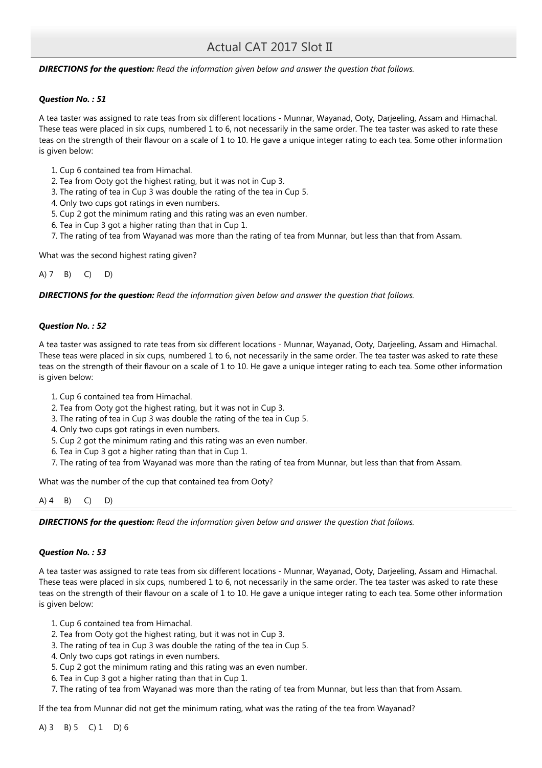# Actual CAT 2017 Slot II

***DIRECTIONS for the question:*** *Read the information given below and answer the question that follows.*

***Question No. : 51***

A tea taster was assigned to rate teas from six different locations - Munnar, Wayanad, Ooty, Darjeeling, Assam and Himachal. These teas were placed in six cups, numbered 1 to 6, not necessarily in the same order. The tea taster was asked to rate these teas on the strength of their flavour on a scale of 1 to 10. He gave a unique integer rating to each tea. Some other information is given below:

1. Cup 6 contained tea from Himachal.
2. Tea from Ooty got the highest rating, but it was not in Cup 3.
3. The rating of tea in Cup 3 was double the rating of the tea in Cup 5.
4. Only two cups got ratings in even numbers.
5. Cup 2 got the minimum rating and this rating was an even number.
6. Tea in Cup 3 got a higher rating than that in Cup 1.
7. The rating of tea from Wayanad was more than the rating of tea from Munnar, but less than that from Assam.

What was the second highest rating given?

A) 7 B) C) D)

***DIRECTIONS for the question:*** *Read the information given below and answer the question that follows.*

***Question No. : 52***

A tea taster was assigned to rate teas from six different locations - Munnar, Wayanad, Ooty, Darjeeling, Assam and Himachal. These teas were placed in six cups, numbered 1 to 6, not necessarily in the same order. The tea taster was asked to rate these teas on the strength of their flavour on a scale of 1 to 10. He gave a unique integer rating to each tea. Some other information is given below:

1. Cup 6 contained tea from Himachal.
2. Tea from Ooty got the highest rating, but it was not in Cup 3.
3. The rating of tea in Cup 3 was double the rating of the tea in Cup 5.
4. Only two cups got ratings in even numbers.
5. Cup 2 got the minimum rating and this rating was an even number.
6. Tea in Cup 3 got a higher rating than that in Cup 1.
7. The rating of tea from Wayanad was more than the rating of tea from Munnar, but less than that from Assam.

What was the number of the cup that contained tea from Ooty?

A) 4 B) C) D)

***DIRECTIONS for the question:*** *Read the information given below and answer the question that follows.*

***Question No. : 53***

A tea taster was assigned to rate teas from six different locations - Munnar, Wayanad, Ooty, Darjeeling, Assam and Himachal. These teas were placed in six cups, numbered 1 to 6, not necessarily in the same order. The tea taster was asked to rate these teas on the strength of their flavour on a scale of 1 to 10. He gave a unique integer rating to each tea. Some other information is given below:

1. Cup 6 contained tea from Himachal.
2. Tea from Ooty got the highest rating, but it was not in Cup 3.
3. The rating of tea in Cup 3 was double the rating of the tea in Cup 5.
4. Only two cups got ratings in even numbers.
5. Cup 2 got the minimum rating and this rating was an even number.
6. Tea in Cup 3 got a higher rating than that in Cup 1.
7. The rating of tea from Wayanad was more than the rating of tea from Munnar, but less than that from Assam.

If the tea from Munnar did not get the minimum rating, what was the rating of the tea from Wayanad?

A) 3 B) 5 C) 1 D) 6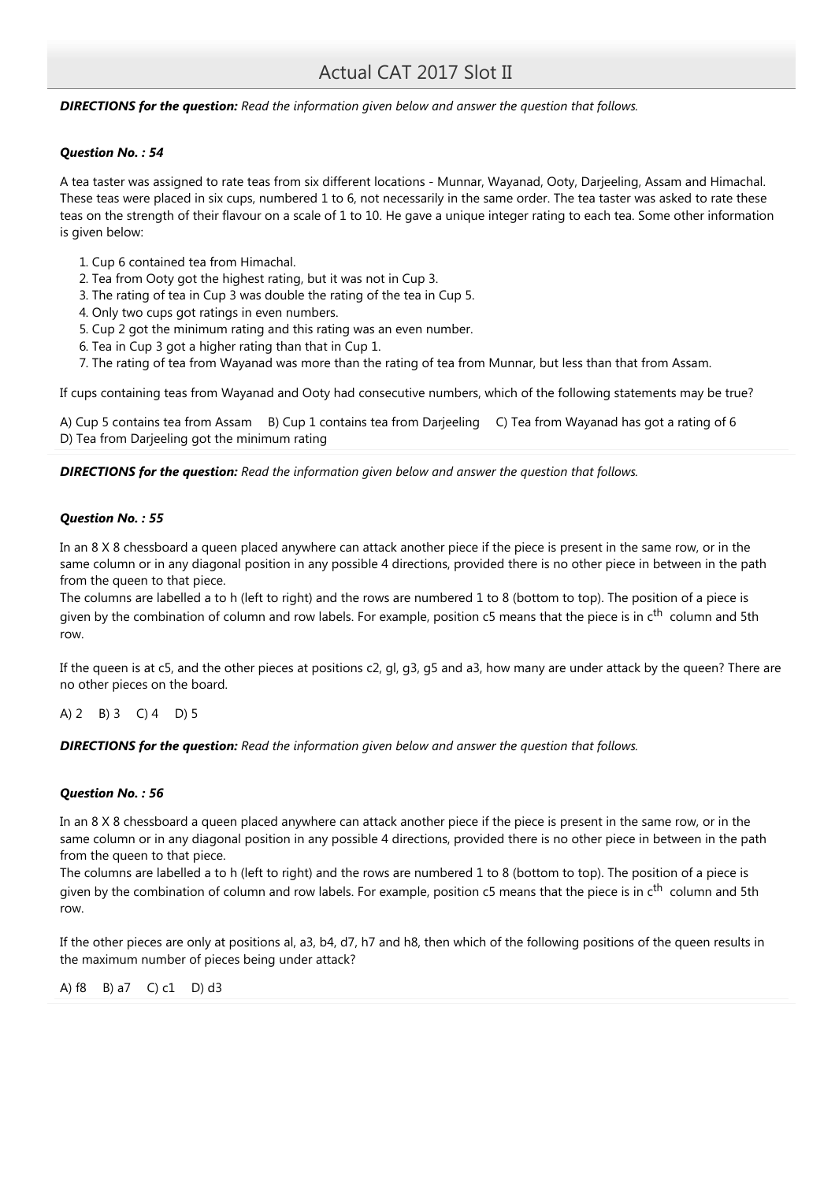**DIRECTIONS for the question:** *Read the information given below and answer the question that follows.*

***Question No. : 54***

A tea taster was assigned to rate teas from six different locations - Munnar, Wayanad, Ooty, Darjeeling, Assam and Himachal. These teas were placed in six cups, numbered 1 to 6, not necessarily in the same order. The tea taster was asked to rate these teas on the strength of their flavour on a scale of 1 to 10. He gave a unique integer rating to each tea. Some other information is given below:

1. Cup 6 contained tea from Himachal.
2. Tea from Ooty got the highest rating, but it was not in Cup 3.
3. The rating of tea in Cup 3 was double the rating of the tea in Cup 5.
4. Only two cups got ratings in even numbers.
5. Cup 2 got the minimum rating and this rating was an even number.
6. Tea in Cup 3 got a higher rating than that in Cup 1.
7. The rating of tea from Wayanad was more than the rating of tea from Munnar, but less than that from Assam.

If cups containing teas from Wayanad and Ooty had consecutive numbers, which of the following statements may be true?

A) Cup 5 contains tea from Assam  B) Cup 1 contains tea from Darjeeling  C) Tea from Wayanad has got a rating of 6
D) Tea from Darjeeling got the minimum rating

**DIRECTIONS for the question:** *Read the information given below and answer the question that follows.*

***Question No. : 55***

In an 8 X 8 chessboard a queen placed anywhere can attack another piece if the piece is present in the same row, or in the same column or in any diagonal position in any possible 4 directions, provided there is no other piece in between in the path from the queen to that piece.
The columns are labelled a to h (left to right) and the rows are numbered 1 to 8 (bottom to top). The position of a piece is given by the combination of column and row labels. For example, position c5 means that the piece is in c$^{th}$ column and 5th row.

If the queen is at c5, and the other pieces at positions c2, gl, g3, g5 and a3, how many are under attack by the queen? There are no other pieces on the board.

A) 2  B) 3  C) 4  D) 5

**DIRECTIONS for the question:** *Read the information given below and answer the question that follows.*

***Question No. : 56***

In an 8 X 8 chessboard a queen placed anywhere can attack another piece if the piece is present in the same row, or in the same column or in any diagonal position in any possible 4 directions, provided there is no other piece in between in the path from the queen to that piece.
The columns are labelled a to h (left to right) and the rows are numbered 1 to 8 (bottom to top). The position of a piece is given by the combination of column and row labels. For example, position c5 means that the piece is in c$^{th}$ column and 5th row.

If the other pieces are only at positions al, a3, b4, d7, h7 and h8, then which of the following positions of the queen results in the maximum number of pieces being under attack?

A) f8  B) a7  C) c1  D) d3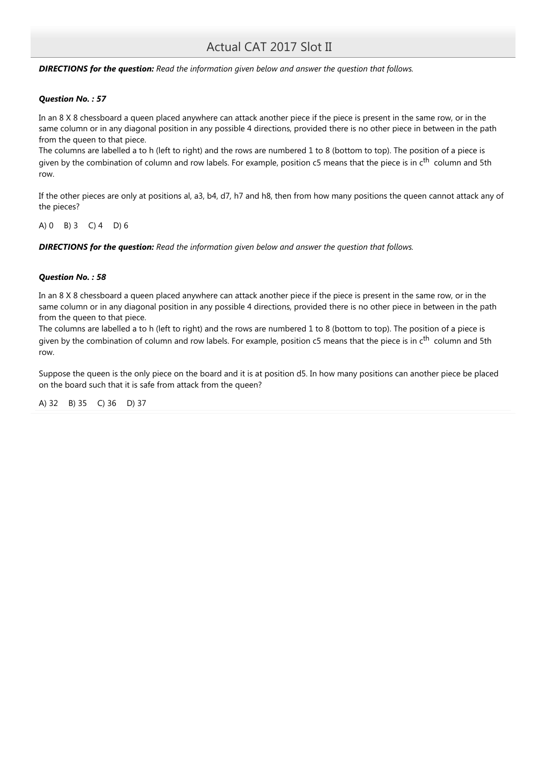***DIRECTIONS for the question:*** *Read the information given below and answer the question that follows.*

***Question No. : 57***

In an 8 X 8 chessboard a queen placed anywhere can attack another piece if the piece is present in the same row, or in the same column or in any diagonal position in any possible 4 directions, provided there is no other piece in between in the path from the queen to that piece.
The columns are labelled a to h (left to right) and the rows are numbered 1 to 8 (bottom to top). The position of a piece is given by the combination of column and row labels. For example, position c5 means that the piece is in $c^{th}$ column and 5th row.

If the other pieces are only at positions al, a3, b4, d7, h7 and h8, then from how many positions the queen cannot attack any of the pieces?

A) 0 B) 3 C) 4 D) 6

***DIRECTIONS for the question:*** *Read the information given below and answer the question that follows.*

***Question No. : 58***

In an 8 X 8 chessboard a queen placed anywhere can attack another piece if the piece is present in the same row, or in the same column or in any diagonal position in any possible 4 directions, provided there is no other piece in between in the path from the queen to that piece.
The columns are labelled a to h (left to right) and the rows are numbered 1 to 8 (bottom to top). The position of a piece is given by the combination of column and row labels. For example, position c5 means that the piece is in $c^{th}$ column and 5th row.

Suppose the queen is the only piece on the board and it is at position d5. In how many positions can another piece be placed on the board such that it is safe from attack from the queen?

A) 32 B) 35 C) 36 D) 37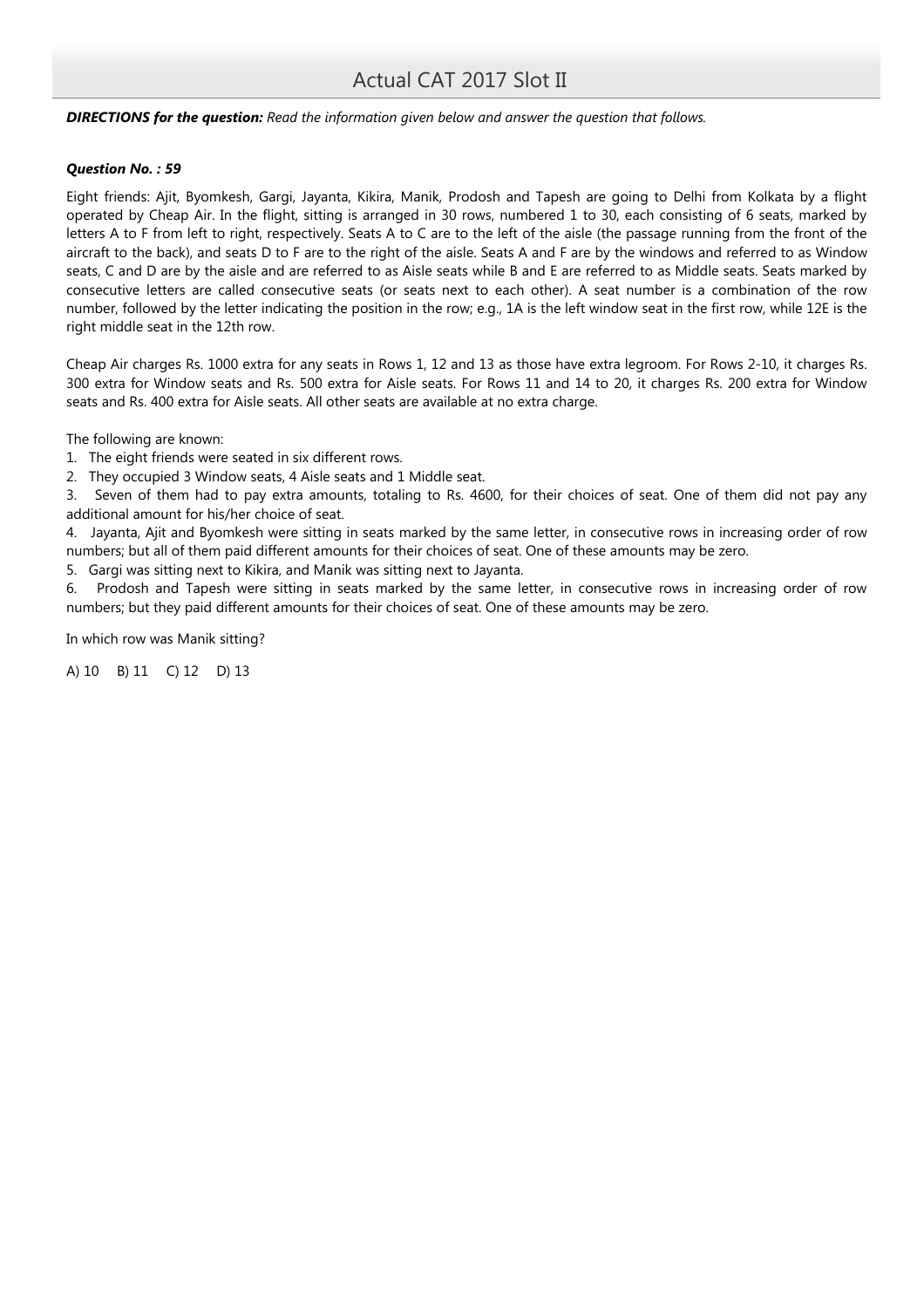# Actual CAT 2017 Slot II

***DIRECTIONS for the question:*** *Read the information given below and answer the question that follows.*

***Question No. : 59***

Eight friends: Ajit, Byomkesh, Gargi, Jayanta, Kikira, Manik, Prodosh and Tapesh are going to Delhi from Kolkata by a flight operated by Cheap Air. In the flight, sitting is arranged in 30 rows, numbered 1 to 30, each consisting of 6 seats, marked by letters A to F from left to right, respectively. Seats A to C are to the left of the aisle (the passage running from the front of the aircraft to the back), and seats D to F are to the right of the aisle. Seats A and F are by the windows and referred to as Window seats, C and D are by the aisle and are referred to as Aisle seats while B and E are referred to as Middle seats. Seats marked by consecutive letters are called consecutive seats (or seats next to each other). A seat number is a combination of the row number, followed by the letter indicating the position in the row; e.g., 1A is the left window seat in the first row, while 12E is the right middle seat in the 12th row.

Cheap Air charges Rs. 1000 extra for any seats in Rows 1, 12 and 13 as those have extra legroom. For Rows 2-10, it charges Rs. 300 extra for Window seats and Rs. 500 extra for Aisle seats. For Rows 11 and 14 to 20, it charges Rs. 200 extra for Window seats and Rs. 400 extra for Aisle seats. All other seats are available at no extra charge.

The following are known:

1. The eight friends were seated in six different rows.
2. They occupied 3 Window seats, 4 Aisle seats and 1 Middle seat.
3. Seven of them had to pay extra amounts, totaling to Rs. 4600, for their choices of seat. One of them did not pay any additional amount for his/her choice of seat.
4. Jayanta, Ajit and Byomkesh were sitting in seats marked by the same letter, in consecutive rows in increasing order of row numbers; but all of them paid different amounts for their choices of seat. One of these amounts may be zero.
5. Gargi was sitting next to Kikira, and Manik was sitting next to Jayanta.
6. Prodosh and Tapesh were sitting in seats marked by the same letter, in consecutive rows in increasing order of row numbers; but they paid different amounts for their choices of seat. One of these amounts may be zero.

In which row was Manik sitting?

A) 10 B) 11 C) 12 D) 13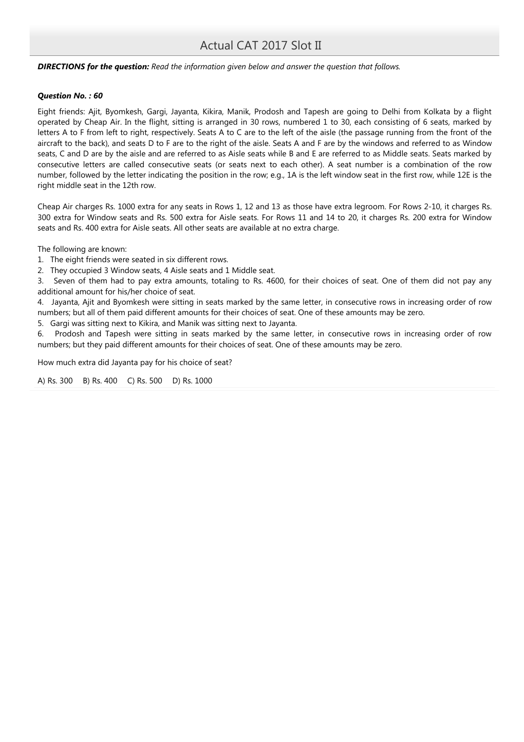# Actual CAT 2017 Slot II

***DIRECTIONS for the question:*** *Read the information given below and answer the question that follows.*

***Question No. : 60***

Eight friends: Ajit, Byomkesh, Gargi, Jayanta, Kikira, Manik, Prodosh and Tapesh are going to Delhi from Kolkata by a flight operated by Cheap Air. In the flight, sitting is arranged in 30 rows, numbered 1 to 30, each consisting of 6 seats, marked by letters A to F from left to right, respectively. Seats A to C are to the left of the aisle (the passage running from the front of the aircraft to the back), and seats D to F are to the right of the aisle. Seats A and F are by the windows and referred to as Window seats, C and D are by the aisle and are referred to as Aisle seats while B and E are referred to as Middle seats. Seats marked by consecutive letters are called consecutive seats (or seats next to each other). A seat number is a combination of the row number, followed by the letter indicating the position in the row; e.g., 1A is the left window seat in the first row, while 12E is the right middle seat in the 12th row.

Cheap Air charges Rs. 1000 extra for any seats in Rows 1, 12 and 13 as those have extra legroom. For Rows 2-10, it charges Rs. 300 extra for Window seats and Rs. 500 extra for Aisle seats. For Rows 11 and 14 to 20, it charges Rs. 200 extra for Window seats and Rs. 400 extra for Aisle seats. All other seats are available at no extra charge.

The following are known:

1. The eight friends were seated in six different rows.
2. They occupied 3 Window seats, 4 Aisle seats and 1 Middle seat.
3. Seven of them had to pay extra amounts, totaling to Rs. 4600, for their choices of seat. One of them did not pay any additional amount for his/her choice of seat.
4. Jayanta, Ajit and Byomkesh were sitting in seats marked by the same letter, in consecutive rows in increasing order of row numbers; but all of them paid different amounts for their choices of seat. One of these amounts may be zero.
5. Gargi was sitting next to Kikira, and Manik was sitting next to Jayanta.
6. Prodosh and Tapesh were sitting in seats marked by the same letter, in consecutive rows in increasing order of row numbers; but they paid different amounts for their choices of seat. One of these amounts may be zero.

How much extra did Jayanta pay for his choice of seat?

A) Rs. 300 B) Rs. 400 C) Rs. 500 D) Rs. 1000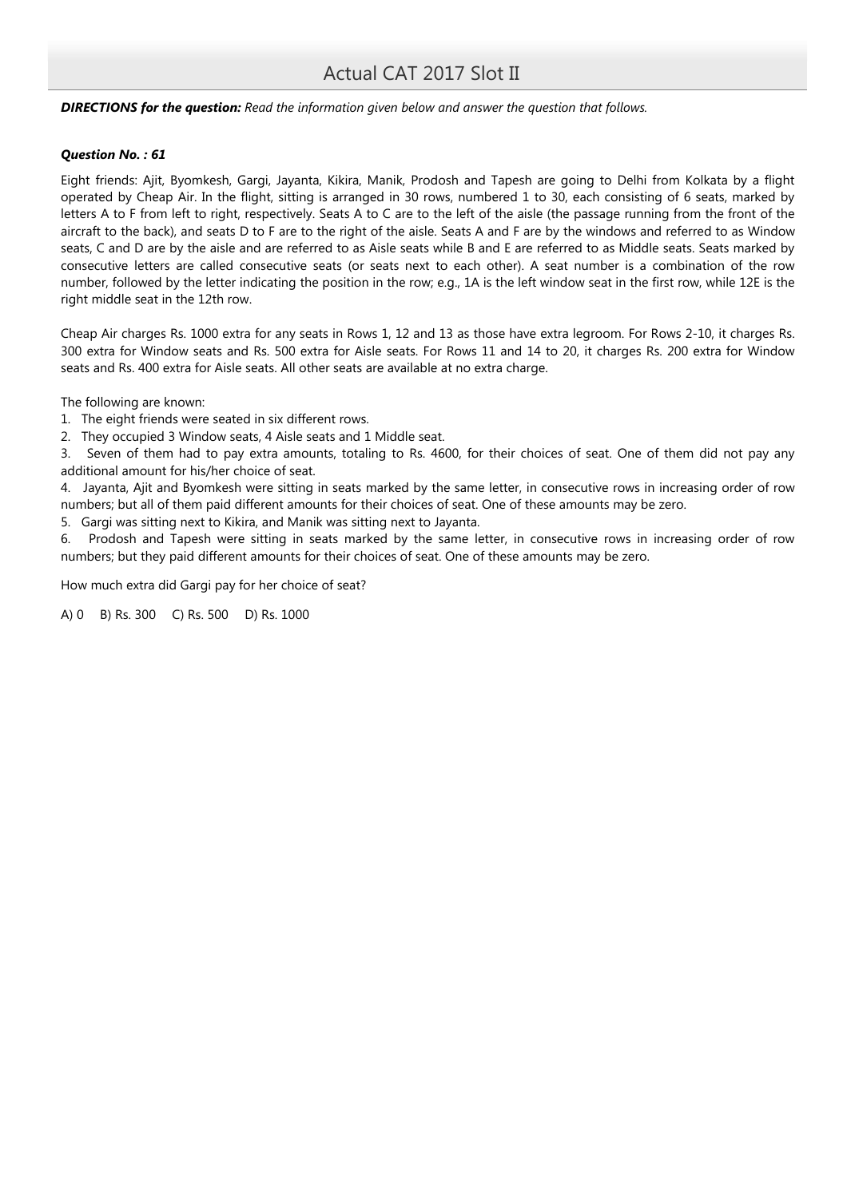***DIRECTIONS for the question:*** *Read the information given below and answer the question that follows.*

***Question No. : 61***

Eight friends: Ajit, Byomkesh, Gargi, Jayanta, Kikira, Manik, Prodosh and Tapesh are going to Delhi from Kolkata by a flight operated by Cheap Air. In the flight, sitting is arranged in 30 rows, numbered 1 to 30, each consisting of 6 seats, marked by letters A to F from left to right, respectively. Seats A to C are to the left of the aisle (the passage running from the front of the aircraft to the back), and seats D to F are to the right of the aisle. Seats A and F are by the windows and referred to as Window seats, C and D are by the aisle and are referred to as Aisle seats while B and E are referred to as Middle seats. Seats marked by consecutive letters are called consecutive seats (or seats next to each other). A seat number is a combination of the row number, followed by the letter indicating the position in the row; e.g., 1A is the left window seat in the first row, while 12E is the right middle seat in the 12th row.

Cheap Air charges Rs. 1000 extra for any seats in Rows 1, 12 and 13 as those have extra legroom. For Rows 2-10, it charges Rs. 300 extra for Window seats and Rs. 500 extra for Aisle seats. For Rows 11 and 14 to 20, it charges Rs. 200 extra for Window seats and Rs. 400 extra for Aisle seats. All other seats are available at no extra charge.

The following are known:

1. The eight friends were seated in six different rows.
2. They occupied 3 Window seats, 4 Aisle seats and 1 Middle seat.
3. Seven of them had to pay extra amounts, totaling to Rs. 4600, for their choices of seat. One of them did not pay any additional amount for his/her choice of seat.
4. Jayanta, Ajit and Byomkesh were sitting in seats marked by the same letter, in consecutive rows in increasing order of row numbers; but all of them paid different amounts for their choices of seat. One of these amounts may be zero.
5. Gargi was sitting next to Kikira, and Manik was sitting next to Jayanta.
6. Prodosh and Tapesh were sitting in seats marked by the same letter, in consecutive rows in increasing order of row numbers; but they paid different amounts for their choices of seat. One of these amounts may be zero.

How much extra did Gargi pay for her choice of seat?

A) 0 B) Rs. 300 C) Rs. 500 D) Rs. 1000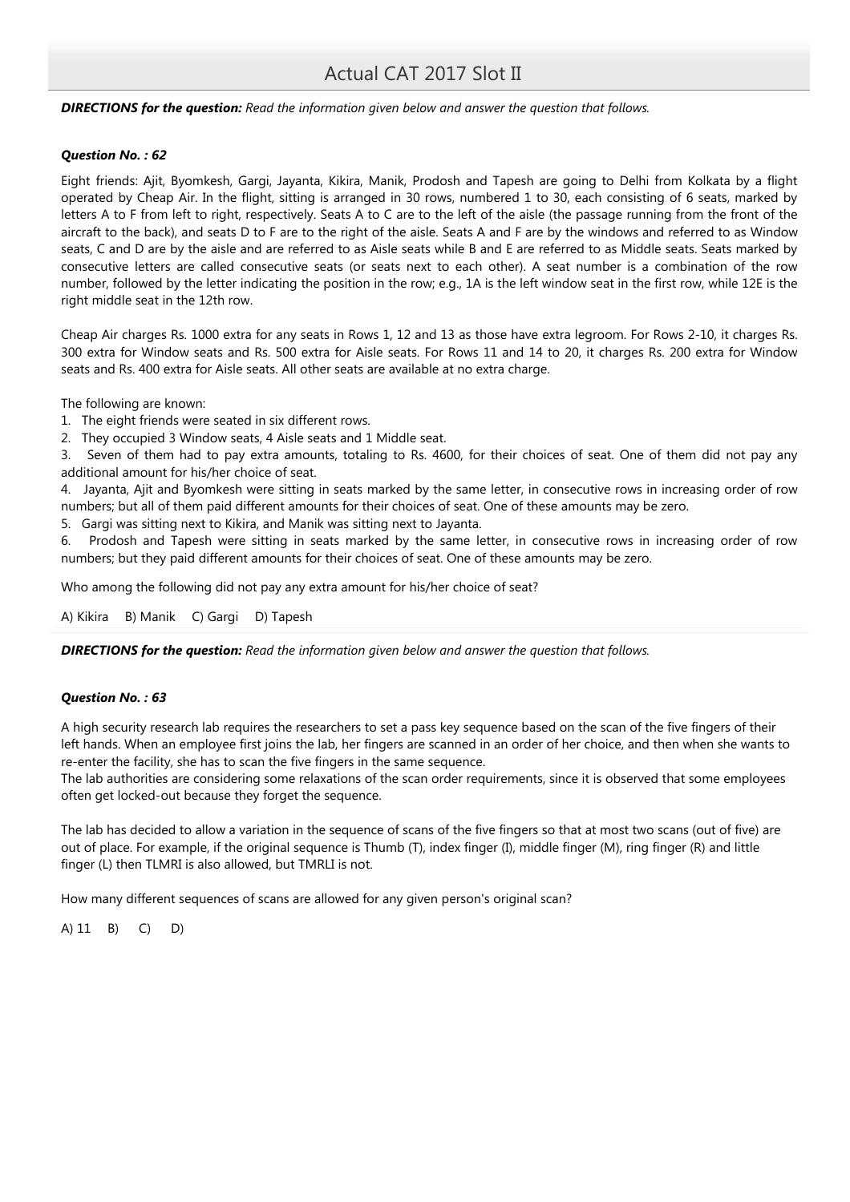**DIRECTIONS for the question:** *Read the information given below and answer the question that follows.*

***Question No. : 62***

Eight friends: Ajit, Byomkesh, Gargi, Jayanta, Kikira, Manik, Prodosh and Tapesh are going to Delhi from Kolkata by a flight operated by Cheap Air. In the flight, sitting is arranged in 30 rows, numbered 1 to 30, each consisting of 6 seats, marked by letters A to F from left to right, respectively. Seats A to C are to the left of the aisle (the passage running from the front of the aircraft to the back), and seats D to F are to the right of the aisle. Seats A and F are by the windows and referred to as Window seats, C and D are by the aisle and are referred to as Aisle seats while B and E are referred to as Middle seats. Seats marked by consecutive letters are called consecutive seats (or seats next to each other). A seat number is a combination of the row number, followed by the letter indicating the position in the row; e.g., 1A is the left window seat in the first row, while 12E is the right middle seat in the 12th row.

Cheap Air charges Rs. 1000 extra for any seats in Rows 1, 12 and 13 as those have extra legroom. For Rows 2-10, it charges Rs. 300 extra for Window seats and Rs. 500 extra for Aisle seats. For Rows 11 and 14 to 20, it charges Rs. 200 extra for Window seats and Rs. 400 extra for Aisle seats. All other seats are available at no extra charge.

The following are known:

1. The eight friends were seated in six different rows.
2. They occupied 3 Window seats, 4 Aisle seats and 1 Middle seat.
3. Seven of them had to pay extra amounts, totaling to Rs. 4600, for their choices of seat. One of them did not pay any additional amount for his/her choice of seat.
4. Jayanta, Ajit and Byomkesh were sitting in seats marked by the same letter, in consecutive rows in increasing order of row numbers; but all of them paid different amounts for their choices of seat. One of these amounts may be zero.
5. Gargi was sitting next to Kikira, and Manik was sitting next to Jayanta.
6. Prodosh and Tapesh were sitting in seats marked by the same letter, in consecutive rows in increasing order of row numbers; but they paid different amounts for their choices of seat. One of these amounts may be zero.

Who among the following did not pay any extra amount for his/her choice of seat?

A) Kikira  B) Manik  C) Gargi  D) Tapesh

**DIRECTIONS for the question:** *Read the information given below and answer the question that follows.*

***Question No. : 63***

A high security research lab requires the researchers to set a pass key sequence based on the scan of the five fingers of their left hands. When an employee first joins the lab, her fingers are scanned in an order of her choice, and then when she wants to re-enter the facility, she has to scan the five fingers in the same sequence.
The lab authorities are considering some relaxations of the scan order requirements, since it is observed that some employees often get locked-out because they forget the sequence.

The lab has decided to allow a variation in the sequence of scans of the five fingers so that at most two scans (out of five) are out of place. For example, if the original sequence is Thumb (T), index finger (I), middle finger (M), ring finger (R) and little finger (L) then TLMRI is also allowed, but TMRLI is not.

How many different sequences of scans are allowed for any given person's original scan?

A) 11  B)  C)  D)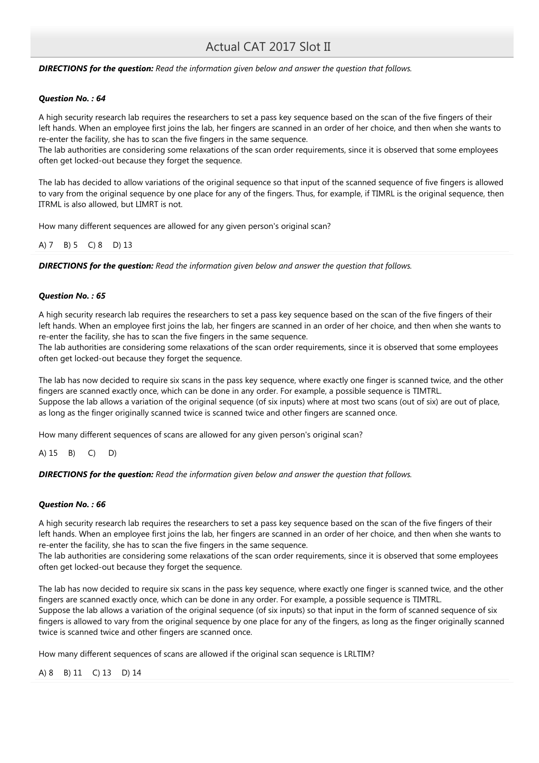***DIRECTIONS for the question:*** *Read the information given below and answer the question that follows.*

***Question No. : 64***

A high security research lab requires the researchers to set a pass key sequence based on the scan of the five fingers of their left hands. When an employee first joins the lab, her fingers are scanned in an order of her choice, and then when she wants to re-enter the facility, she has to scan the five fingers in the same sequence.
The lab authorities are considering some relaxations of the scan order requirements, since it is observed that some employees often get locked-out because they forget the sequence.

The lab has decided to allow variations of the original sequence so that input of the scanned sequence of five fingers is allowed to vary from the original sequence by one place for any of the fingers. Thus, for example, if TIMRL is the original sequence, then ITRML is also allowed, but LIMRT is not.

How many different sequences are allowed for any given person's original scan?

A) 7 B) 5 C) 8 D) 13

***DIRECTIONS for the question:*** *Read the information given below and answer the question that follows.*

***Question No. : 65***

A high security research lab requires the researchers to set a pass key sequence based on the scan of the five fingers of their left hands. When an employee first joins the lab, her fingers are scanned in an order of her choice, and then when she wants to re-enter the facility, she has to scan the five fingers in the same sequence.
The lab authorities are considering some relaxations of the scan order requirements, since it is observed that some employees often get locked-out because they forget the sequence.

The lab has now decided to require six scans in the pass key sequence, where exactly one finger is scanned twice, and the other fingers are scanned exactly once, which can be done in any order. For example, a possible sequence is TIMTRL.
Suppose the lab allows a variation of the original sequence (of six inputs) where at most two scans (out of six) are out of place, as long as the finger originally scanned twice is scanned twice and other fingers are scanned once.

How many different sequences of scans are allowed for any given person's original scan?

A) 15 B) C) D)

***DIRECTIONS for the question:*** *Read the information given below and answer the question that follows.*

***Question No. : 66***

A high security research lab requires the researchers to set a pass key sequence based on the scan of the five fingers of their left hands. When an employee first joins the lab, her fingers are scanned in an order of her choice, and then when she wants to re-enter the facility, she has to scan the five fingers in the same sequence.
The lab authorities are considering some relaxations of the scan order requirements, since it is observed that some employees often get locked-out because they forget the sequence.

The lab has now decided to require six scans in the pass key sequence, where exactly one finger is scanned twice, and the other fingers are scanned exactly once, which can be done in any order. For example, a possible sequence is TIMTRL.
Suppose the lab allows a variation of the original sequence (of six inputs) so that input in the form of scanned sequence of six fingers is allowed to vary from the original sequence by one place for any of the fingers, as long as the finger originally scanned twice is scanned twice and other fingers are scanned once.

How many different sequences of scans are allowed if the original scan sequence is LRLTIM?

A) 8 B) 11 C) 13 D) 14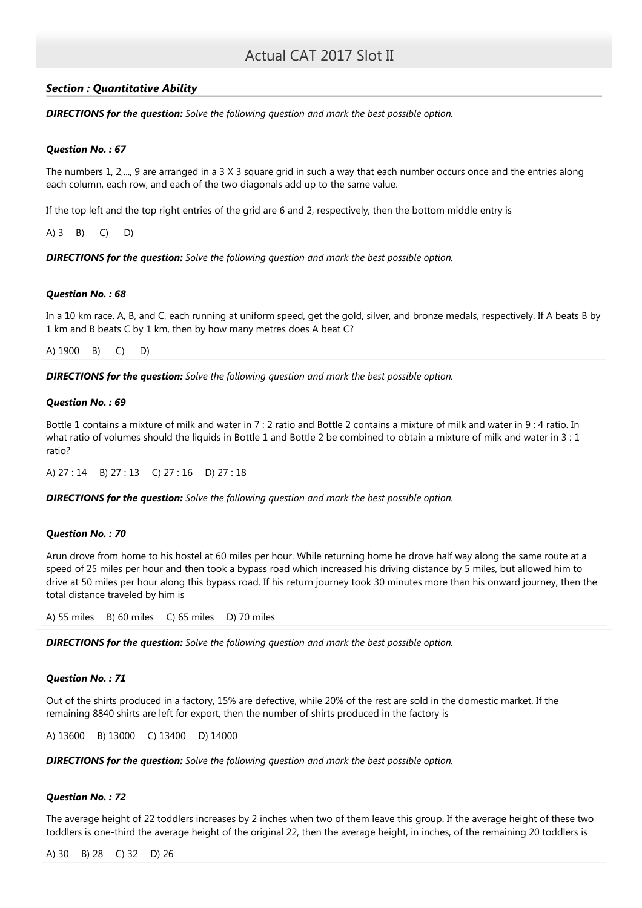## Actual CAT 2017 Slot II

### *Section : Quantitative Ability*

***DIRECTIONS for the question:*** *Solve the following question and mark the best possible option.*

***Question No. : 67***

The numbers 1, 2,..., 9 are arranged in a 3 X 3 square grid in such a way that each number occurs once and the entries along each column, each row, and each of the two diagonals add up to the same value.

If the top left and the top right entries of the grid are 6 and 2, respectively, then the bottom middle entry is

A) 3 B) C) D)

***DIRECTIONS for the question:*** *Solve the following question and mark the best possible option.*

***Question No. : 68***

In a 10 km race. A, B, and C, each running at uniform speed, get the gold, silver, and bronze medals, respectively. If A beats B by 1 km and B beats C by 1 km, then by how many metres does A beat C?

A) 1900 B) C) D)

***DIRECTIONS for the question:*** *Solve the following question and mark the best possible option.*

***Question No. : 69***

Bottle 1 contains a mixture of milk and water in 7 : 2 ratio and Bottle 2 contains a mixture of milk and water in 9 : 4 ratio. In what ratio of volumes should the liquids in Bottle 1 and Bottle 2 be combined to obtain a mixture of milk and water in 3 : 1 ratio?

A) 27 : 14 B) 27 : 13 C) 27 : 16 D) 27 : 18

***DIRECTIONS for the question:*** *Solve the following question and mark the best possible option.*

***Question No. : 70***

Arun drove from home to his hostel at 60 miles per hour. While returning home he drove half way along the same route at a speed of 25 miles per hour and then took a bypass road which increased his driving distance by 5 miles, but allowed him to drive at 50 miles per hour along this bypass road. If his return journey took 30 minutes more than his onward journey, then the total distance traveled by him is

A) 55 miles B) 60 miles C) 65 miles D) 70 miles

***DIRECTIONS for the question:*** *Solve the following question and mark the best possible option.*

***Question No. : 71***

Out of the shirts produced in a factory, 15% are defective, while 20% of the rest are sold in the domestic market. If the remaining 8840 shirts are left for export, then the number of shirts produced in the factory is

A) 13600 B) 13000 C) 13400 D) 14000

***DIRECTIONS for the question:*** *Solve the following question and mark the best possible option.*

***Question No. : 72***

The average height of 22 toddlers increases by 2 inches when two of them leave this group. If the average height of these two toddlers is one-third the average height of the original 22, then the average height, in inches, of the remaining 20 toddlers is

A) 30 B) 28 C) 32 D) 26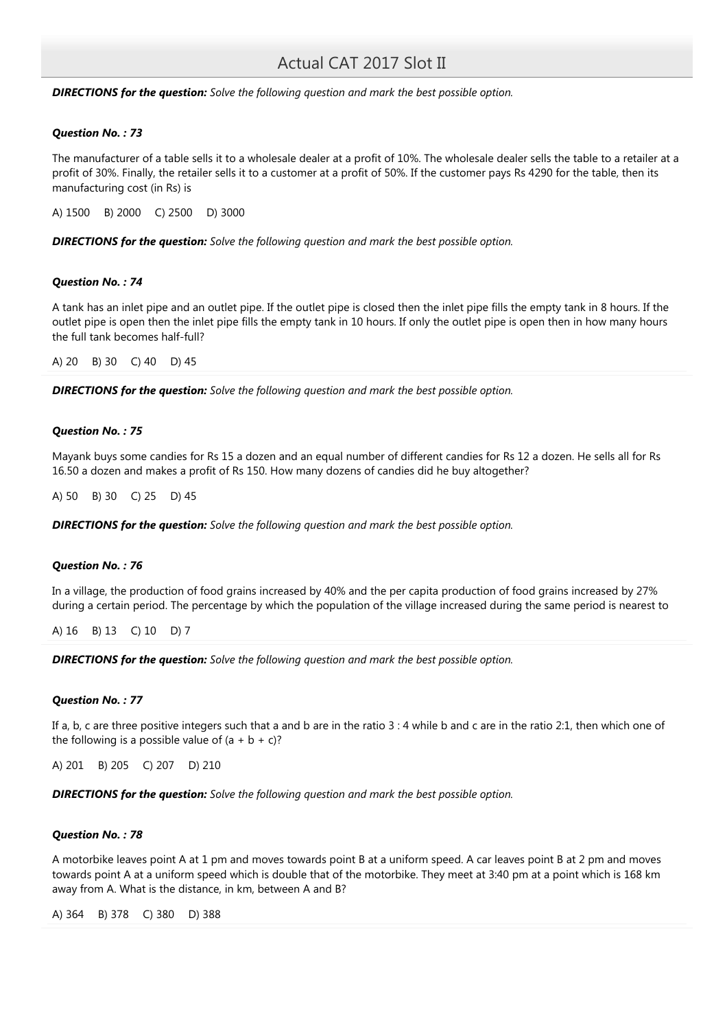***DIRECTIONS for the question:*** *Solve the following question and mark the best possible option.*

***Question No. : 73***

The manufacturer of a table sells it to a wholesale dealer at a profit of 10%. The wholesale dealer sells the table to a retailer at a profit of 30%. Finally, the retailer sells it to a customer at a profit of 50%. If the customer pays Rs 4290 for the table, then its manufacturing cost (in Rs) is

A) 1500 B) 2000 C) 2500 D) 3000

***DIRECTIONS for the question:*** *Solve the following question and mark the best possible option.*

***Question No. : 74***

A tank has an inlet pipe and an outlet pipe. If the outlet pipe is closed then the inlet pipe fills the empty tank in 8 hours. If the outlet pipe is open then the inlet pipe fills the empty tank in 10 hours. If only the outlet pipe is open then in how many hours the full tank becomes half-full?

A) 20 B) 30 C) 40 D) 45

***DIRECTIONS for the question:*** *Solve the following question and mark the best possible option.*

***Question No. : 75***

Mayank buys some candies for Rs 15 a dozen and an equal number of different candies for Rs 12 a dozen. He sells all for Rs 16.50 a dozen and makes a profit of Rs 150. How many dozens of candies did he buy altogether?

A) 50 B) 30 C) 25 D) 45

***DIRECTIONS for the question:*** *Solve the following question and mark the best possible option.*

***Question No. : 76***

In a village, the production of food grains increased by 40% and the per capita production of food grains increased by 27% during a certain period. The percentage by which the population of the village increased during the same period is nearest to

A) 16 B) 13 C) 10 D) 7

***DIRECTIONS for the question:*** *Solve the following question and mark the best possible option.*

***Question No. : 77***

If a, b, c are three positive integers such that a and b are in the ratio 3 : 4 while b and c are in the ratio 2:1, then which one of the following is a possible value of (a + b + c)?

A) 201 B) 205 C) 207 D) 210

***DIRECTIONS for the question:*** *Solve the following question and mark the best possible option.*

***Question No. : 78***

A motorbike leaves point A at 1 pm and moves towards point B at a uniform speed. A car leaves point B at 2 pm and moves towards point A at a uniform speed which is double that of the motorbike. They meet at 3:40 pm at a point which is 168 km away from A. What is the distance, in km, between A and B?

A) 364 B) 378 C) 380 D) 388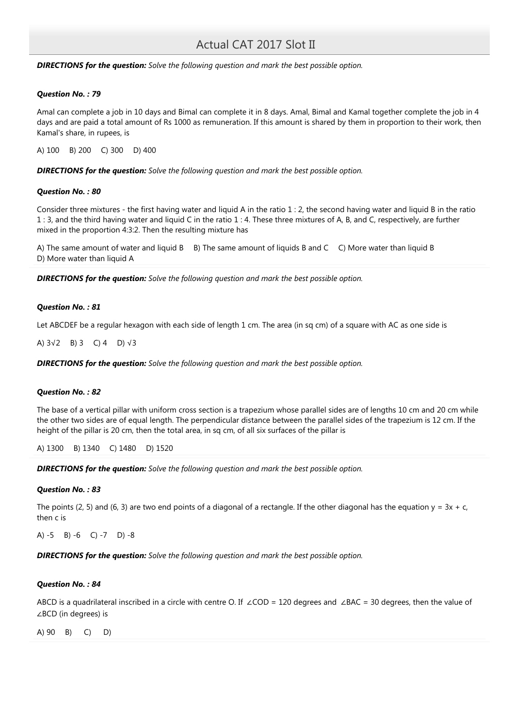**DIRECTIONS for the question:** *Solve the following question and mark the best possible option.*

***Question No. : 79***

Amal can complete a job in 10 days and Bimal can complete it in 8 days. Amal, Bimal and Kamal together complete the job in 4 days and are paid a total amount of Rs 1000 as remuneration. If this amount is shared by them in proportion to their work, then Kamal's share, in rupees, is

A) 100 B) 200 C) 300 D) 400

**DIRECTIONS for the question:** *Solve the following question and mark the best possible option.*

***Question No. : 80***

Consider three mixtures - the first having water and liquid A in the ratio 1 : 2, the second having water and liquid B in the ratio 1 : 3, and the third having water and liquid C in the ratio 1 : 4. These three mixtures of A, B, and C, respectively, are further mixed in the proportion 4:3:2. Then the resulting mixture has

A) The same amount of water and liquid B B) The same amount of liquids B and C C) More water than liquid B D) More water than liquid A

**DIRECTIONS for the question:** *Solve the following question and mark the best possible option.*

***Question No. : 81***

Let ABCDEF be a regular hexagon with each side of length 1 cm. The area (in sq cm) of a square with AC as one side is

A) $3\sqrt{2}$ B) 3 C) 4 D) $\sqrt{3}$

**DIRECTIONS for the question:** *Solve the following question and mark the best possible option.*

***Question No. : 82***

The base of a vertical pillar with uniform cross section is a trapezium whose parallel sides are of lengths 10 cm and 20 cm while the other two sides are of equal length. The perpendicular distance between the parallel sides of the trapezium is 12 cm. If the height of the pillar is 20 cm, then the total area, in sq cm, of all six surfaces of the pillar is

A) 1300 B) 1340 C) 1480 D) 1520

**DIRECTIONS for the question:** *Solve the following question and mark the best possible option.*

***Question No. : 83***

The points (2, 5) and (6, 3) are two end points of a diagonal of a rectangle. If the other diagonal has the equation $y = 3x + c$, then c is

A) -5 B) -6 C) -7 D) -8

**DIRECTIONS for the question:** *Solve the following question and mark the best possible option.*

***Question No. : 84***

ABCD is a quadrilateral inscribed in a circle with centre O. If $\angle COD$ = 120 degrees and $\angle BAC$ = 30 degrees, then the value of $\angle BCD$ (in degrees) is

A) 90 B) C) D)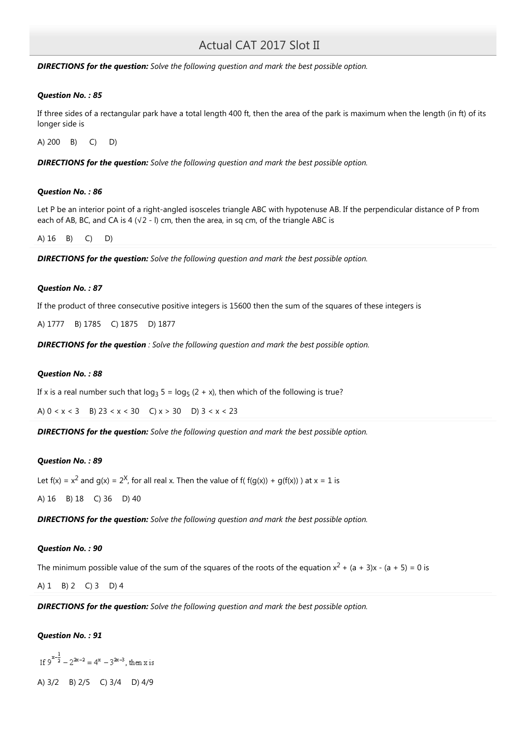## Actual CAT 2017 Slot II

***DIRECTIONS for the question:*** *Solve the following question and mark the best possible option.*

***Question No. : 85***

If three sides of a rectangular park have a total length 400 ft, then the area of the park is maximum when the length (in ft) of its longer side is

A) 200  B)  C)  D)

***DIRECTIONS for the question:*** *Solve the following question and mark the best possible option.*

***Question No. : 86***

Let P be an interior point of a right-angled isosceles triangle ABC with hypotenuse AB. If the perpendicular distance of P from each of AB, BC, and CA is $4 (\sqrt{2} - l)$ cm, then the area, in sq cm, of the triangle ABC is

A) 16  B)  C)  D)

***DIRECTIONS for the question:*** *Solve the following question and mark the best possible option.*

***Question No. : 87***

If the product of three consecutive positive integers is 15600 then the sum of the squares of these integers is

A) 1777  B) 1785  C) 1875  D) 1877

***DIRECTIONS for the question*** *: Solve the following question and mark the best possible option.*

***Question No. : 88***

If x is a real number such that $\log_3 5 = \log_5 (2 + x)$, then which of the following is true?

A) $0 < x < 3$  B) $23 < x < 30$  C) $x > 30$  D) $3 < x < 23$

***DIRECTIONS for the question:*** *Solve the following question and mark the best possible option.*

***Question No. : 89***

Let $f(x) = x^2$ and $g(x) = 2^x$, for all real x. Then the value of $f( f(g(x)) + g(f(x)) )$ at $x = 1$ is

A) 16  B) 18  C) 36  D) 40

***DIRECTIONS for the question:*** *Solve the following question and mark the best possible option.*

***Question No. : 90***

The minimum possible value of the sum of the squares of the roots of the equation $x^2 + (a + 3)x - (a + 5) = 0$ is

A) 1  B) 2  C) 3  D) 4

***DIRECTIONS for the question:*** *Solve the following question and mark the best possible option.*

***Question No. : 91***

If $9^{x-\frac{1}{2}} - 2^{2x-2} = 4^x - 3^{2x-3}$, then x is

A) 3/2  B) 2/5  C) 3/4  D) 4/9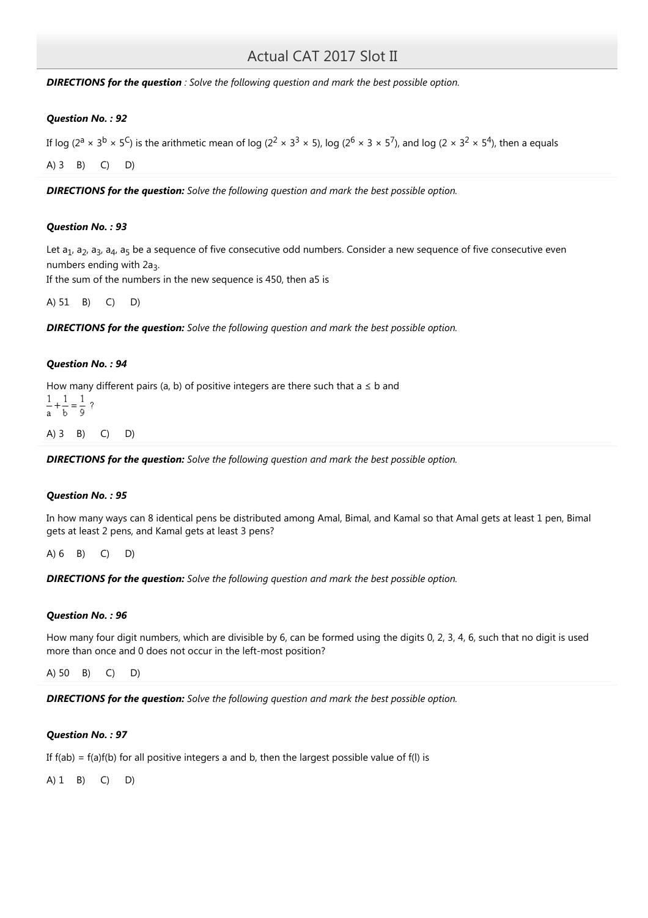DIRECTIONS for the question *: Solve the following question and mark the best possible option.*

***Question No. : 92***

If log ($2^a \times 3^b \times 5^c$) is the arithmetic mean of log ($2^2 \times 3^3 \times 5$), log ($2^6 \times 3 \times 5^7$), and log ($2 \times 3^2 \times 5^4$), then a equals

A) 3  B)  C)  D)

***DIRECTIONS for the question:*** *Solve the following question and mark the best possible option.*

***Question No. : 93***

Let $a_1$, $a_2$, $a_3$, $a_4$, $a_5$ be a sequence of five consecutive odd numbers. Consider a new sequence of five consecutive even numbers ending with $2a_3$.
If the sum of the numbers in the new sequence is 450, then a5 is

A) 51  B)  C)  D)

***DIRECTIONS for the question:*** *Solve the following question and mark the best possible option.*

***Question No. : 94***

How many different pairs (a, b) of positive integers are there such that a ≤ b and
$\frac{1}{a} + \frac{1}{b} = \frac{1}{9}$ ?

A) 3  B)  C)  D)

***DIRECTIONS for the question:*** *Solve the following question and mark the best possible option.*

***Question No. : 95***

In how many ways can 8 identical pens be distributed among Amal, Bimal, and Kamal so that Amal gets at least 1 pen, Bimal gets at least 2 pens, and Kamal gets at least 3 pens?

A) 6  B)  C)  D)

***DIRECTIONS for the question:*** *Solve the following question and mark the best possible option.*

***Question No. : 96***

How many four digit numbers, which are divisible by 6, can be formed using the digits 0, 2, 3, 4, 6, such that no digit is used more than once and 0 does not occur in the left-most position?

A) 50  B)  C)  D)

***DIRECTIONS for the question:*** *Solve the following question and mark the best possible option.*

***Question No. : 97***

If f(ab) = f(a)f(b) for all positive integers a and b, then the largest possible value of f(l) is

A) 1  B)  C)  D)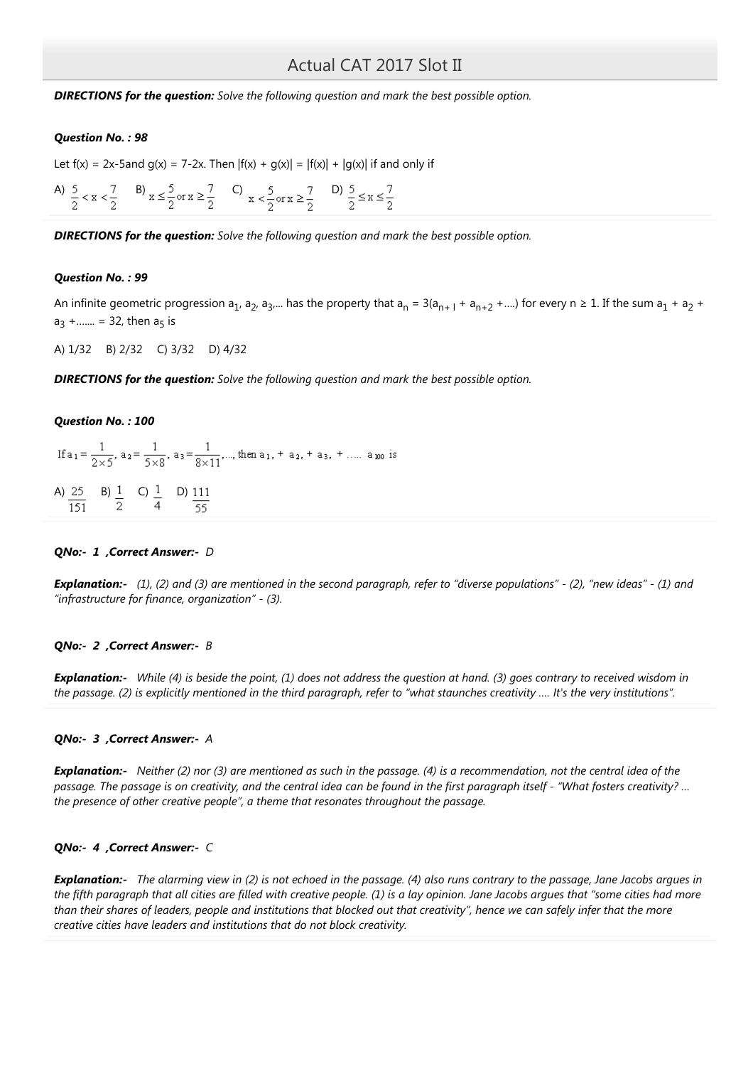**_DIRECTIONS for the question:_** _Solve the following question and mark the best possible option._

**_Question No. : 98_**

Let f(x) = 2x-5and g(x) = 7-2x. Then |f(x) + g(x)| = |f(x)| + |g(x)| if and only if

A) $\frac{5}{2} < x < \frac{7}{2}$ B) $x \leq \frac{5}{2} \text{ or } x \geq \frac{7}{2}$ C) $x < \frac{5}{2} \text{ or } x \geq \frac{7}{2}$ D) $\frac{5}{2} \leq x \leq \frac{7}{2}$

**_DIRECTIONS for the question:_** _Solve the following question and mark the best possible option._

**_Question No. : 99_**

An infinite geometric progression $a_1$, $a_2$, $a_3$,... has the property that $a_n = 3(a_{n+1} + a_{n+2} + ....)$ for every n ≥ 1. If the sum $a_1 + a_2 + a_3 + .......$ = 32, then $a_5$ is

A) 1/32 B) 2/32 C) 3/32 D) 4/32

**_DIRECTIONS for the question:_** _Solve the following question and mark the best possible option._

**_Question No. : 100_**

If $a_1 = \frac{1}{2 \times 5}$, $a_2 = \frac{1}{5 \times 8}$, $a_3 = \frac{1}{8 \times 11}$,..., then $a_1, + a_2, + a_3, + ..... a_{100}$ is

A) $\frac{25}{151}$ B) $\frac{1}{2}$ C) $\frac{1}{4}$ D) $\frac{111}{55}$

**_QNo:- 1 ,Correct Answer:-_** _D_

**_Explanation:-_** _(1), (2) and (3) are mentioned in the second paragraph, refer to "diverse populations" - (2), "new ideas" - (1) and "infrastructure for finance, organization" - (3)._

**_QNo:- 2 ,Correct Answer:-_** _B_

**_Explanation:-_** _While (4) is beside the point, (1) does not address the question at hand. (3) goes contrary to received wisdom in the passage. (2) is explicitly mentioned in the third paragraph, refer to "what staunches creativity .... It's the very institutions"._

**_QNo:- 3 ,Correct Answer:-_** _A_

**_Explanation:-_** _Neither (2) nor (3) are mentioned as such in the passage. (4) is a recommendation, not the central idea of the passage. The passage is on creativity, and the central idea can be found in the first paragraph itself - "What fosters creativity? ... the presence of other creative people", a theme that resonates throughout the passage._

**_QNo:- 4 ,Correct Answer:-_** _C_

**_Explanation:-_** _The alarming view in (2) is not echoed in the passage. (4) also runs contrary to the passage, Jane Jacobs argues in the fifth paragraph that all cities are filled with creative people. (1) is a lay opinion. Jane Jacobs argues that "some cities had more than their shares of leaders, people and institutions that blocked out that creativity", hence we can safely infer that the more creative cities have leaders and institutions that do not block creativity._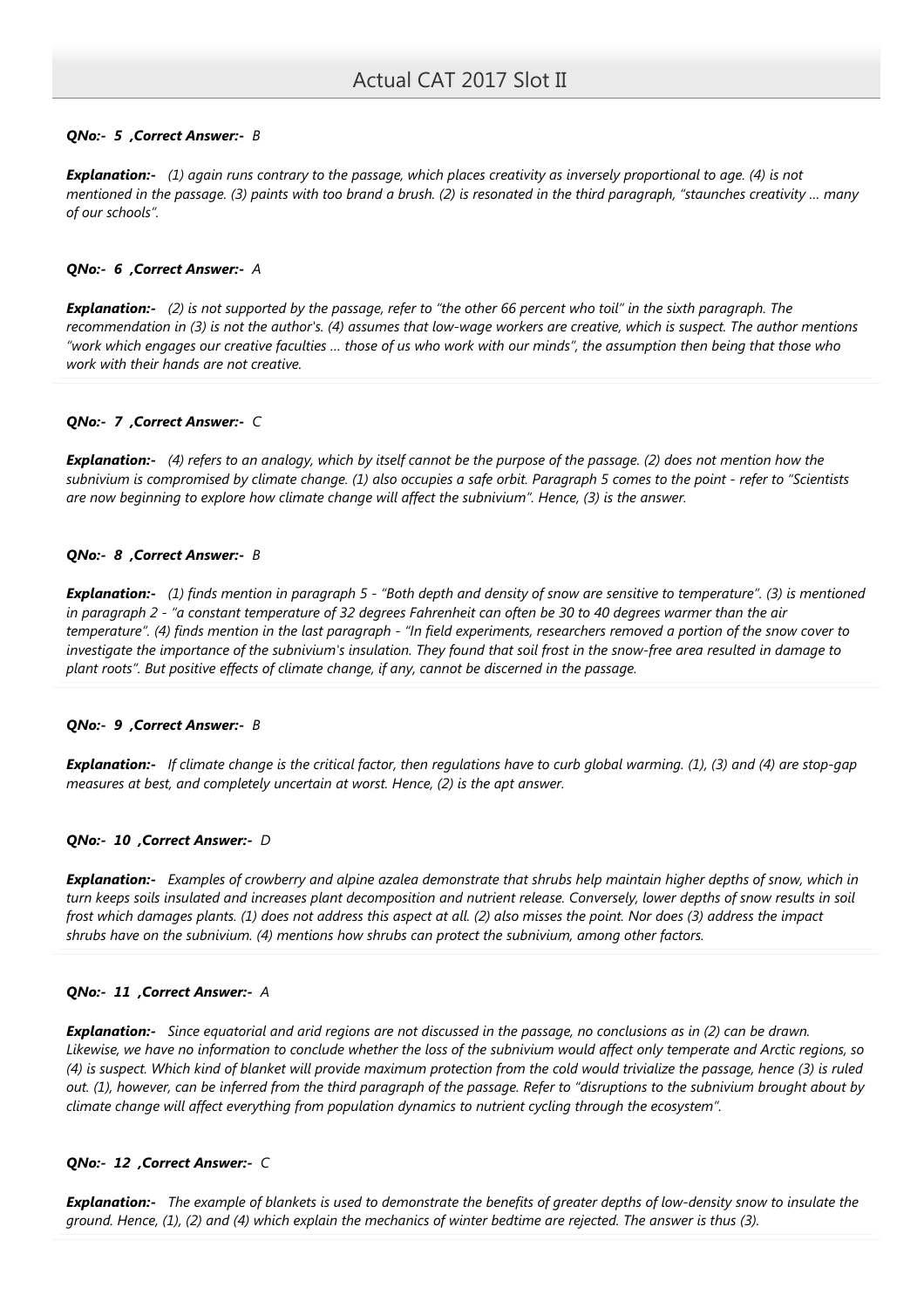***QNo:- 5 ,Correct Answer:-** B*

***Explanation:-** (1) again runs contrary to the passage, which places creativity as inversely proportional to age. (4) is not mentioned in the passage. (3) paints with too brand a brush. (2) is resonated in the third paragraph, "staunches creativity ... many of our schools".*

***QNo:- 6 ,Correct Answer:-** A*

***Explanation:-** (2) is not supported by the passage, refer to "the other 66 percent who toil" in the sixth paragraph. The recommendation in (3) is not the author's. (4) assumes that low-wage workers are creative, which is suspect. The author mentions "work which engages our creative faculties ... those of us who work with our minds", the assumption then being that those who work with their hands are not creative.*

***QNo:- 7 ,Correct Answer:-** C*

***Explanation:-** (4) refers to an analogy, which by itself cannot be the purpose of the passage. (2) does not mention how the subnivium is compromised by climate change. (1) also occupies a safe orbit. Paragraph 5 comes to the point - refer to "Scientists are now beginning to explore how climate change will affect the subnivium". Hence, (3) is the answer.*

***QNo:- 8 ,Correct Answer:-** B*

***Explanation:-** (1) finds mention in paragraph 5 - "Both depth and density of snow are sensitive to temperature". (3) is mentioned in paragraph 2 - "a constant temperature of 32 degrees Fahrenheit can often be 30 to 40 degrees warmer than the air temperature". (4) finds mention in the last paragraph - "In field experiments, researchers removed a portion of the snow cover to investigate the importance of the subnivium's insulation. They found that soil frost in the snow-free area resulted in damage to plant roots". But positive effects of climate change, if any, cannot be discerned in the passage.*

***QNo:- 9 ,Correct Answer:-** B*

***Explanation:-** If climate change is the critical factor, then regulations have to curb global warming. (1), (3) and (4) are stop-gap measures at best, and completely uncertain at worst. Hence, (2) is the apt answer.*

***QNo:- 10 ,Correct Answer:-** D*

***Explanation:-** Examples of crowberry and alpine azalea demonstrate that shrubs help maintain higher depths of snow, which in turn keeps soils insulated and increases plant decomposition and nutrient release. Conversely, lower depths of snow results in soil frost which damages plants. (1) does not address this aspect at all. (2) also misses the point. Nor does (3) address the impact shrubs have on the subnivium. (4) mentions how shrubs can protect the subnivium, among other factors.*

***QNo:- 11 ,Correct Answer:-** A*

***Explanation:-** Since equatorial and arid regions are not discussed in the passage, no conclusions as in (2) can be drawn. Likewise, we have no information to conclude whether the loss of the subnivium would affect only temperate and Arctic regions, so (4) is suspect. Which kind of blanket will provide maximum protection from the cold would trivialize the passage, hence (3) is ruled out. (1), however, can be inferred from the third paragraph of the passage. Refer to "disruptions to the subnivium brought about by climate change will affect everything from population dynamics to nutrient cycling through the ecosystem".*

***QNo:- 12 ,Correct Answer:-** C*

***Explanation:-** The example of blankets is used to demonstrate the benefits of greater depths of low-density snow to insulate the ground. Hence, (1), (2) and (4) which explain the mechanics of winter bedtime are rejected. The answer is thus (3).*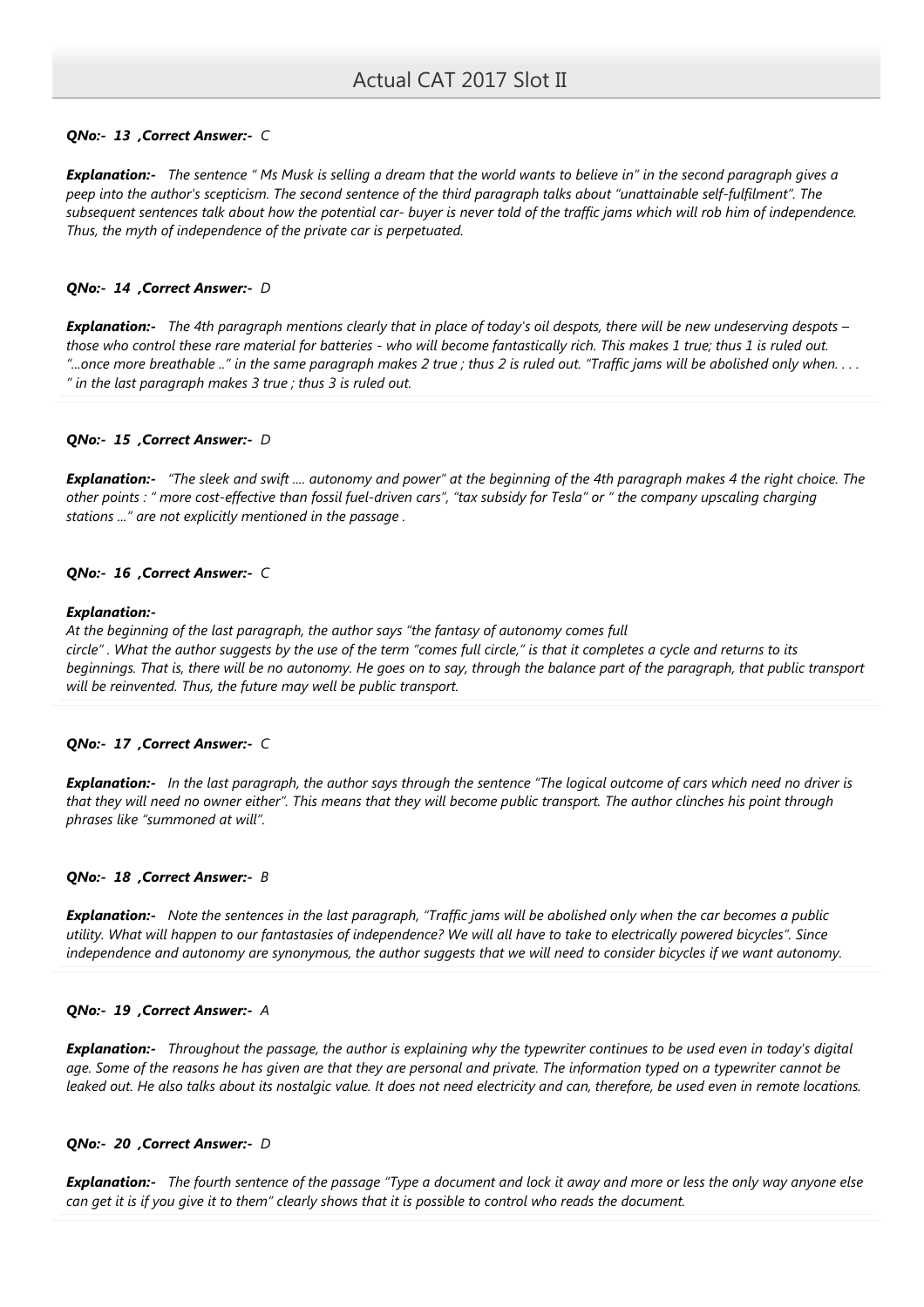***QNo:- 13 ,Correct Answer:- C***

***Explanation:-*** *The sentence " Ms Musk is selling a dream that the world wants to believe in" in the second paragraph gives a peep into the author's scepticism. The second sentence of the third paragraph talks about "unattainable self-fulfilment". The subsequent sentences talk about how the potential car- buyer is never told of the traffic jams which will rob him of independence. Thus, the myth of independence of the private car is perpetuated.*

***QNo:- 14 ,Correct Answer:- D***

***Explanation:-*** *The 4th paragraph mentions clearly that in place of today's oil despots, there will be new undeserving despots – those who control these rare material for batteries - who will become fantastically rich. This makes 1 true; thus 1 is ruled out. "...once more breathable .." in the same paragraph makes 2 true ; thus 2 is ruled out. "Traffic jams will be abolished only when. . . . " in the last paragraph makes 3 true ; thus 3 is ruled out.*

***QNo:- 15 ,Correct Answer:- D***

***Explanation:-*** *"The sleek and swift .... autonomy and power" at the beginning of the 4th paragraph makes 4 the right choice. The other points : " more cost-effective than fossil fuel-driven cars", "tax subsidy for Tesla" or " the company upscaling charging stations ..." are not explicitly mentioned in the passage .*

***QNo:- 16 ,Correct Answer:- C***

***Explanation:-***

*At the beginning of the last paragraph, the author says "the fantasy of autonomy comes full circle" . What the author suggests by the use of the term "comes full circle," is that it completes a cycle and returns to its beginnings. That is, there will be no autonomy. He goes on to say, through the balance part of the paragraph, that public transport will be reinvented. Thus, the future may well be public transport.*

***QNo:- 17 ,Correct Answer:- C***

***Explanation:-*** *In the last paragraph, the author says through the sentence "The logical outcome of cars which need no driver is that they will need no owner either". This means that they will become public transport. The author clinches his point through phrases like "summoned at will".*

***QNo:- 18 ,Correct Answer:- B***

***Explanation:-*** *Note the sentences in the last paragraph, "Traffic jams will be abolished only when the car becomes a public utility. What will happen to our fantastasies of independence? We will all have to take to electrically powered bicycles". Since independence and autonomy are synonymous, the author suggests that we will need to consider bicycles if we want autonomy.*

***QNo:- 19 ,Correct Answer:- A***

***Explanation:-*** *Throughout the passage, the author is explaining why the typewriter continues to be used even in today's digital age. Some of the reasons he has given are that they are personal and private. The information typed on a typewriter cannot be leaked out. He also talks about its nostalgic value. It does not need electricity and can, therefore, be used even in remote locations.*

***QNo:- 20 ,Correct Answer:- D***

***Explanation:-*** *The fourth sentence of the passage "Type a document and lock it away and more or less the only way anyone else can get it is if you give it to them" clearly shows that it is possible to control who reads the document.*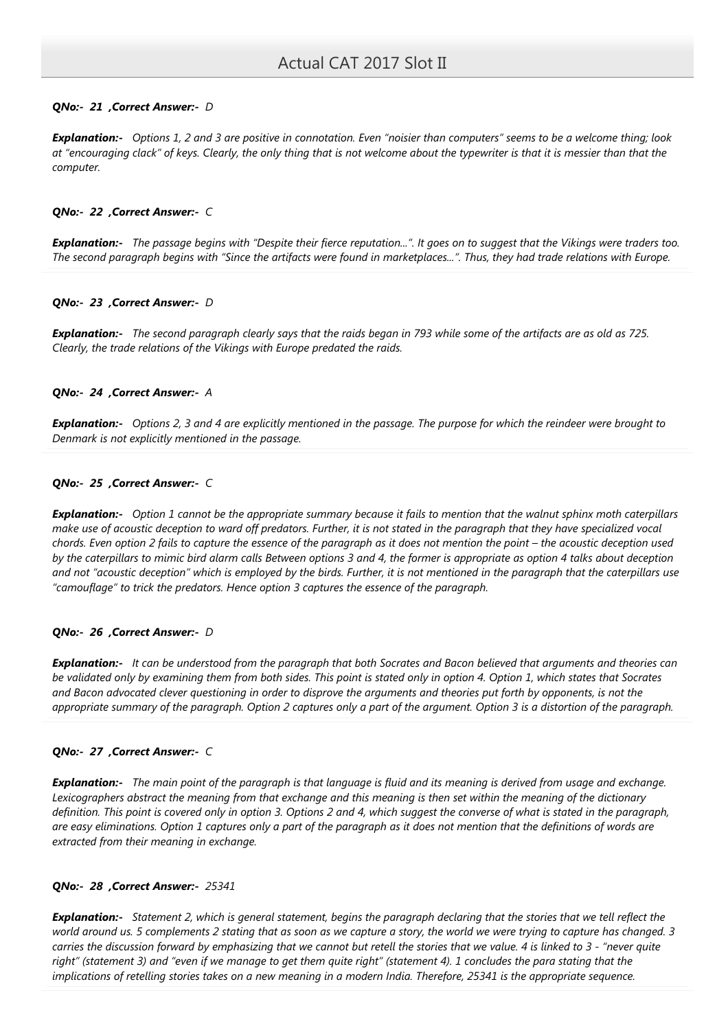*QNo:- 21 ,Correct Answer:- D*

***Explanation:-*** *Options 1, 2 and 3 are positive in connotation. Even "noisier than computers" seems to be a welcome thing; look at "encouraging clack" of keys. Clearly, the only thing that is not welcome about the typewriter is that it is messier than that the computer.*

*QNo:- 22 ,Correct Answer:- C*

***Explanation:-*** *The passage begins with "Despite their fierce reputation...". It goes on to suggest that the Vikings were traders too. The second paragraph begins with "Since the artifacts were found in marketplaces...". Thus, they had trade relations with Europe.*

*QNo:- 23 ,Correct Answer:- D*

***Explanation:-*** *The second paragraph clearly says that the raids began in 793 while some of the artifacts are as old as 725. Clearly, the trade relations of the Vikings with Europe predated the raids.*

*QNo:- 24 ,Correct Answer:- A*

***Explanation:-*** *Options 2, 3 and 4 are explicitly mentioned in the passage. The purpose for which the reindeer were brought to Denmark is not explicitly mentioned in the passage.*

*QNo:- 25 ,Correct Answer:- C*

***Explanation:-*** *Option 1 cannot be the appropriate summary because it fails to mention that the walnut sphinx moth caterpillars make use of acoustic deception to ward off predators. Further, it is not stated in the paragraph that they have specialized vocal chords. Even option 2 fails to capture the essence of the paragraph as it does not mention the point – the acoustic deception used by the caterpillars to mimic bird alarm calls Between options 3 and 4, the former is appropriate as option 4 talks about deception and not "acoustic deception" which is employed by the birds. Further, it is not mentioned in the paragraph that the caterpillars use "camouflage" to trick the predators. Hence option 3 captures the essence of the paragraph.*

*QNo:- 26 ,Correct Answer:- D*

***Explanation:-*** *It can be understood from the paragraph that both Socrates and Bacon believed that arguments and theories can be validated only by examining them from both sides. This point is stated only in option 4. Option 1, which states that Socrates and Bacon advocated clever questioning in order to disprove the arguments and theories put forth by opponents, is not the appropriate summary of the paragraph. Option 2 captures only a part of the argument. Option 3 is a distortion of the paragraph.*

*QNo:- 27 ,Correct Answer:- C*

***Explanation:-*** *The main point of the paragraph is that language is fluid and its meaning is derived from usage and exchange. Lexicographers abstract the meaning from that exchange and this meaning is then set within the meaning of the dictionary definition. This point is covered only in option 3. Options 2 and 4, which suggest the converse of what is stated in the paragraph, are easy eliminations. Option 1 captures only a part of the paragraph as it does not mention that the definitions of words are extracted from their meaning in exchange.*

*QNo:- 28 ,Correct Answer:- 25341*

***Explanation:-*** *Statement 2, which is general statement, begins the paragraph declaring that the stories that we tell reflect the world around us. 5 complements 2 stating that as soon as we capture a story, the world we were trying to capture has changed. 3 carries the discussion forward by emphasizing that we cannot but retell the stories that we value. 4 is linked to 3 - "never quite right" (statement 3) and "even if we manage to get them quite right" (statement 4). 1 concludes the para stating that the implications of retelling stories takes on a new meaning in a modern India. Therefore, 25341 is the appropriate sequence.*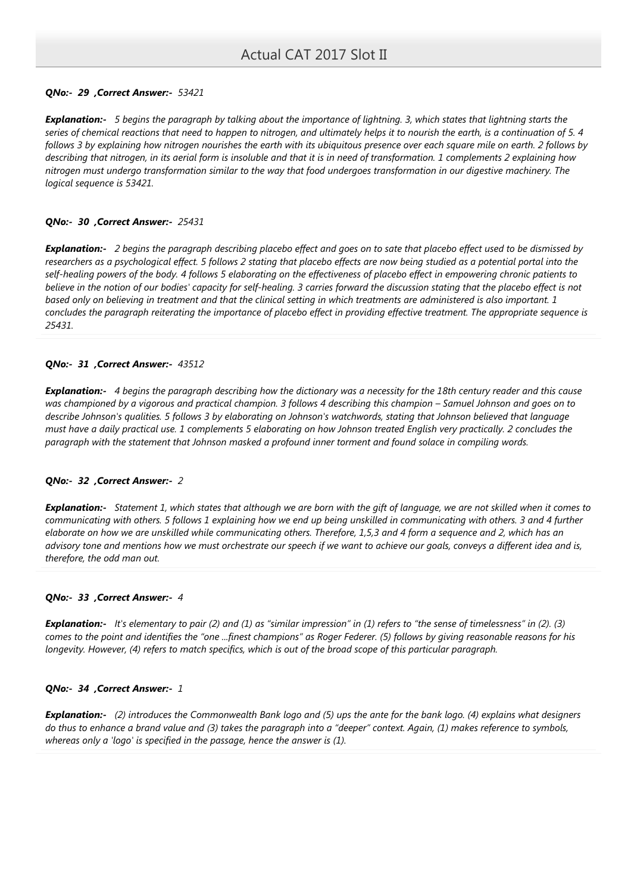***QNo:- 29 ,Correct Answer:-*** *53421*

***Explanation:-*** *5 begins the paragraph by talking about the importance of lightning. 3, which states that lightning starts the series of chemical reactions that need to happen to nitrogen, and ultimately helps it to nourish the earth, is a continuation of 5. 4 follows 3 by explaining how nitrogen nourishes the earth with its ubiquitous presence over each square mile on earth. 2 follows by describing that nitrogen, in its aerial form is insoluble and that it is in need of transformation. 1 complements 2 explaining how nitrogen must undergo transformation similar to the way that food undergoes transformation in our digestive machinery. The logical sequence is 53421.*

***QNo:- 30 ,Correct Answer:-*** *25431*

***Explanation:-*** *2 begins the paragraph describing placebo effect and goes on to sate that placebo effect used to be dismissed by researchers as a psychological effect. 5 follows 2 stating that placebo effects are now being studied as a potential portal into the self-healing powers of the body. 4 follows 5 elaborating on the effectiveness of placebo effect in empowering chronic patients to believe in the notion of our bodies' capacity for self-healing. 3 carries forward the discussion stating that the placebo effect is not based only on believing in treatment and that the clinical setting in which treatments are administered is also important. 1 concludes the paragraph reiterating the importance of placebo effect in providing effective treatment. The appropriate sequence is 25431.*

***QNo:- 31 ,Correct Answer:-*** *43512*

***Explanation:-*** *4 begins the paragraph describing how the dictionary was a necessity for the 18th century reader and this cause was championed by a vigorous and practical champion. 3 follows 4 describing this champion – Samuel Johnson and goes on to describe Johnson's qualities. 5 follows 3 by elaborating on Johnson's watchwords, stating that Johnson believed that language must have a daily practical use. 1 complements 5 elaborating on how Johnson treated English very practically. 2 concludes the paragraph with the statement that Johnson masked a profound inner torment and found solace in compiling words.*

***QNo:- 32 ,Correct Answer:-*** *2*

***Explanation:-*** *Statement 1, which states that although we are born with the gift of language, we are not skilled when it comes to communicating with others. 5 follows 1 explaining how we end up being unskilled in communicating with others. 3 and 4 further elaborate on how we are unskilled while communicating others. Therefore, 1,5,3 and 4 form a sequence and 2, which has an advisory tone and mentions how we must orchestrate our speech if we want to achieve our goals, conveys a different idea and is, therefore, the odd man out.*

***QNo:- 33 ,Correct Answer:-*** *4*

***Explanation:-*** *It's elementary to pair (2) and (1) as "similar impression" in (1) refers to "the sense of timelessness" in (2). (3) comes to the point and identifies the "one ...finest champions" as Roger Federer. (5) follows by giving reasonable reasons for his longevity. However, (4) refers to match specifics, which is out of the broad scope of this particular paragraph.*

***QNo:- 34 ,Correct Answer:-*** *1*

***Explanation:-*** *(2) introduces the Commonwealth Bank logo and (5) ups the ante for the bank logo. (4) explains what designers do thus to enhance a brand value and (3) takes the paragraph into a "deeper" context. Again, (1) makes reference to symbols, whereas only a 'logo' is specified in the passage, hence the answer is (1).*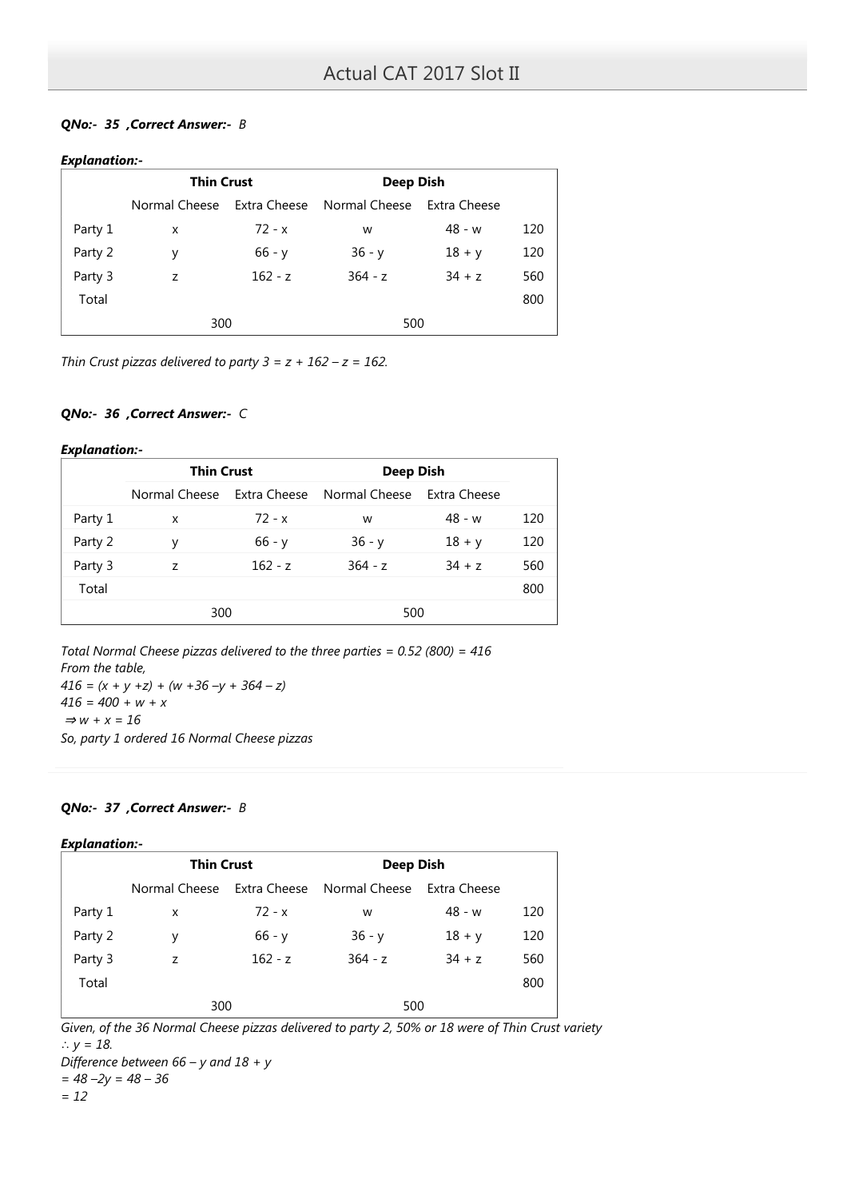***QNo:- 35 ,Correct Answer:- B***

***Explanation:-***

| | Thin Crust | | Deep Dish | | |
|---|---|---|---|---|---|
| | Normal Cheese | Extra Cheese | Normal Cheese | Extra Cheese | |
| Party 1 | x | 72 - x | w | 48 - w | 120 |
| Party 2 | y | 66 - y | 36 - y | 18 + y | 120 |
| Party 3 | z | 162 - z | 364 - z | 34 + z | 560 |
| Total | | | | | 800 |
| | 300 | | 500 | | |

*Thin Crust pizzas delivered to party 3 = z + 162 – z = 162.*

***QNo:- 36 ,Correct Answer:- C***

***Explanation:-***

| | Thin Crust | | Deep Dish | | |
|---|---|---|---|---|---|
| | Normal Cheese | Extra Cheese | Normal Cheese | Extra Cheese | |
| Party 1 | x | 72 - x | w | 48 - w | 120 |
| Party 2 | y | 66 - y | 36 - y | 18 + y | 120 |
| Party 3 | z | 162 - z | 364 - z | 34 + z | 560 |
| Total | | | | | 800 |
| | 300 | | 500 | | |

*Total Normal Cheese pizzas delivered to the three parties = 0.52 (800) = 416*
*From the table,*
*416 = (x + y +z) + (w +36 –y + 364 – z)*
*416 = 400 + w + x*
*⇒ w + x = 16*
*So, party 1 ordered 16 Normal Cheese pizzas*

***QNo:- 37 ,Correct Answer:- B***

***Explanation:-***

| | Thin Crust | | Deep Dish | | |
|---|---|---|---|---|---|
| | Normal Cheese | Extra Cheese | Normal Cheese | Extra Cheese | |
| Party 1 | x | 72 - x | w | 48 - w | 120 |
| Party 2 | y | 66 - y | 36 - y | 18 + y | 120 |
| Party 3 | z | 162 - z | 364 - z | 34 + z | 560 |
| Total | | | | | 800 |
| | 300 | | 500 | | |

*Given, of the 36 Normal Cheese pizzas delivered to party 2, 50% or 18 were of Thin Crust variety*
*∴ y = 18.*
*Difference between 66 – y and 18 + y*
*= 48 –2y = 48 – 36*
*= 12*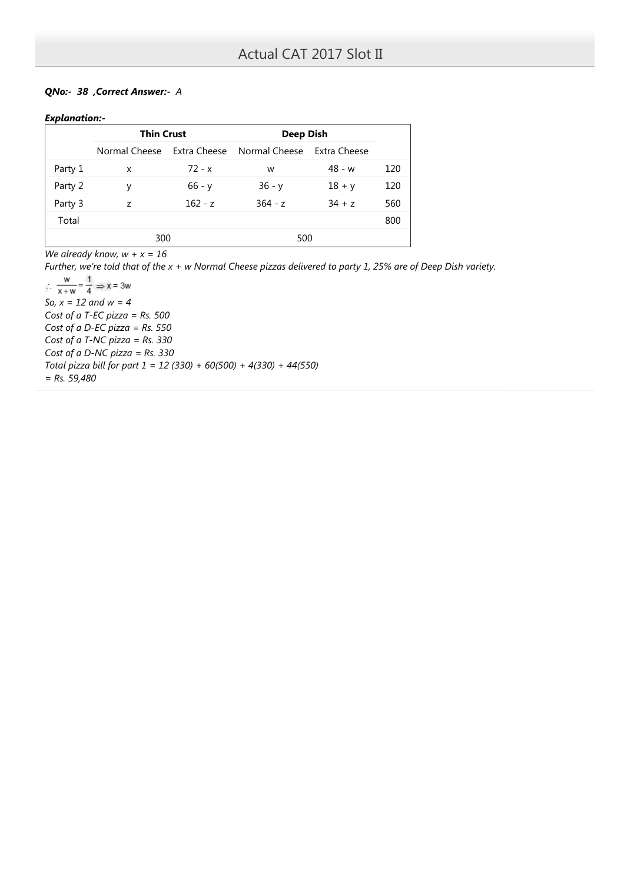***QNo:- 38 ,Correct Answer:-*** *A*

***Explanation:-***

| | Thin Crust | | Deep Dish | | |
|---|---|---|---|---|---|
| | Normal Cheese | Extra Cheese | Normal Cheese | Extra Cheese | |
| Party 1 | x | 72 - x | w | 48 - w | 120 |
| Party 2 | y | 66 - y | 36 - y | 18 + y | 120 |
| Party 3 | z | 162 - z | 364 - z | 34 + z | 560 |
| Total | | | | | 800 |
| | 300 | | 500 | | |

*We already know, w + x = 16*

*Further, we're told that of the x + w Normal Cheese pizzas delivered to party 1, 25% are of Deep Dish variety.*

$\therefore \frac{w}{x+w} = \frac{1}{4} \Rightarrow x = 3w$

*So, x = 12 and w = 4*

*Cost of a T-EC pizza = Rs. 500*

*Cost of a D-EC pizza = Rs. 550*

*Cost of a T-NC pizza = Rs. 330*

*Cost of a D-NC pizza = Rs. 330*

*Total pizza bill for part 1 = 12 (330) + 60(500) + 4(330) + 44(550)*

*= Rs. 59,480*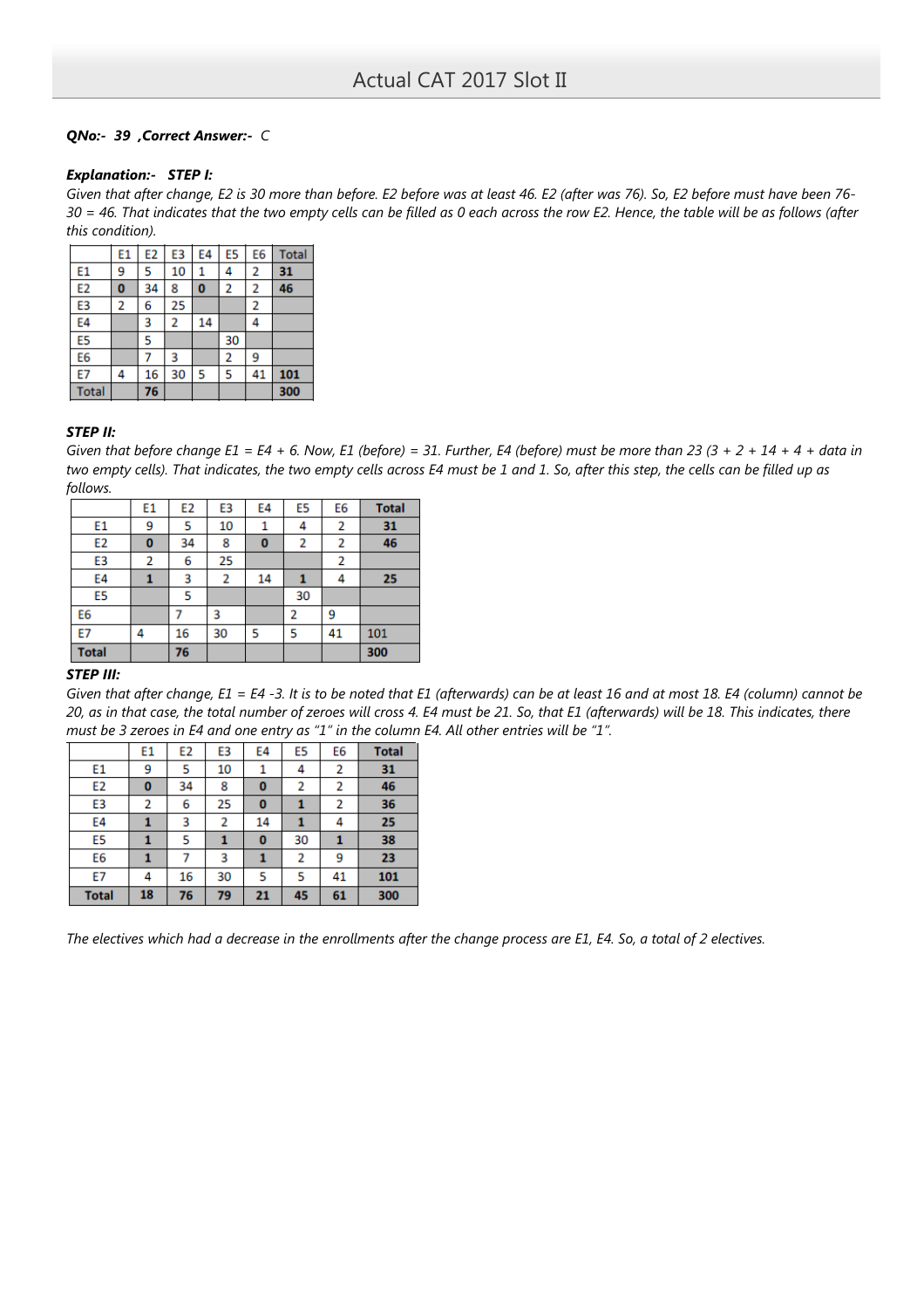***QNo:- 39 ,Correct Answer:- C***

***Explanation:- STEP I:***

*Given that after change, E2 is 30 more than before. E2 before was at least 46. E2 (after was 76). So, E2 before must have been 76-30 = 46. That indicates that the two empty cells can be filled as 0 each across the row E2. Hence, the table will be as follows (after this condition).*

| | E1 | E2 | E3 | E4 | E5 | E6 | Total |
|---|---|---|---|---|---|---|---|
| E1 | 9 | 5 | 10 | 1 | 4 | 2 | **31** |
| E2 | **0** | 34 | 8 | **0** | 2 | 2 | **46** |
| E3 | 2 | 6 | 25 | | | 2 | |
| E4 | | 3 | 2 | 14 | | 4 | |
| E5 | | 5 | | | 30 | | |
| E6 | | 7 | 3 | | 2 | 9 | |
| E7 | 4 | 16 | 30 | 5 | 5 | 41 | **101** |
| Total | | **76** | | | | | **300** |

***STEP II:***

*Given that before change E1 = E4 + 6. Now, E1 (before) = 31. Further, E4 (before) must be more than 23 (3 + 2 + 14 + 4 + data in two empty cells). That indicates, the two empty cells across E4 must be 1 and 1. So, after this step, the cells can be filled up as follows.*

| | E1 | E2 | E3 | E4 | E5 | E6 | Total |
|---|---|---|---|---|---|---|---|
| E1 | 9 | 5 | 10 | 1 | 4 | 2 | **31** |
| E2 | **0** | 34 | 8 | **0** | 2 | 2 | **46** |
| E3 | 2 | 6 | 25 | | | 2 | |
| E4 | **1** | 3 | 2 | 14 | **1** | 4 | **25** |
| E5 | | 5 | | | 30 | | |
| E6 | | 7 | 3 | | 2 | 9 | |
| E7 | 4 | 16 | 30 | 5 | 5 | 41 | 101 |
| **Total** | | **76** | | | | | **300** |

***STEP III:***

*Given that after change, E1 = E4 -3. It is to be noted that E1 (afterwards) can be at least 16 and at most 18. E4 (column) cannot be 20, as in that case, the total number of zeroes will cross 4. E4 must be 21. So, that E1 (afterwards) will be 18. This indicates, there must be 3 zeroes in E4 and one entry as "1" in the column E4. All other entries will be "1".*

| | E1 | E2 | E3 | E4 | E5 | E6 | Total |
|---|---|---|---|---|---|---|---|
| E1 | 9 | 5 | 10 | 1 | 4 | 2 | **31** |
| E2 | **0** | 34 | 8 | **0** | 2 | 2 | **46** |
| E3 | 2 | 6 | 25 | **0** | **1** | 2 | **36** |
| E4 | **1** | 3 | 2 | 14 | **1** | 4 | **25** |
| E5 | **1** | 5 | **1** | **0** | 30 | **1** | **38** |
| E6 | **1** | 7 | 3 | **1** | 2 | 9 | **23** |
| E7 | 4 | 16 | 30 | 5 | 5 | 41 | **101** |
| **Total** | **18** | **76** | **79** | **21** | **45** | **61** | **300** |

*The electives which had a decrease in the enrollments after the change process are E1, E4. So, a total of 2 electives.*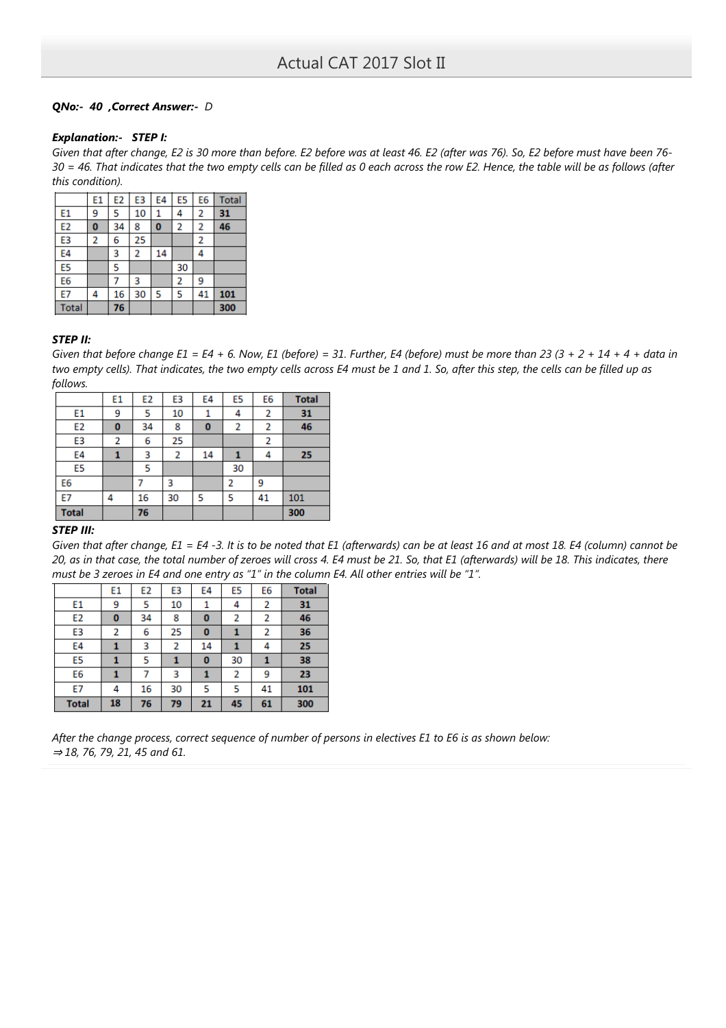*QNo:- 40 ,Correct Answer:- D*

***Explanation:- STEP I:***

*Given that after change, E2 is 30 more than before. E2 before was at least 46. E2 (after was 76). So, E2 before must have been 76-30 = 46. That indicates that the two empty cells can be filled as 0 each across the row E2. Hence, the table will be as follows (after this condition).*

| | E1 | E2 | E3 | E4 | E5 | E6 | Total |
|---|---|---|---|---|---|---|---|
| E1 | 9 | 5 | 10 | 1 | 4 | 2 | **31** |
| E2 | **0** | 34 | 8 | **0** | 2 | 2 | **46** |
| E3 | 2 | 6 | 25 | | | 2 | |
| E4 | | 3 | 2 | 14 | | 4 | |
| E5 | | 5 | | | 30 | | |
| E6 | | 7 | 3 | | 2 | 9 | |
| E7 | 4 | 16 | 30 | 5 | 5 | 41 | **101** |
| Total | | **76** | | | | | **300** |

***STEP II:***

*Given that before change E1 = E4 + 6. Now, E1 (before) = 31. Further, E4 (before) must be more than 23 (3 + 2 + 14 + 4 + data in two empty cells). That indicates, the two empty cells across E4 must be 1 and 1. So, after this step, the cells can be filled up as follows.*

| | E1 | E2 | E3 | E4 | E5 | E6 | Total |
|---|---|---|---|---|---|---|---|
| E1 | 9 | 5 | 10 | 1 | 4 | 2 | **31** |
| E2 | **0** | 34 | 8 | **0** | 2 | 2 | **46** |
| E3 | 2 | 6 | 25 | | | 2 | |
| E4 | **1** | 3 | 2 | 14 | **1** | 4 | **25** |
| E5 | | 5 | | | 30 | | |
| E6 | | 7 | 3 | | 2 | 9 | |
| E7 | 4 | 16 | 30 | 5 | 5 | 41 | 101 |
| **Total** | | **76** | | | | | **300** |

***STEP III:***

*Given that after change, E1 = E4 -3. It is to be noted that E1 (afterwards) can be at least 16 and at most 18. E4 (column) cannot be 20, as in that case, the total number of zeroes will cross 4. E4 must be 21. So, that E1 (afterwards) will be 18. This indicates, there must be 3 zeroes in E4 and one entry as "1" in the column E4. All other entries will be "1".*

| | E1 | E2 | E3 | E4 | E5 | E6 | Total |
|---|---|---|---|---|---|---|---|
| E1 | 9 | 5 | 10 | 1 | 4 | 2 | **31** |
| E2 | **0** | 34 | 8 | **0** | 2 | 2 | **46** |
| E3 | 2 | 6 | 25 | **0** | **1** | 2 | **36** |
| E4 | **1** | 3 | 2 | 14 | **1** | 4 | **25** |
| E5 | **1** | 5 | **1** | **0** | 30 | **1** | **38** |
| E6 | **1** | 7 | 3 | **1** | 2 | 9 | **23** |
| E7 | 4 | 16 | 30 | 5 | 5 | 41 | **101** |
| **Total** | **18** | **76** | **79** | **21** | **45** | **61** | **300** |

*After the change process, correct sequence of number of persons in electives E1 to E6 is as shown below:*
*⇒ 18, 76, 79, 21, 45 and 61.*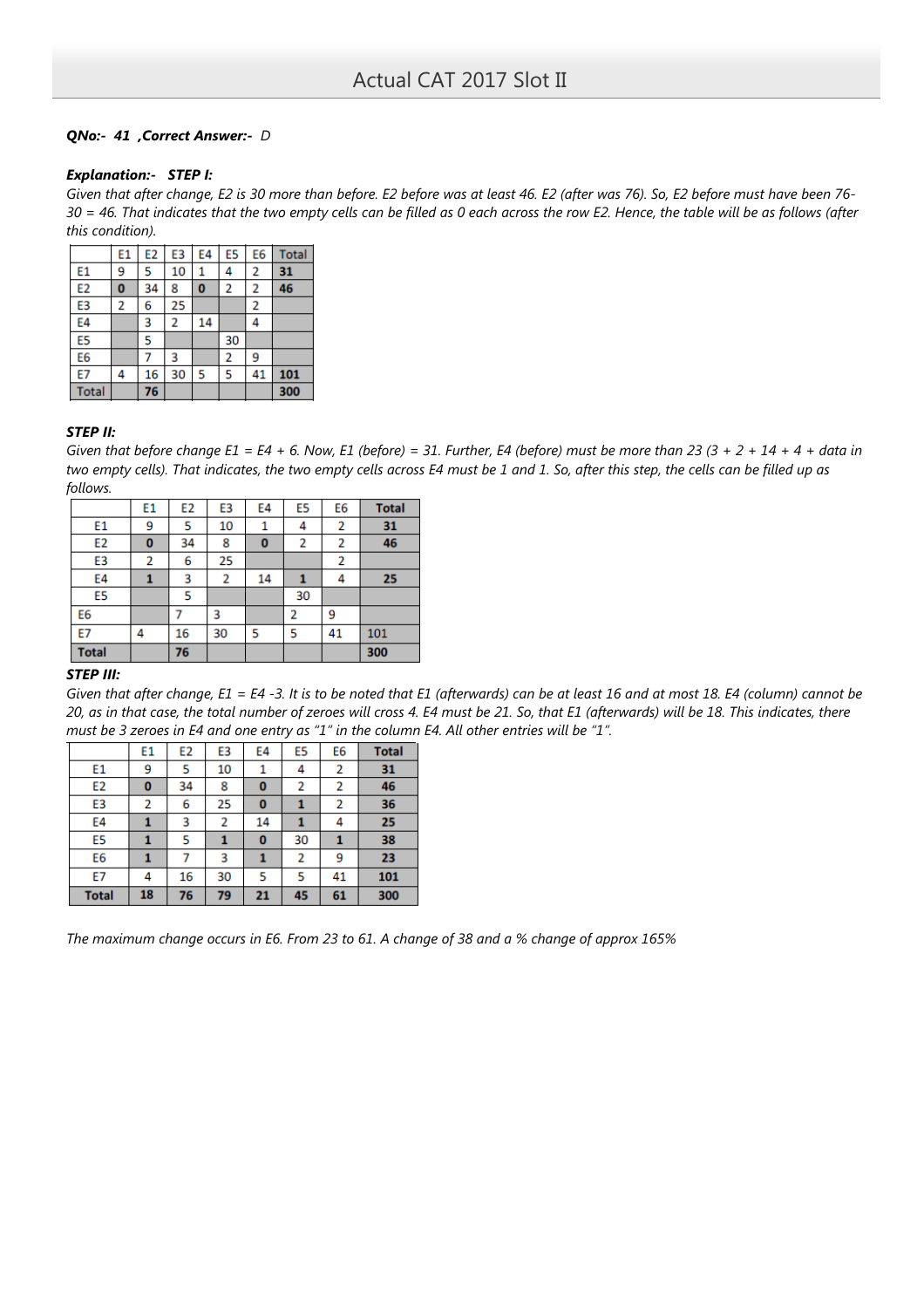***QNo:- 41 ,Correct Answer:-** D*

***Explanation:- STEP I:***

*Given that after change, E2 is 30 more than before. E2 before was at least 46. E2 (after was 76). So, E2 before must have been 76-30 = 46. That indicates that the two empty cells can be filled as 0 each across the row E2. Hence, the table will be as follows (after this condition).*

| | E1 | E2 | E3 | E4 | E5 | E6 | Total |
|---|---|---|---|---|---|---|---|
| E1 | 9 | 5 | 10 | 1 | 4 | 2 | **31** |
| E2 | **0** | 34 | 8 | **0** | 2 | 2 | **46** |
| E3 | 2 | 6 | 25 | | | 2 | |
| E4 | | 3 | 2 | 14 | | 4 | |
| E5 | | 5 | | | 30 | | |
| E6 | | 7 | 3 | | 2 | 9 | |
| E7 | 4 | 16 | 30 | 5 | 5 | 41 | **101** |
| Total | | **76** | | | | | **300** |

***STEP II:***

*Given that before change E1 = E4 + 6. Now, E1 (before) = 31. Further, E4 (before) must be more than 23 (3 + 2 + 14 + 4 + data in two empty cells). That indicates, the two empty cells across E4 must be 1 and 1. So, after this step, the cells can be filled up as follows.*

| | E1 | E2 | E3 | E4 | E5 | E6 | Total |
|---|---|---|---|---|---|---|---|
| E1 | 9 | 5 | 10 | 1 | 4 | 2 | **31** |
| E2 | **0** | 34 | 8 | **0** | 2 | 2 | **46** |
| E3 | 2 | 6 | 25 | | | 2 | |
| E4 | **1** | 3 | 2 | 14 | **1** | 4 | **25** |
| E5 | | 5 | | | 30 | | |
| E6 | | 7 | 3 | | 2 | 9 | |
| E7 | 4 | 16 | 30 | 5 | 5 | 41 | 101 |
| **Total** | | **76** | | | | | **300** |

***STEP III:***

*Given that after change, E1 = E4 -3. It is to be noted that E1 (afterwards) can be at least 16 and at most 18. E4 (column) cannot be 20, as in that case, the total number of zeroes will cross 4. E4 must be 21. So, that E1 (afterwards) will be 18. This indicates, there must be 3 zeroes in E4 and one entry as "1" in the column E4. All other entries will be "1".*

| | E1 | E2 | E3 | E4 | E5 | E6 | Total |
|---|---|---|---|---|---|---|---|
| E1 | 9 | 5 | 10 | 1 | 4 | 2 | **31** |
| E2 | **0** | 34 | 8 | **0** | 2 | 2 | **46** |
| E3 | 2 | 6 | 25 | **0** | **1** | 2 | **36** |
| E4 | **1** | 3 | 2 | 14 | **1** | 4 | **25** |
| E5 | **1** | 5 | **1** | **0** | 30 | **1** | **38** |
| E6 | **1** | 7 | 3 | **1** | 2 | 9 | **23** |
| E7 | 4 | 16 | 30 | 5 | 5 | 41 | **101** |
| **Total** | **18** | **76** | **79** | **21** | **45** | **61** | **300** |

*The maximum change occurs in E6. From 23 to 61. A change of 38 and a % change of approx 165%*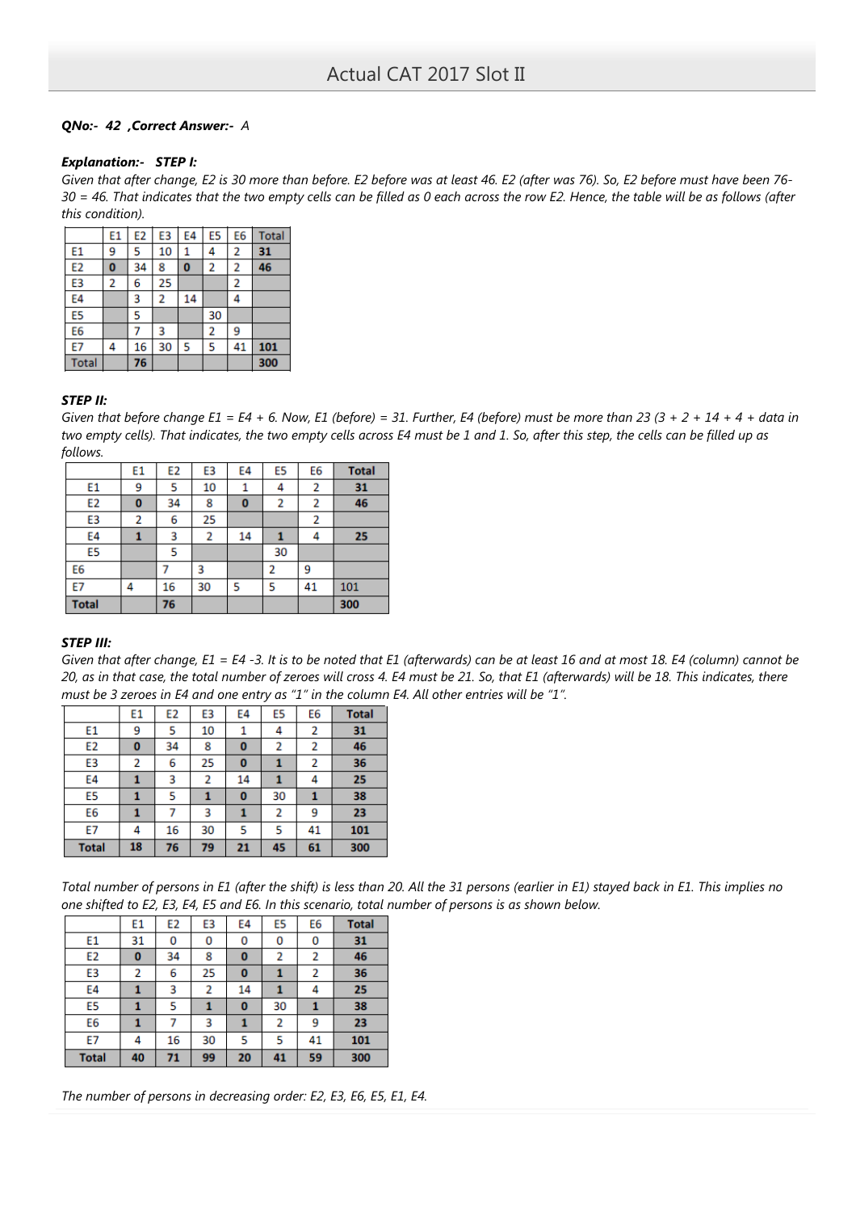**QNo:- 42 ,Correct Answer:- A**

***Explanation:- STEP I:***

*Given that after change, E2 is 30 more than before. E2 before was at least 46. E2 (after was 76). So, E2 before must have been 76-30 = 46. That indicates that the two empty cells can be filled as 0 each across the row E2. Hence, the table will be as follows (after this condition).*

| | E1 | E2 | E3 | E4 | E5 | E6 | Total |
|---|---|---|---|---|---|---|---|
| E1 | 9 | 5 | 10 | 1 | 4 | 2 | **31** |
| E2 | **0** | 34 | 8 | **0** | 2 | 2 | **46** |
| E3 | 2 | 6 | 25 | | | 2 | |
| E4 | | 3 | 2 | 14 | | 4 | |
| E5 | | 5 | | | 30 | | |
| E6 | | 7 | 3 | | 2 | 9 | |
| E7 | 4 | 16 | 30 | 5 | 5 | 41 | **101** |
| Total | | **76** | | | | | **300** |

***STEP II:***

*Given that before change E1 = E4 + 6. Now, E1 (before) = 31. Further, E4 (before) must be more than 23 (3 + 2 + 14 + 4 + data in two empty cells). That indicates, the two empty cells across E4 must be 1 and 1. So, after this step, the cells can be filled up as follows.*

| | E1 | E2 | E3 | E4 | E5 | E6 | Total |
|---|---|---|---|---|---|---|---|
| E1 | 9 | 5 | 10 | 1 | 4 | 2 | **31** |
| E2 | **0** | 34 | 8 | **0** | 2 | 2 | **46** |
| E3 | 2 | 6 | 25 | | | 2 | |
| E4 | **1** | 3 | 2 | 14 | **1** | 4 | **25** |
| E5 | | 5 | | | 30 | | |
| E6 | | 7 | 3 | | 2 | 9 | |
| E7 | 4 | 16 | 30 | 5 | 5 | 41 | 101 |
| **Total** | | **76** | | | | | **300** |

***STEP III:***

*Given that after change, E1 = E4 -3. It is to be noted that E1 (afterwards) can be at least 16 and at most 18. E4 (column) cannot be 20, as in that case, the total number of zeroes will cross 4. E4 must be 21. So, that E1 (afterwards) will be 18. This indicates, there must be 3 zeroes in E4 and one entry as "1" in the column E4. All other entries will be "1".*

| | E1 | E2 | E3 | E4 | E5 | E6 | Total |
|---|---|---|---|---|---|---|---|
| E1 | 9 | 5 | 10 | 1 | 4 | 2 | **31** |
| E2 | **0** | 34 | 8 | **0** | 2 | 2 | **46** |
| E3 | 2 | 6 | 25 | **0** | **1** | 2 | **36** |
| E4 | **1** | 3 | 2 | 14 | **1** | 4 | **25** |
| E5 | **1** | 5 | **1** | **0** | 30 | **1** | **38** |
| E6 | **1** | 7 | 3 | **1** | 2 | 9 | **23** |
| E7 | 4 | 16 | 30 | 5 | 5 | 41 | **101** |
| **Total** | **18** | **76** | **79** | **21** | **45** | **61** | **300** |

*Total number of persons in E1 (after the shift) is less than 20. All the 31 persons (earlier in E1) stayed back in E1. This implies no one shifted to E2, E3, E4, E5 and E6. In this scenario, total number of persons is as shown below.*

| | E1 | E2 | E3 | E4 | E5 | E6 | Total |
|---|---|---|---|---|---|---|---|
| E1 | 31 | 0 | 0 | 0 | 0 | 0 | **31** |
| E2 | **0** | 34 | 8 | **0** | 2 | 2 | **46** |
| E3 | 2 | 6 | 25 | **0** | **1** | 2 | **36** |
| E4 | **1** | 3 | 2 | 14 | **1** | 4 | **25** |
| E5 | **1** | 5 | **1** | **0** | 30 | **1** | **38** |
| E6 | **1** | 7 | 3 | **1** | 2 | 9 | **23** |
| E7 | 4 | 16 | 30 | 5 | 5 | 41 | **101** |
| **Total** | **40** | **71** | **99** | **20** | **41** | **59** | **300** |

*The number of persons in decreasing order: E2, E3, E6, E5, E1, E4.*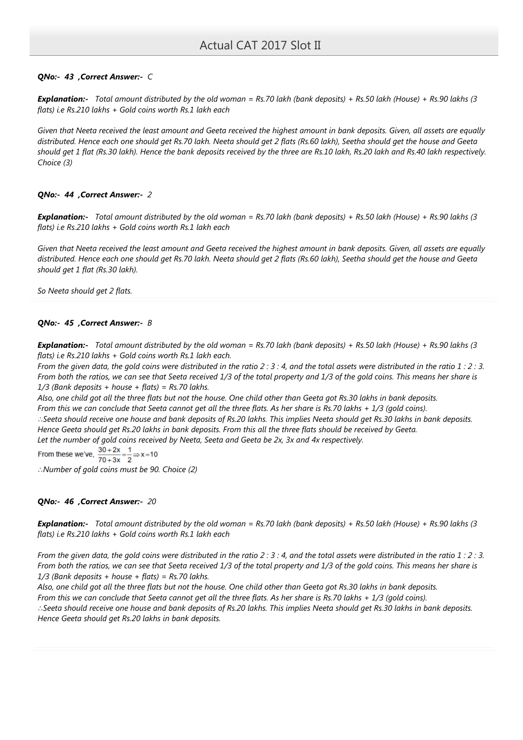*QNo:- 43 ,Correct Answer:- C*

***Explanation:-*** *Total amount distributed by the old woman = Rs.70 lakh (bank deposits) + Rs.50 lakh (House) + Rs.90 lakhs (3 flats) i.e Rs.210 lakhs + Gold coins worth Rs.1 lakh each*

*Given that Neeta received the least amount and Geeta received the highest amount in bank deposits. Given, all assets are equally distributed. Hence each one should get Rs.70 lakh. Neeta should get 2 flats (Rs.60 lakh), Seetha should get the house and Geeta should get 1 flat (Rs.30 lakh). Hence the bank deposits received by the three are Rs.10 lakh, Rs.20 lakh and Rs.40 lakh respectively. Choice (3)*

*QNo:- 44 ,Correct Answer:- 2*

***Explanation:-*** *Total amount distributed by the old woman = Rs.70 lakh (bank deposits) + Rs.50 lakh (House) + Rs.90 lakhs (3 flats) i.e Rs.210 lakhs + Gold coins worth Rs.1 lakh each*

*Given that Neeta received the least amount and Geeta received the highest amount in bank deposits. Given, all assets are equally distributed. Hence each one should get Rs.70 lakh. Neeta should get 2 flats (Rs.60 lakh), Seetha should get the house and Geeta should get 1 flat (Rs.30 lakh).*

*So Neeta should get 2 flats.*

*QNo:- 45 ,Correct Answer:- B*

***Explanation:-*** *Total amount distributed by the old woman = Rs.70 lakh (bank deposits) + Rs.50 lakh (House) + Rs.90 lakhs (3 flats) i.e Rs.210 lakhs + Gold coins worth Rs.1 lakh each.*
*From the given data, the gold coins were distributed in the ratio 2 : 3 : 4, and the total assets were distributed in the ratio 1 : 2 : 3. From both the ratios, we can see that Seeta received 1/3 of the total property and 1/3 of the gold coins. This means her share is 1/3 (Bank deposits + house + flats) = Rs.70 lakhs.*
*Also, one child got all the three flats but not the house. One child other than Geeta got Rs.30 lakhs in bank deposits.*
*From this we can conclude that Seeta cannot get all the three flats. As her share is Rs.70 lakhs + 1/3 (gold coins).*
*∴Seeta should receive one house and bank deposits of Rs.20 lakhs. This implies Neeta should get Rs.30 lakhs in bank deposits. Hence Geeta should get Rs.20 lakhs in bank deposits. From this all the three flats should be received by Geeta.*
*Let the number of gold coins received by Neeta, Seeta and Geeta be 2x, 3x and 4x respectively.*

From these we've, $\frac{30+2x}{70+3x} = \frac{1}{2} \Rightarrow x = 10$

*∴Number of gold coins must be 90. Choice (2)*

*QNo:- 46 ,Correct Answer:- 20*

***Explanation:-*** *Total amount distributed by the old woman = Rs.70 lakh (bank deposits) + Rs.50 lakh (House) + Rs.90 lakhs (3 flats) i.e Rs.210 lakhs + Gold coins worth Rs.1 lakh each*

*From the given data, the gold coins were distributed in the ratio 2 : 3 : 4, and the total assets were distributed in the ratio 1 : 2 : 3. From both the ratios, we can see that Seeta received 1/3 of the total property and 1/3 of the gold coins. This means her share is 1/3 (Bank deposits + house + flats) = Rs.70 lakhs.*
*Also, one child got all the three flats but not the house. One child other than Geeta got Rs.30 lakhs in bank deposits.*
*From this we can conclude that Seeta cannot get all the three flats. As her share is Rs.70 lakhs + 1/3 (gold coins).*
*∴Seeta should receive one house and bank deposits of Rs.20 lakhs. This implies Neeta should get Rs.30 lakhs in bank deposits. Hence Geeta should get Rs.20 lakhs in bank deposits.*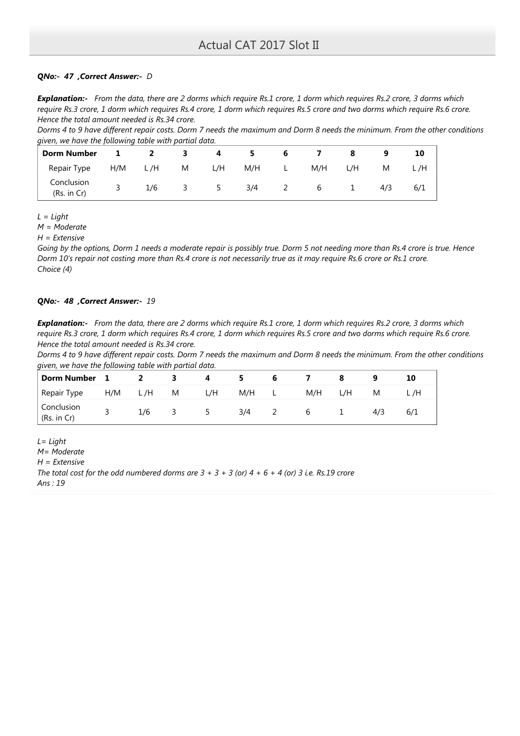***QNo:- 47 ,Correct Answer:-** D*

***Explanation:-*** *From the data, there are 2 dorms which require Rs.1 crore, 1 dorm which requires Rs.2 crore, 3 dorms which require Rs.3 crore, 1 dorm which requires Rs.4 crore, 1 dorm which requires Rs.5 crore and two dorms which require Rs.6 crore. Hence the total amount needed is Rs.34 crore.*

*Dorms 4 to 9 have different repair costs. Dorm 7 needs the maximum and Dorm 8 needs the minimum. From the other conditions given, we have the following table with partial data.*

| Dorm Number | 1 | 2 | 3 | 4 | 5 | 6 | 7 | 8 | 9 | 10 |
|---|---|---|---|---|---|---|---|---|---|---|
| Repair Type | H/M | L /H | M | L/H | M/H | L | M/H | L/H | M | L /H |
| Conclusion (Rs. in Cr) | 3 | 1/6 | 3 | 5 | 3/4 | 2 | 6 | 1 | 4/3 | 6/1 |

*L = Light*
*M = Moderate*
*H = Extensive*

*Going by the options, Dorm 1 needs a moderate repair is possibly true. Dorm 5 not needing more than Rs.4 crore is true. Hence Dorm 10's repair not costing more than Rs.4 crore is not necessarily true as it may require Rs.6 crore or Rs.1 crore.*
*Choice (4)*

***QNo:- 48 ,Correct Answer:-** 19*

***Explanation:-*** *From the data, there are 2 dorms which require Rs.1 crore, 1 dorm which requires Rs.2 crore, 3 dorms which require Rs.3 crore, 1 dorm which requires Rs.4 crore, 1 dorm which requires Rs.5 crore and two dorms which require Rs.6 crore. Hence the total amount needed is Rs.34 crore.*

*Dorms 4 to 9 have different repair costs. Dorm 7 needs the maximum and Dorm 8 needs the minimum. From the other conditions given, we have the following table with partial data.*

| Dorm Number | 1 | 2 | 3 | 4 | 5 | 6 | 7 | 8 | 9 | 10 |
|---|---|---|---|---|---|---|---|---|---|---|
| Repair Type | H/M | L /H | M | L/H | M/H | L | M/H | L/H | M | L /H |
| Conclusion (Rs. in Cr) | 3 | 1/6 | 3 | 5 | 3/4 | 2 | 6 | 1 | 4/3 | 6/1 |

*L= Light*
*M= Moderate*
*H = Extensive*

*The total cost for the odd numbered dorms are 3 + 3 + 3 (or) 4 + 6 + 4 (or) 3 i.e. Rs.19 crore*
*Ans : 19*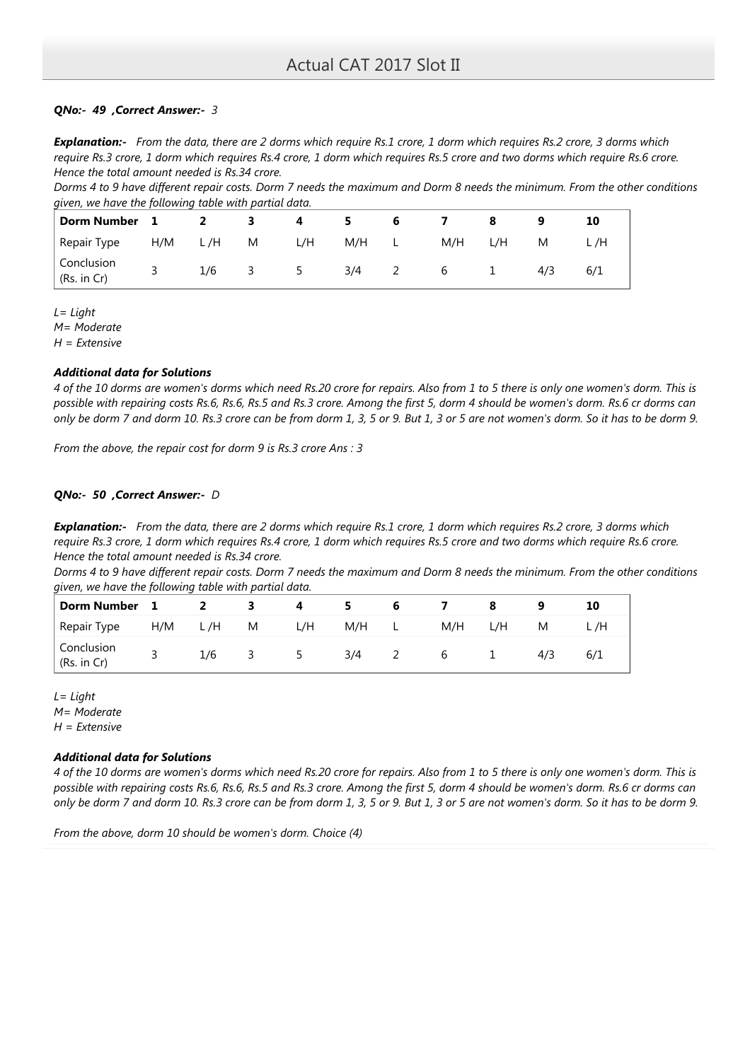***QNo:- 49 ,Correct Answer:-** 3*

***Explanation:-*** *From the data, there are 2 dorms which require Rs.1 crore, 1 dorm which requires Rs.2 crore, 3 dorms which require Rs.3 crore, 1 dorm which requires Rs.4 crore, 1 dorm which requires Rs.5 crore and two dorms which require Rs.6 crore. Hence the total amount needed is Rs.34 crore.*

*Dorms 4 to 9 have different repair costs. Dorm 7 needs the maximum and Dorm 8 needs the minimum. From the other conditions given, we have the following table with partial data.*

| Dorm Number | 1 | 2 | 3 | 4 | 5 | 6 | 7 | 8 | 9 | 10 |
|---|---|---|---|---|---|---|---|---|---|---|
| Repair Type | H/M | L /H | M | L/H | M/H | L | M/H | L/H | M | L /H |
| Conclusion (Rs. in Cr) | 3 | 1/6 | 3 | 5 | 3/4 | 2 | 6 | 1 | 4/3 | 6/1 |

*L= Light*
*M= Moderate*
*H = Extensive*

***Additional data for Solutions***

*4 of the 10 dorms are women's dorms which need Rs.20 crore for repairs. Also from 1 to 5 there is only one women's dorm. This is possible with repairing costs Rs.6, Rs.6, Rs.5 and Rs.3 crore. Among the first 5, dorm 4 should be women's dorm. Rs.6 cr dorms can only be dorm 7 and dorm 10. Rs.3 crore can be from dorm 1, 3, 5 or 9. But 1, 3 or 5 are not women's dorm. So it has to be dorm 9.*

*From the above, the repair cost for dorm 9 is Rs.3 crore Ans : 3*

***QNo:- 50 ,Correct Answer:-** D*

***Explanation:-*** *From the data, there are 2 dorms which require Rs.1 crore, 1 dorm which requires Rs.2 crore, 3 dorms which require Rs.3 crore, 1 dorm which requires Rs.4 crore, 1 dorm which requires Rs.5 crore and two dorms which require Rs.6 crore. Hence the total amount needed is Rs.34 crore.*

*Dorms 4 to 9 have different repair costs. Dorm 7 needs the maximum and Dorm 8 needs the minimum. From the other conditions given, we have the following table with partial data.*

| Dorm Number | 1 | 2 | 3 | 4 | 5 | 6 | 7 | 8 | 9 | 10 |
|---|---|---|---|---|---|---|---|---|---|---|
| Repair Type | H/M | L /H | M | L/H | M/H | L | M/H | L/H | M | L /H |
| Conclusion (Rs. in Cr) | 3 | 1/6 | 3 | 5 | 3/4 | 2 | 6 | 1 | 4/3 | 6/1 |

*L= Light*
*M= Moderate*
*H = Extensive*

***Additional data for Solutions***

*4 of the 10 dorms are women's dorms which need Rs.20 crore for repairs. Also from 1 to 5 there is only one women's dorm. This is possible with repairing costs Rs.6, Rs.6, Rs.5 and Rs.3 crore. Among the first 5, dorm 4 should be women's dorm. Rs.6 cr dorms can only be dorm 7 and dorm 10. Rs.3 crore can be from dorm 1, 3, 5 or 9. But 1, 3 or 5 are not women's dorm. So it has to be dorm 9.*

*From the above, dorm 10 should be women's dorm. Choice (4)*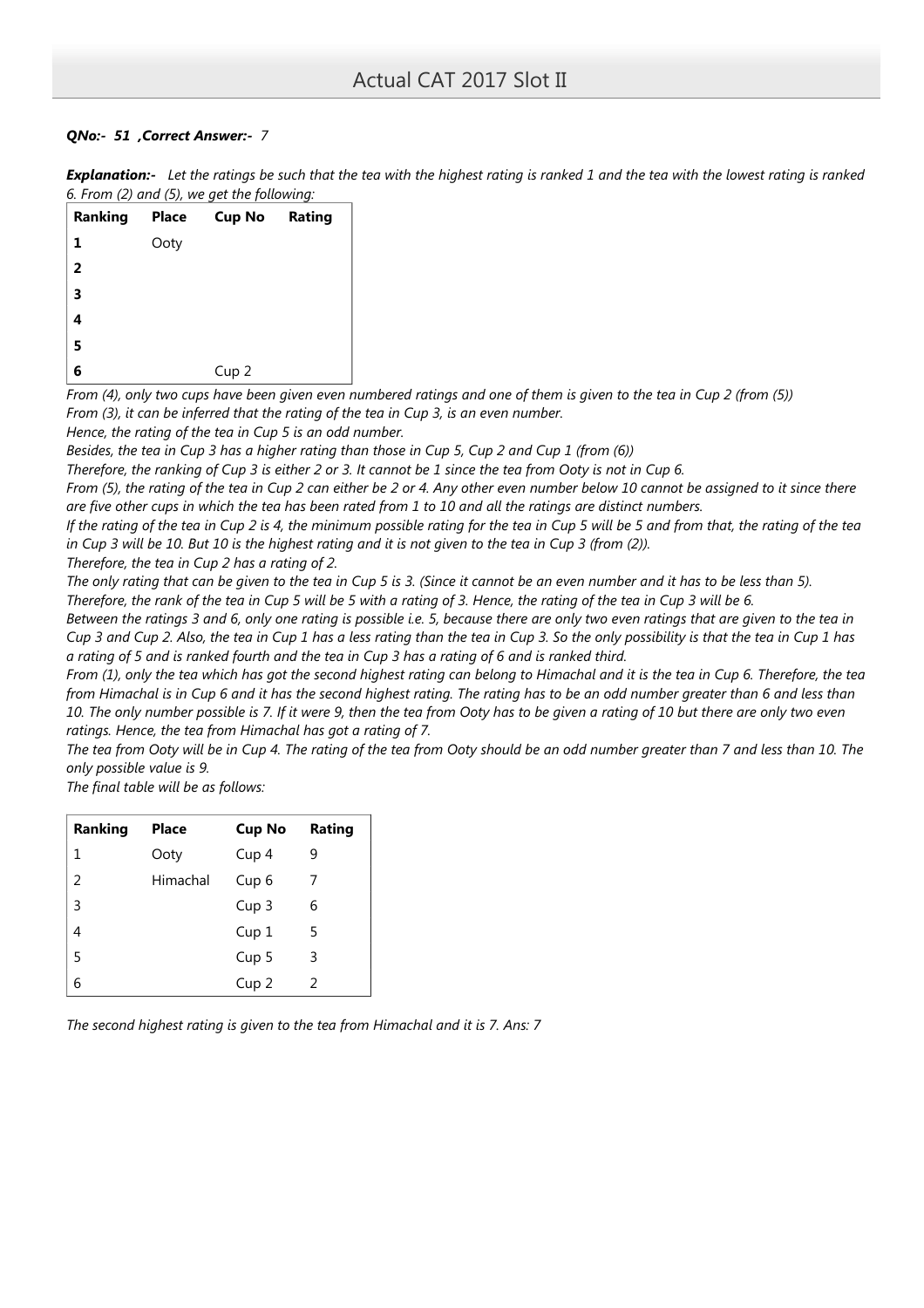***QNo:- 51 ,Correct Answer:- 7***

***Explanation:-*** *Let the ratings be such that the tea with the highest rating is ranked 1 and the tea with the lowest rating is ranked 6. From (2) and (5), we get the following:*

| Ranking | Place | Cup No | Rating |
|---|---|---|---|
| 1 | Ooty | | |
| 2 | | | |
| 3 | | | |
| 4 | | | |
| 5 | | | |
| 6 | | Cup 2 | |

*From (4), only two cups have been given even numbered ratings and one of them is given to the tea in Cup 2 (from (5))*
*From (3), it can be inferred that the rating of the tea in Cup 3, is an even number.*
*Hence, the rating of the tea in Cup 5 is an odd number.*
*Besides, the tea in Cup 3 has a higher rating than those in Cup 5, Cup 2 and Cup 1 (from (6))*
*Therefore, the ranking of Cup 3 is either 2 or 3. It cannot be 1 since the tea from Ooty is not in Cup 6.*
*From (5), the rating of the tea in Cup 2 can either be 2 or 4. Any other even number below 10 cannot be assigned to it since there are five other cups in which the tea has been rated from 1 to 10 and all the ratings are distinct numbers.*
*If the rating of the tea in Cup 2 is 4, the minimum possible rating for the tea in Cup 5 will be 5 and from that, the rating of the tea in Cup 3 will be 10. But 10 is the highest rating and it is not given to the tea in Cup 3 (from (2)).*
*Therefore, the tea in Cup 2 has a rating of 2.*
*The only rating that can be given to the tea in Cup 5 is 3. (Since it cannot be an even number and it has to be less than 5).*
*Therefore, the rank of the tea in Cup 5 will be 5 with a rating of 3. Hence, the rating of the tea in Cup 3 will be 6.*
*Between the ratings 3 and 6, only one rating is possible i.e. 5, because there are only two even ratings that are given to the tea in Cup 3 and Cup 2. Also, the tea in Cup 1 has a less rating than the tea in Cup 3. So the only possibility is that the tea in Cup 1 has a rating of 5 and is ranked fourth and the tea in Cup 3 has a rating of 6 and is ranked third.*
*From (1), only the tea which has got the second highest rating can belong to Himachal and it is the tea in Cup 6. Therefore, the tea from Himachal is in Cup 6 and it has the second highest rating. The rating has to be an odd number greater than 6 and less than 10. The only number possible is 7. If it were 9, then the tea from Ooty has to be given a rating of 10 but there are only two even ratings. Hence, the tea from Himachal has got a rating of 7.*
*The tea from Ooty will be in Cup 4. The rating of the tea from Ooty should be an odd number greater than 7 and less than 10. The only possible value is 9.*
*The final table will be as follows:*

| Ranking | Place | Cup No | Rating |
|---|---|---|---|
| 1 | Ooty | Cup 4 | 9 |
| 2 | Himachal | Cup 6 | 7 |
| 3 | | Cup 3 | 6 |
| 4 | | Cup 1 | 5 |
| 5 | | Cup 5 | 3 |
| 6 | | Cup 2 | 2 |

*The second highest rating is given to the tea from Himachal and it is 7. Ans: 7*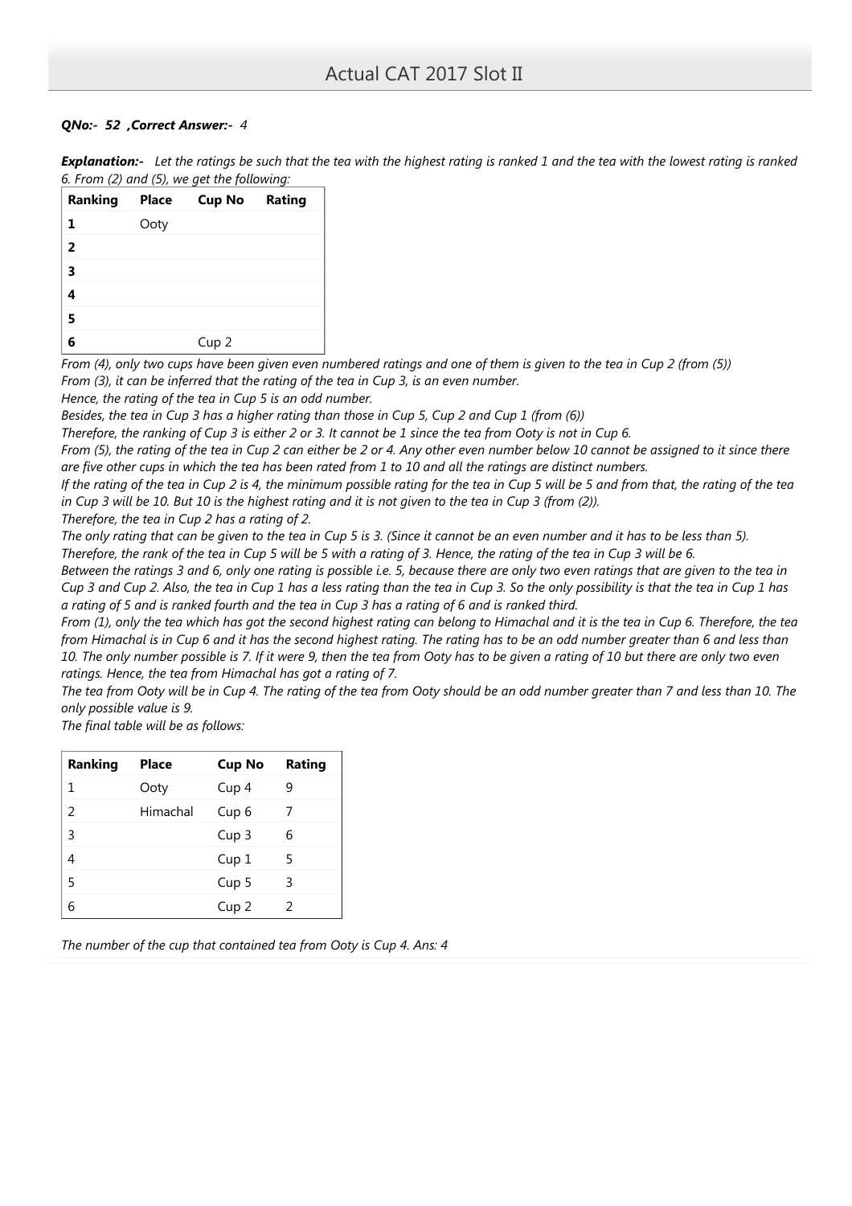***QNo:- 52 ,Correct Answer:-*** *4*

***Explanation:-*** *Let the ratings be such that the tea with the highest rating is ranked 1 and the tea with the lowest rating is ranked 6. From (2) and (5), we get the following:*

| Ranking | Place | Cup No | Rating |
|---|---|---|---|
| 1 | Ooty | | |
| 2 | | | |
| 3 | | | |
| 4 | | | |
| 5 | | | |
| 6 | | Cup 2 | |

*From (4), only two cups have been given even numbered ratings and one of them is given to the tea in Cup 2 (from (5))*
*From (3), it can be inferred that the rating of the tea in Cup 3, is an even number.*
*Hence, the rating of the tea in Cup 5 is an odd number.*
*Besides, the tea in Cup 3 has a higher rating than those in Cup 5, Cup 2 and Cup 1 (from (6))*
*Therefore, the ranking of Cup 3 is either 2 or 3. It cannot be 1 since the tea from Ooty is not in Cup 6.*
*From (5), the rating of the tea in Cup 2 can either be 2 or 4. Any other even number below 10 cannot be assigned to it since there are five other cups in which the tea has been rated from 1 to 10 and all the ratings are distinct numbers.*
*If the rating of the tea in Cup 2 is 4, the minimum possible rating for the tea in Cup 5 will be 5 and from that, the rating of the tea in Cup 3 will be 10. But 10 is the highest rating and it is not given to the tea in Cup 3 (from (2)).*
*Therefore, the tea in Cup 2 has a rating of 2.*
*The only rating that can be given to the tea in Cup 5 is 3. (Since it cannot be an even number and it has to be less than 5).*
*Therefore, the rank of the tea in Cup 5 will be 5 with a rating of 3. Hence, the rating of the tea in Cup 3 will be 6.*
*Between the ratings 3 and 6, only one rating is possible i.e. 5, because there are only two even ratings that are given to the tea in Cup 3 and Cup 2. Also, the tea in Cup 1 has a less rating than the tea in Cup 3. So the only possibility is that the tea in Cup 1 has a rating of 5 and is ranked fourth and the tea in Cup 3 has a rating of 6 and is ranked third.*
*From (1), only the tea which has got the second highest rating can belong to Himachal and it is the tea in Cup 6. Therefore, the tea from Himachal is in Cup 6 and it has the second highest rating. The rating has to be an odd number greater than 6 and less than 10. The only number possible is 7. If it were 9, then the tea from Ooty has to be given a rating of 10 but there are only two even ratings. Hence, the tea from Himachal has got a rating of 7.*
*The tea from Ooty will be in Cup 4. The rating of the tea from Ooty should be an odd number greater than 7 and less than 10. The only possible value is 9.*
*The final table will be as follows:*

| Ranking | Place | Cup No | Rating |
|---|---|---|---|
| 1 | Ooty | Cup 4 | 9 |
| 2 | Himachal | Cup 6 | 7 |
| 3 | | Cup 3 | 6 |
| 4 | | Cup 1 | 5 |
| 5 | | Cup 5 | 3 |
| 6 | | Cup 2 | 2 |

*The number of the cup that contained tea from Ooty is Cup 4. Ans: 4*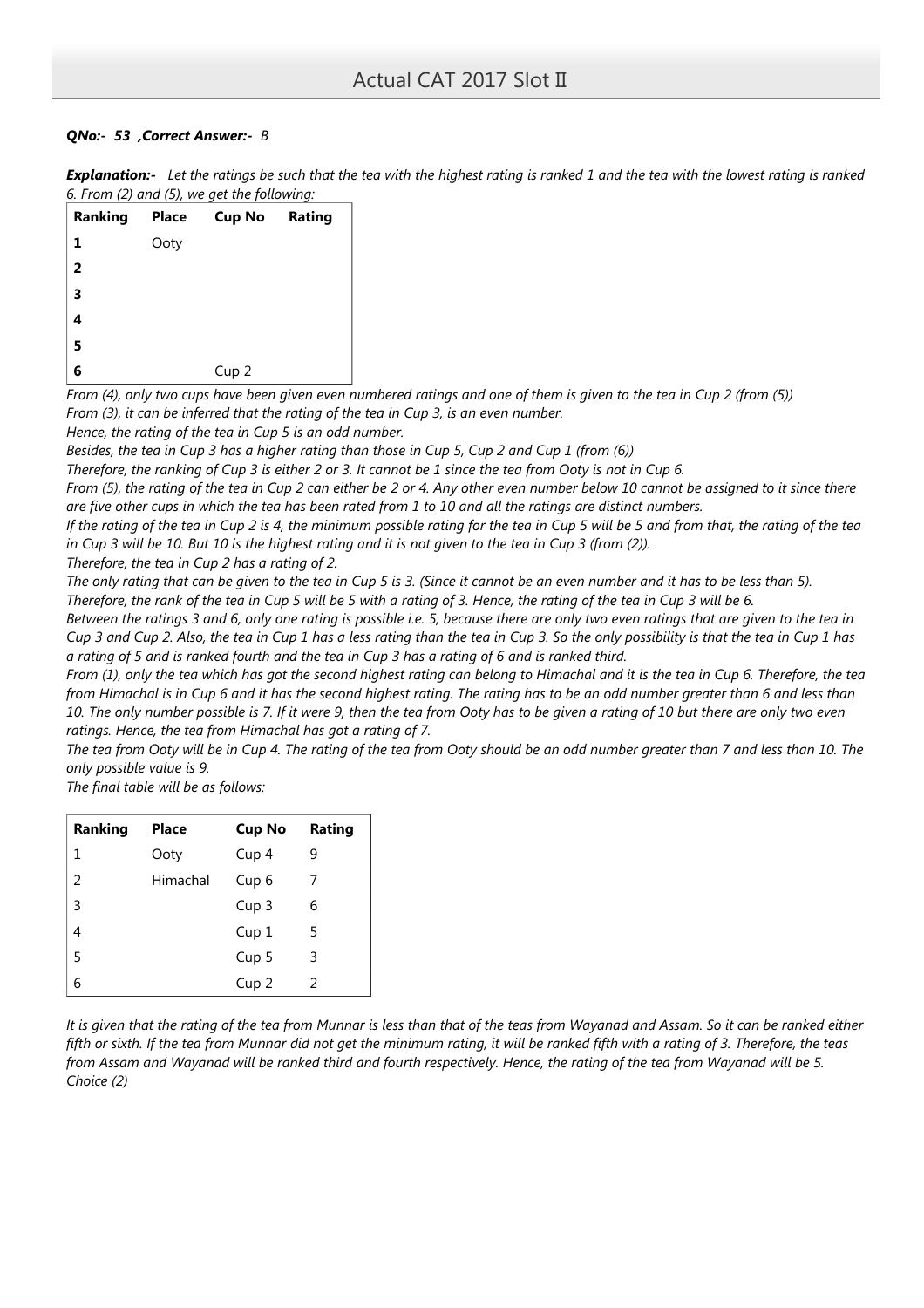***QNo:- 53 ,Correct Answer:- B***

***Explanation:-*** *Let the ratings be such that the tea with the highest rating is ranked 1 and the tea with the lowest rating is ranked 6. From (2) and (5), we get the following:*

| Ranking | Place | Cup No | Rating |
|---|---|---|---|
| 1 | Ooty | | |
| 2 | | | |
| 3 | | | |
| 4 | | | |
| 5 | | | |
| 6 | | Cup 2 | |

*From (4), only two cups have been given even numbered ratings and one of them is given to the tea in Cup 2 (from (5))*
*From (3), it can be inferred that the rating of the tea in Cup 3, is an even number.*
*Hence, the rating of the tea in Cup 5 is an odd number.*
*Besides, the tea in Cup 3 has a higher rating than those in Cup 5, Cup 2 and Cup 1 (from (6))*
*Therefore, the ranking of Cup 3 is either 2 or 3. It cannot be 1 since the tea from Ooty is not in Cup 6.*
*From (5), the rating of the tea in Cup 2 can either be 2 or 4. Any other even number below 10 cannot be assigned to it since there are five other cups in which the tea has been rated from 1 to 10 and all the ratings are distinct numbers.*
*If the rating of the tea in Cup 2 is 4, the minimum possible rating for the tea in Cup 5 will be 5 and from that, the rating of the tea in Cup 3 will be 10. But 10 is the highest rating and it is not given to the tea in Cup 3 (from (2)).*
*Therefore, the tea in Cup 2 has a rating of 2.*
*The only rating that can be given to the tea in Cup 5 is 3. (Since it cannot be an even number and it has to be less than 5).*
*Therefore, the rank of the tea in Cup 5 will be 5 with a rating of 3. Hence, the rating of the tea in Cup 3 will be 6.*
*Between the ratings 3 and 6, only one rating is possible i.e. 5, because there are only two even ratings that are given to the tea in Cup 3 and Cup 2. Also, the tea in Cup 1 has a less rating than the tea in Cup 3. So the only possibility is that the tea in Cup 1 has a rating of 5 and is ranked fourth and the tea in Cup 3 has a rating of 6 and is ranked third.*
*From (1), only the tea which has got the second highest rating can belong to Himachal and it is the tea in Cup 6. Therefore, the tea from Himachal is in Cup 6 and it has the second highest rating. The rating has to be an odd number greater than 6 and less than 10. The only number possible is 7. If it were 9, then the tea from Ooty has to be given a rating of 10 but there are only two even ratings. Hence, the tea from Himachal has got a rating of 7.*
*The tea from Ooty will be in Cup 4. The rating of the tea from Ooty should be an odd number greater than 7 and less than 10. The only possible value is 9.*
*The final table will be as follows:*

| Ranking | Place | Cup No | Rating |
|---|---|---|---|
| 1 | Ooty | Cup 4 | 9 |
| 2 | Himachal | Cup 6 | 7 |
| 3 | | Cup 3 | 6 |
| 4 | | Cup 1 | 5 |
| 5 | | Cup 5 | 3 |
| 6 | | Cup 2 | 2 |

*It is given that the rating of the tea from Munnar is less than that of the teas from Wayanad and Assam. So it can be ranked either fifth or sixth. If the tea from Munnar did not get the minimum rating, it will be ranked fifth with a rating of 3. Therefore, the teas from Assam and Wayanad will be ranked third and fourth respectively. Hence, the rating of the tea from Wayanad will be 5.*
*Choice (2)*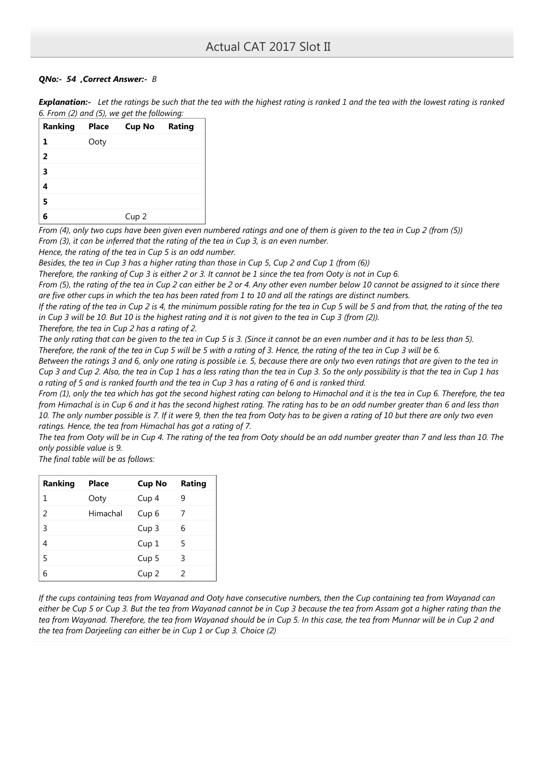***QNo:- 54 ,Correct Answer:- B***

***Explanation:-*** *Let the ratings be such that the tea with the highest rating is ranked 1 and the tea with the lowest rating is ranked 6. From (2) and (5), we get the following:*

| Ranking | Place | Cup No | Rating |
|---|---|---|---|
| 1 | Ooty | | |
| 2 | | | |
| 3 | | | |
| 4 | | | |
| 5 | | | |
| 6 | | Cup 2 | |

*From (4), only two cups have been given even numbered ratings and one of them is given to the tea in Cup 2 (from (5))*
*From (3), it can be inferred that the rating of the tea in Cup 3, is an even number.*
*Hence, the rating of the tea in Cup 5 is an odd number.*
*Besides, the tea in Cup 3 has a higher rating than those in Cup 5, Cup 2 and Cup 1 (from (6))*
*Therefore, the ranking of Cup 3 is either 2 or 3. It cannot be 1 since the tea from Ooty is not in Cup 6.*
*From (5), the rating of the tea in Cup 2 can either be 2 or 4. Any other even number below 10 cannot be assigned to it since there are five other cups in which the tea has been rated from 1 to 10 and all the ratings are distinct numbers.*
*If the rating of the tea in Cup 2 is 4, the minimum possible rating for the tea in Cup 5 will be 5 and from that, the rating of the tea in Cup 3 will be 10. But 10 is the highest rating and it is not given to the tea in Cup 3 (from (2)).*
*Therefore, the tea in Cup 2 has a rating of 2.*
*The only rating that can be given to the tea in Cup 5 is 3. (Since it cannot be an even number and it has to be less than 5).*
*Therefore, the rank of the tea in Cup 5 will be 5 with a rating of 3. Hence, the rating of the tea in Cup 3 will be 6.*
*Between the ratings 3 and 6, only one rating is possible i.e. 5, because there are only two even ratings that are given to the tea in Cup 3 and Cup 2. Also, the tea in Cup 1 has a less rating than the tea in Cup 3. So the only possibility is that the tea in Cup 1 has a rating of 5 and is ranked fourth and the tea in Cup 3 has a rating of 6 and is ranked third.*
*From (1), only the tea which has got the second highest rating can belong to Himachal and it is the tea in Cup 6. Therefore, the tea from Himachal is in Cup 6 and it has the second highest rating. The rating has to be an odd number greater than 6 and less than 10. The only number possible is 7. If it were 9, then the tea from Ooty has to be given a rating of 10 but there are only two even ratings. Hence, the tea from Himachal has got a rating of 7.*
*The tea from Ooty will be in Cup 4. The rating of the tea from Ooty should be an odd number greater than 7 and less than 10. The only possible value is 9.*
*The final table will be as follows:*

| Ranking | Place | Cup No | Rating |
|---|---|---|---|
| 1 | Ooty | Cup 4 | 9 |
| 2 | Himachal | Cup 6 | 7 |
| 3 | | Cup 3 | 6 |
| 4 | | Cup 1 | 5 |
| 5 | | Cup 5 | 3 |
| 6 | | Cup 2 | 2 |

*If the cups containing teas from Wayanad and Ooty have consecutive numbers, then the Cup containing tea from Wayanad can either be Cup 5 or Cup 3. But the tea from Wayanad cannot be in Cup 3 because the tea from Assam got a higher rating than the tea from Wayanad. Therefore, the tea from Wayanad should be in Cup 5. In this case, the tea from Munnar will be in Cup 2 and the tea from Darjeeling can either be in Cup 1 or Cup 3. Choice (2)*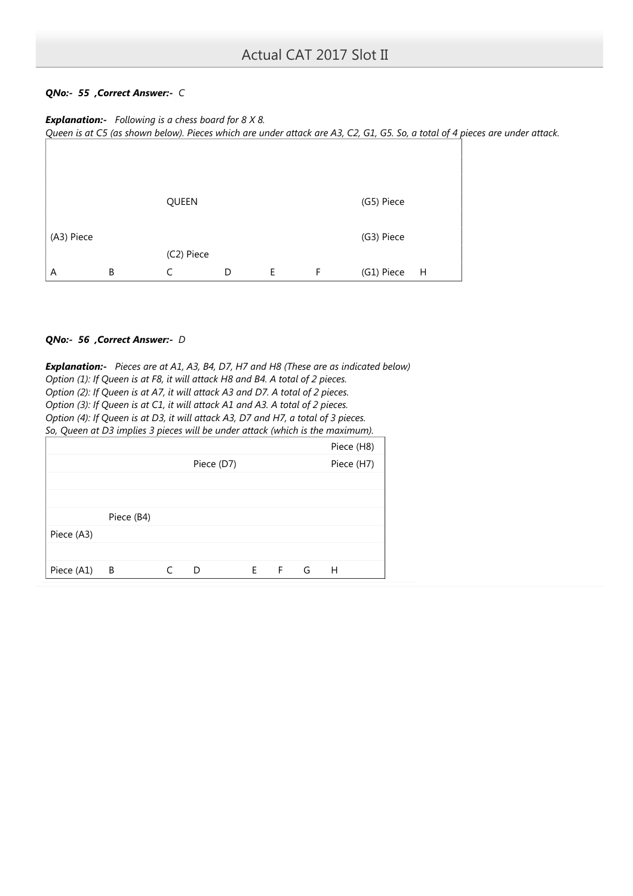***QNo:- 55 ,Correct Answer:- C***

***Explanation:-*** *Following is a chess board for 8 X 8.*
*Queen is at C5 (as shown below). Pieces which are under attack are A3, C2, G1, G5. So, a total of 4 pieces are under attack.*

| | | | | | | | |
|---|---|---|---|---|---|---|---|
| | | | | | | | |
| | | | | | | | |
| | | | | | | | |
| | | QUEEN | | | | (G5) Piece | |
| | | | | | | | |
| (A3) Piece | | | | | | (G3) Piece | |
| | | (C2) Piece | | | | | |
| A | B | C | D | E | F | (G1) Piece | H |

***QNo:- 56 ,Correct Answer:- D***

***Explanation:-*** *Pieces are at A1, A3, B4, D7, H7 and H8 (These are as indicated below)*
*Option (1): If Queen is at F8, it will attack H8 and B4. A total of 2 pieces.*
*Option (2): If Queen is at A7, it will attack A3 and D7. A total of 2 pieces.*
*Option (3): If Queen is at C1, it will attack A1 and A3. A total of 2 pieces.*
*Option (4): If Queen is at D3, it will attack A3, D7 and H7, a total of 3 pieces.*
*So, Queen at D3 implies 3 pieces will be under attack (which is the maximum).*

| | | | | | | | |
|---|---|---|---|---|---|---|---|
| | | | | | | | Piece (H8) |
| | | | Piece (D7) | | | | Piece (H7) |
| | | | | | | | |
| | | | | | | | |
| | Piece (B4) | | | | | | |
| Piece (A3) | | | | | | | |
| | | | | | | | |
| Piece (A1) | B | C | D | E | F | G | H |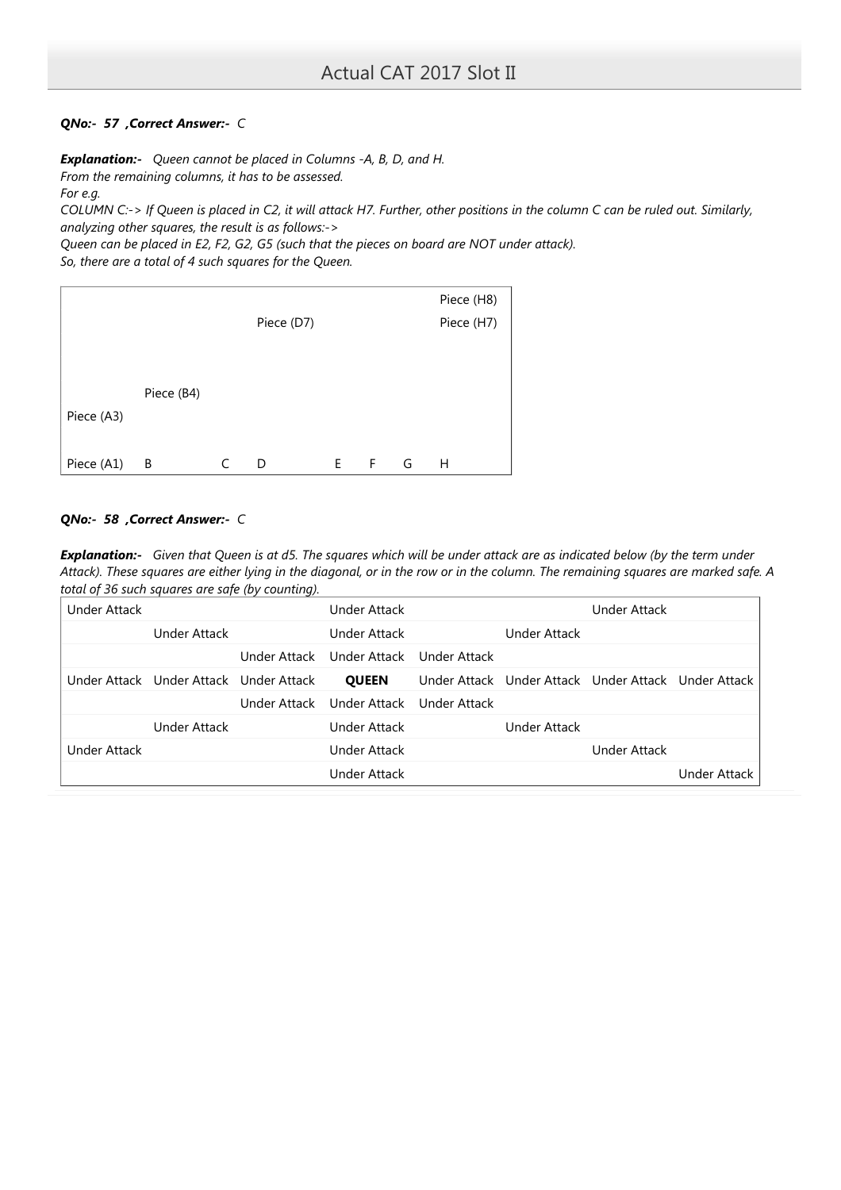***QNo:- 57 ,Correct Answer:- C***

***Explanation:-*** *Queen cannot be placed in Columns -A, B, D, and H.*
*From the remaining columns, it has to be assessed.*
*For e.g.*
*COLUMN C:-> If Queen is placed in C2, it will attack H7. Further, other positions in the column C can be ruled out. Similarly, analyzing other squares, the result is as follows:->*
*Queen can be placed in E2, F2, G2, G5 (such that the pieces on board are NOT under attack).*
*So, there are a total of 4 such squares for the Queen.*

| | | | | | | | Piece (H8) |
|---|---|---|---|---|---|---|---|
| | | | Piece (D7) | | | | Piece (H7) |
| | | | | | | | |
| | | | | | | | |
| | Piece (B4) | | | | | | |
| Piece (A3) | | | | | | | |
| | | | | | | | |
| Piece (A1) | B | C | D | E | F | G | H |

***QNo:- 58 ,Correct Answer:- C***

***Explanation:-*** *Given that Queen is at d5. The squares which will be under attack are as indicated below (by the term under Attack). These squares are either lying in the diagonal, or in the row or in the column. The remaining squares are marked safe. A total of 36 such squares are safe (by counting).*

| Under Attack | | | Under Attack | | | Under Attack | |
|---|---|---|---|---|---|---|---|
| | Under Attack | | Under Attack | | Under Attack | | |
| | | Under Attack | Under Attack | Under Attack | | | |
| Under Attack | Under Attack | Under Attack | **QUEEN** | Under Attack | Under Attack | Under Attack | Under Attack |
| | | Under Attack | Under Attack | Under Attack | | | |
| | Under Attack | | Under Attack | | Under Attack | | |
| Under Attack | | | Under Attack | | | Under Attack | |
| | | | Under Attack | | | | Under Attack |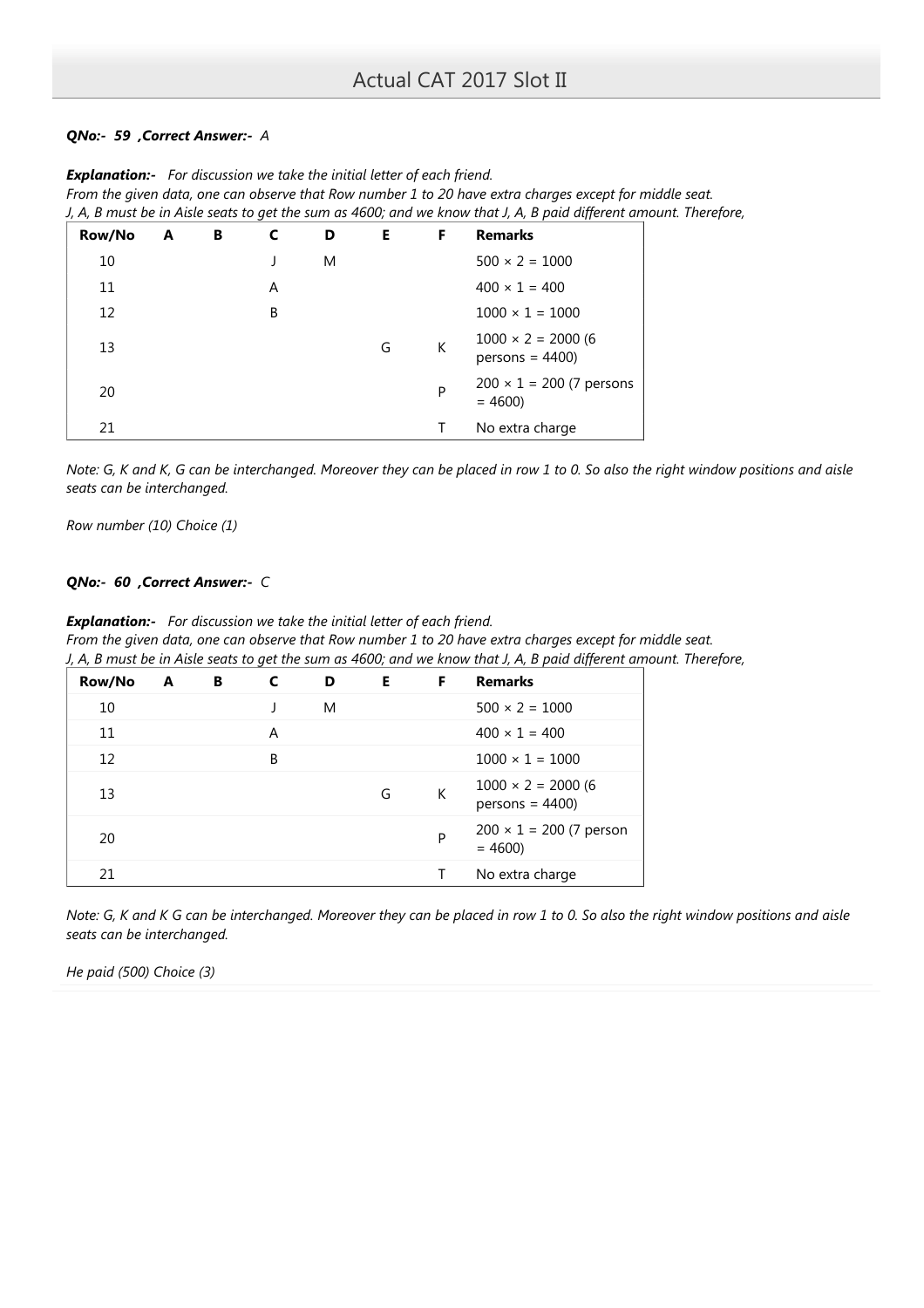***QNo:- 59 ,Correct Answer:-*** *A*

***Explanation:-*** *For discussion we take the initial letter of each friend.*
*From the given data, one can observe that Row number 1 to 20 have extra charges except for middle seat.*
*J, A, B must be in Aisle seats to get the sum as 4600; and we know that J, A, B paid different amount. Therefore,*

| Row/No | A | B | C | D | E | F | Remarks |
|---|---|---|---|---|---|---|---|
| 10 | | | J | M | | | 500 × 2 = 1000 |
| 11 | | | A | | | | 400 × 1 = 400 |
| 12 | | | B | | | | 1000 × 1 = 1000 |
| 13 | | | | | G | K | 1000 × 2 = 2000 (6 persons = 4400) |
| 20 | | | | | | P | 200 × 1 = 200 (7 persons = 4600) |
| 21 | | | | | | T | No extra charge |

*Note: G, K and K, G can be interchanged. Moreover they can be placed in row 1 to 0. So also the right window positions and aisle seats can be interchanged.*

*Row number (10) Choice (1)*

***QNo:- 60 ,Correct Answer:-*** *C*

***Explanation:-*** *For discussion we take the initial letter of each friend.*
*From the given data, one can observe that Row number 1 to 20 have extra charges except for middle seat.*
*J, A, B must be in Aisle seats to get the sum as 4600; and we know that J, A, B paid different amount. Therefore,*

| Row/No | A | B | C | D | E | F | Remarks |
|---|---|---|---|---|---|---|---|
| 10 | | | J | M | | | 500 × 2 = 1000 |
| 11 | | | A | | | | 400 × 1 = 400 |
| 12 | | | B | | | | 1000 × 1 = 1000 |
| 13 | | | | | G | K | 1000 × 2 = 2000 (6 persons = 4400) |
| 20 | | | | | | P | 200 × 1 = 200 (7 person = 4600) |
| 21 | | | | | | T | No extra charge |

*Note: G, K and K G can be interchanged. Moreover they can be placed in row 1 to 0. So also the right window positions and aisle seats can be interchanged.*

*He paid (500) Choice (3)*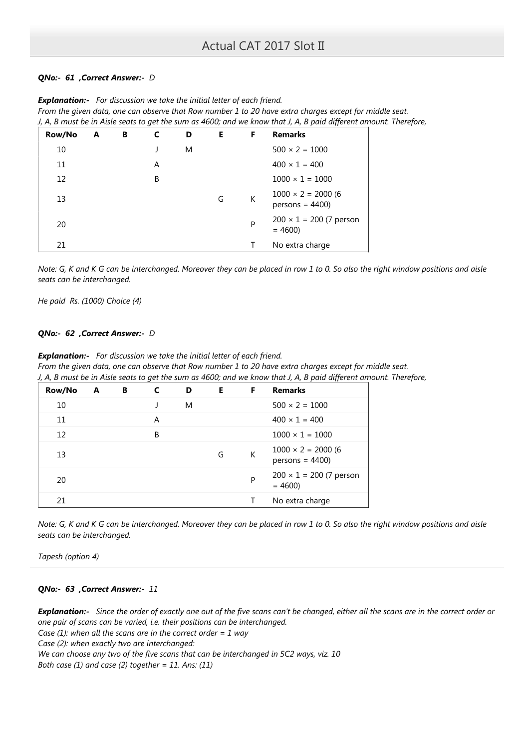***QNo:- 61 ,Correct Answer:-** D*

***Explanation:-*** *For discussion we take the initial letter of each friend.*
*From the given data, one can observe that Row number 1 to 20 have extra charges except for middle seat.*
*J, A, B must be in Aisle seats to get the sum as 4600; and we know that J, A, B paid different amount. Therefore,*

| Row/No | A | B | C | D | E | F | Remarks |
|---|---|---|---|---|---|---|---|
| 10 | | | J | M | | | 500 × 2 = 1000 |
| 11 | | | A | | | | 400 × 1 = 400 |
| 12 | | | B | | | | 1000 × 1 = 1000 |
| 13 | | | | | G | K | 1000 × 2 = 2000 (6 persons = 4400) |
| 20 | | | | | | P | 200 × 1 = 200 (7 person = 4600) |
| 21 | | | | | | T | No extra charge |

*Note: G, K and K G can be interchanged. Moreover they can be placed in row 1 to 0. So also the right window positions and aisle seats can be interchanged.*

*He paid Rs. (1000) Choice (4)*

***QNo:- 62 ,Correct Answer:-** D*

***Explanation:-*** *For discussion we take the initial letter of each friend.*
*From the given data, one can observe that Row number 1 to 20 have extra charges except for middle seat.*
*J, A, B must be in Aisle seats to get the sum as 4600; and we know that J, A, B paid different amount. Therefore,*

| Row/No | A | B | C | D | E | F | Remarks |
|---|---|---|---|---|---|---|---|
| 10 | | | J | M | | | 500 × 2 = 1000 |
| 11 | | | A | | | | 400 × 1 = 400 |
| 12 | | | B | | | | 1000 × 1 = 1000 |
| 13 | | | | | G | K | 1000 × 2 = 2000 (6 persons = 4400) |
| 20 | | | | | | P | 200 × 1 = 200 (7 person = 4600) |
| 21 | | | | | | T | No extra charge |

*Note: G, K and K G can be interchanged. Moreover they can be placed in row 1 to 0. So also the right window positions and aisle seats can be interchanged.*

*Tapesh (option 4)*

***QNo:- 63 ,Correct Answer:-** 11*

***Explanation:-*** *Since the order of exactly one out of the five scans can't be changed, either all the scans are in the correct order or one pair of scans can be varied, i.e. their positions can be interchanged.*
*Case (1): when all the scans are in the correct order = 1 way*
*Case (2): when exactly two are interchanged:*
*We can choose any two of the five scans that can be interchanged in 5C2 ways, viz. 10*
*Both case (1) and case (2) together = 11. Ans: (11)*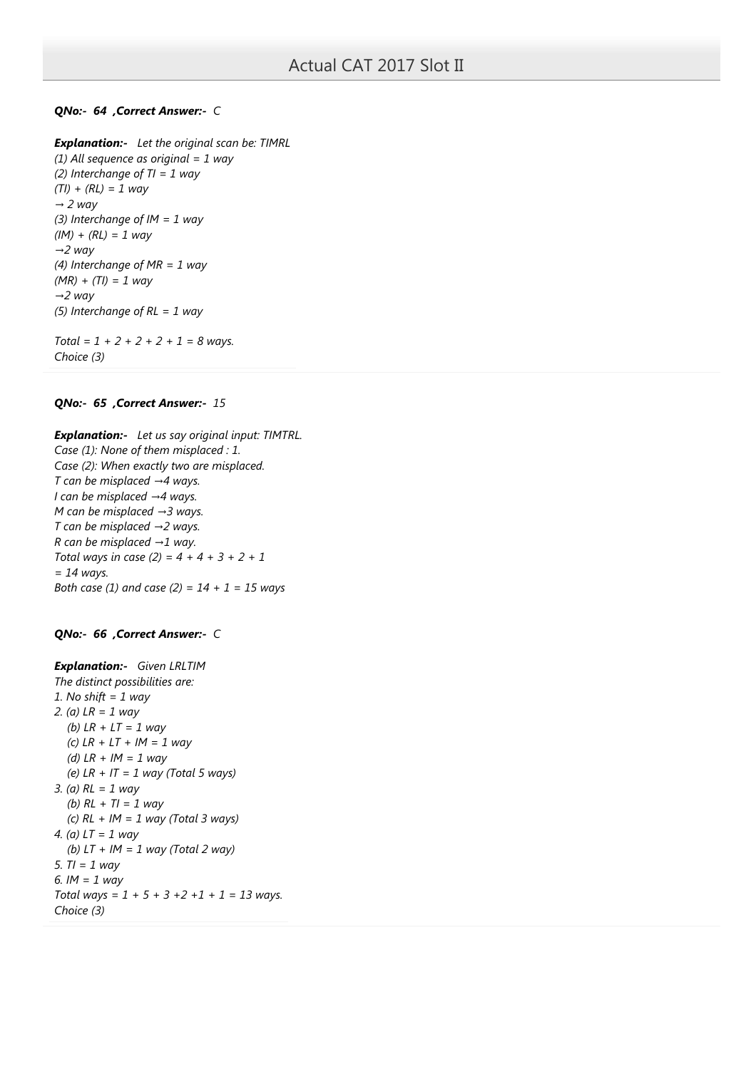***QNo:- 64 ,Correct Answer:- C***

***Explanation:-*** *Let the original scan be: TIMRL*
*(1) All sequence as original = 1 way*
*(2) Interchange of TI = 1 way*
*(TI) + (RL) = 1 way*
*→ 2 way*
*(3) Interchange of IM = 1 way*
*(IM) + (RL) = 1 way*
*→2 way*
*(4) Interchange of MR = 1 way*
*(MR) + (TI) = 1 way*
*→2 way*
*(5) Interchange of RL = 1 way*

*Total = 1 + 2 + 2 + 2 + 1 = 8 ways.*
*Choice (3)*

***QNo:- 65 ,Correct Answer:- 15***

***Explanation:-*** *Let us say original input: TIMTRL.*
*Case (1): None of them misplaced : 1.*
*Case (2): When exactly two are misplaced.*
*T can be misplaced →4 ways.*
*I can be misplaced →4 ways.*
*M can be misplaced →3 ways.*
*T can be misplaced →2 ways.*
*R can be misplaced →1 way.*
*Total ways in case (2) = 4 + 4 + 3 + 2 + 1*
*= 14 ways.*
*Both case (1) and case (2) = 14 + 1 = 15 ways*

***QNo:- 66 ,Correct Answer:- C***

***Explanation:-*** *Given LRLTIM*
*The distinct possibilities are:*
*1. No shift = 1 way*
*2. (a) LR = 1 way*
   *(b) LR + LT = 1 way*
   *(c) LR + LT + IM = 1 way*
   *(d) LR + IM = 1 way*
   *(e) LR + IT = 1 way (Total 5 ways)*
*3. (a) RL = 1 way*
   *(b) RL + TI = 1 way*
   *(c) RL + IM = 1 way (Total 3 ways)*
*4. (a) LT = 1 way*
   *(b) LT + IM = 1 way (Total 2 way)*
*5. TI = 1 way*
*6. IM = 1 way*
*Total ways = 1 + 5 + 3 +2 +1 + 1 = 13 ways.*
*Choice (3)*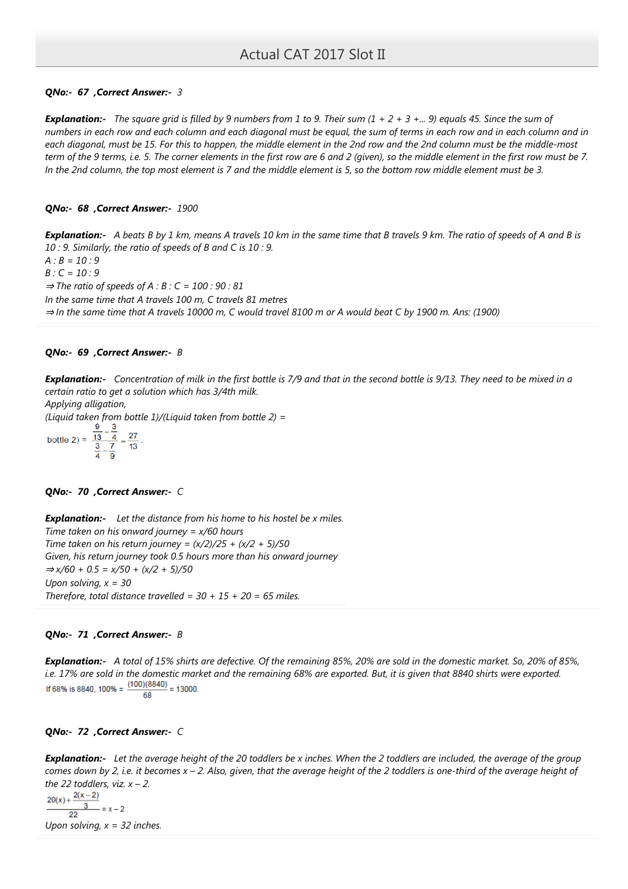**QNo:- 67 ,Correct Answer:-** *3*

***Explanation:-*** *The square grid is filled by 9 numbers from 1 to 9. Their sum (1 + 2 + 3 +... 9) equals 45. Since the sum of numbers in each row and each column and each diagonal must be equal, the sum of terms in each row and in each column and in each diagonal, must be 15. For this to happen, the middle element in the 2nd row and the 2nd column must be the middle-most term of the 9 terms, i.e. 5. The corner elements in the first row are 6 and 2 (given), so the middle element in the first row must be 7. In the 2nd column, the top most element is 7 and the middle element is 5, so the bottom row middle element must be 3.*

**QNo:- 68 ,Correct Answer:-** *1900*

***Explanation:-*** *A beats B by 1 km, means A travels 10 km in the same time that B travels 9 km. The ratio of speeds of A and B is 10 : 9. Similarly, the ratio of speeds of B and C is 10 : 9.*
*A : B = 10 : 9*
*B : C = 10 : 9*
*⇒ The ratio of speeds of A : B : C = 100 : 90 : 81*
*In the same time that A travels 100 m, C travels 81 metres*
*⇒ In the same time that A travels 10000 m, C would travel 8100 m or A would beat C by 1900 m. Ans: (1900)*

**QNo:- 69 ,Correct Answer:-** *B*

***Explanation:-*** *Concentration of milk in the first bottle is 7/9 and that in the second bottle is 9/13. They need to be mixed in a certain ratio to get a solution which has 3/4th milk.*
*Applying alligation,*
*(Liquid taken from bottle 1)/(Liquid taken from bottle 2) =*

$$\text{bottle 2)} = \frac{\frac{9}{13} - \frac{3}{4}}{\frac{3}{4} - \frac{7}{9}} = \frac{27}{13}.$$

**QNo:- 70 ,Correct Answer:-** *C*

***Explanation:-*** *Let the distance from his home to his hostel be x miles.*
*Time taken on his onward journey = x/60 hours*
*Time taken on his return journey = (x/2)/25 + (x/2 + 5)/50*
*Given, his return journey took 0.5 hours more than his onward journey*
*⇒ x/60 + 0.5 = x/50 + (x/2 + 5)/50*
*Upon solving, x = 30*
*Therefore, total distance travelled = 30 + 15 + 20 = 65 miles.*

**QNo:- 71 ,Correct Answer:-** *B*

***Explanation:-*** *A total of 15% shirts are defective. Of the remaining 85%, 20% are sold in the domestic market. So, 20% of 85%, i.e. 17% are sold in the domestic market and the remaining 68% are exported. But, it is given that 8840 shirts were exported.*

$$\text{If 68\% is 8840, 100\%} = \frac{(100)(8840)}{68} = 13000.$$

**QNo:- 72 ,Correct Answer:-** *C*

***Explanation:-*** *Let the average height of the 20 toddlers be x inches. When the 2 toddlers are included, the average of the group comes down by 2, i.e. it becomes x – 2. Also, given, that the average height of the 2 toddlers is one-third of the average height of the 22 toddlers, viz. x – 2.*

$$\frac{20(x) + \frac{2(x-2)}{3}}{22} = x - 2$$

*Upon solving, x = 32 inches.*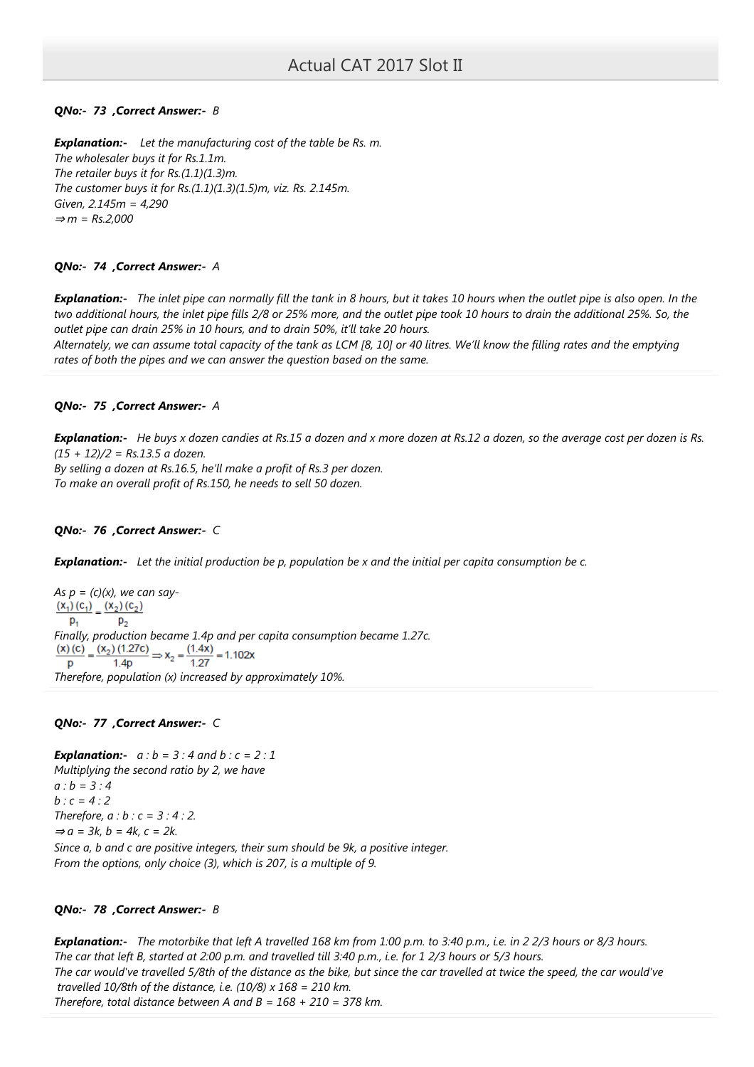**QNo:- 73 ,Correct Answer:- B**

***Explanation:-*** *Let the manufacturing cost of the table be Rs. m.*
*The wholesaler buys it for Rs.1.1m.*
*The retailer buys it for Rs.(1.1)(1.3)m.*
*The customer buys it for Rs.(1.1)(1.3)(1.5)m, viz. Rs. 2.145m.*
*Given, 2.145m = 4,290*
*⇒ m = Rs.2,000*

**QNo:- 74 ,Correct Answer:- A**

***Explanation:-*** *The inlet pipe can normally fill the tank in 8 hours, but it takes 10 hours when the outlet pipe is also open. In the two additional hours, the inlet pipe fills 2/8 or 25% more, and the outlet pipe took 10 hours to drain the additional 25%. So, the outlet pipe can drain 25% in 10 hours, and to drain 50%, it'll take 20 hours.*
*Alternately, we can assume total capacity of the tank as LCM [8, 10] or 40 litres. We'll know the filling rates and the emptying rates of both the pipes and we can answer the question based on the same.*

**QNo:- 75 ,Correct Answer:- A**

***Explanation:-*** *He buys x dozen candies at Rs.15 a dozen and x more dozen at Rs.12 a dozen, so the average cost per dozen is Rs. (15 + 12)/2 = Rs.13.5 a dozen.*
*By selling a dozen at Rs.16.5, he'll make a profit of Rs.3 per dozen.*
*To make an overall profit of Rs.150, he needs to sell 50 dozen.*

**QNo:- 76 ,Correct Answer:- C**

***Explanation:-*** *Let the initial production be p, population be x and the initial per capita consumption be c.*

*As p = (c)(x), we can say-*

$$\frac{(x_1)(c_1)}{p_1} = \frac{(x_2)(c_2)}{p_2}$$

*Finally, production became 1.4p and per capita consumption became 1.27c.*

$$\frac{(x)(c)}{p} = \frac{(x_2)(1.27c)}{1.4p} \Rightarrow x_2 = \frac{(1.4x)}{1.27} = 1.102x$$

*Therefore, population (x) increased by approximately 10%.*

**QNo:- 77 ,Correct Answer:- C**

***Explanation:-*** *a : b = 3 : 4 and b : c = 2 : 1*
*Multiplying the second ratio by 2, we have*
*a : b = 3 : 4*
*b : c = 4 : 2*
*Therefore, a : b : c = 3 : 4 : 2.*
*⇒ a = 3k, b = 4k, c = 2k.*
*Since a, b and c are positive integers, their sum should be 9k, a positive integer.*
*From the options, only choice (3), which is 207, is a multiple of 9.*

**QNo:- 78 ,Correct Answer:- B**

***Explanation:-*** *The motorbike that left A travelled 168 km from 1:00 p.m. to 3:40 p.m., i.e. in 2 2/3 hours or 8/3 hours.*
*The car that left B, started at 2:00 p.m. and travelled till 3:40 p.m., i.e. for 1 2/3 hours or 5/3 hours.*
*The car would've travelled 5/8th of the distance as the bike, but since the car travelled at twice the speed, the car would've travelled 10/8th of the distance, i.e. (10/8) x 168 = 210 km.*
*Therefore, total distance between A and B = 168 + 210 = 378 km.*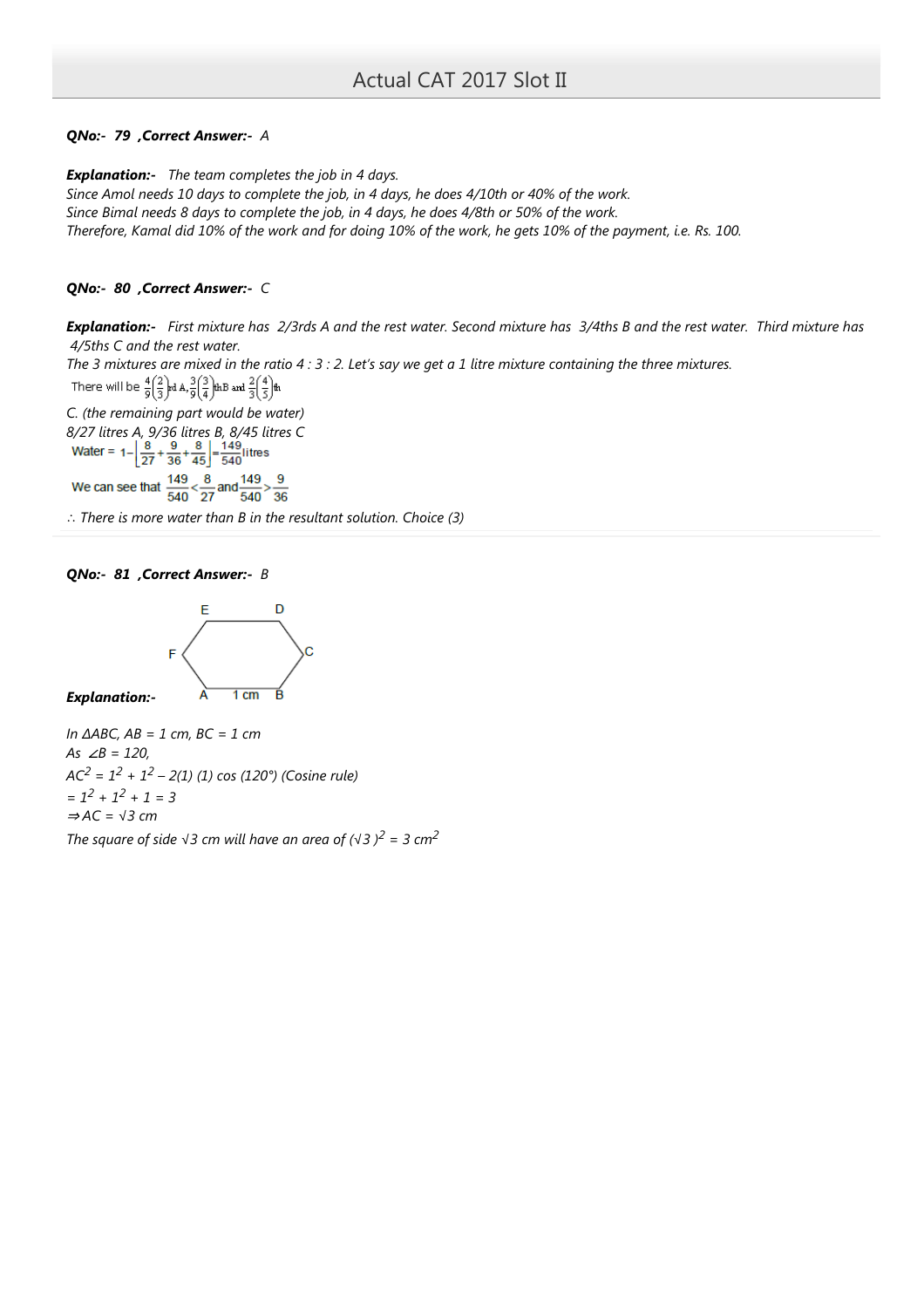**QNo:- 79 ,Correct Answer:-** *A*

**Explanation:-** *The team completes the job in 4 days.*
*Since Amol needs 10 days to complete the job, in 4 days, he does 4/10th or 40% of the work.*
*Since Bimal needs 8 days to complete the job, in 4 days, he does 4/8th or 50% of the work.*
*Therefore, Kamal did 10% of the work and for doing 10% of the work, he gets 10% of the payment, i.e. Rs. 100.*

**QNo:- 80 ,Correct Answer:-** *C*

**Explanation:-** *First mixture has 2/3rds A and the rest water. Second mixture has 3/4ths B and the rest water. Third mixture has 4/5ths C and the rest water.*
*The 3 mixtures are mixed in the ratio 4 : 3 : 2. Let's say we get a 1 litre mixture containing the three mixtures.*

There will be $\frac{4}{9}\left(\frac{2}{3}\right)$rd A, $\frac{3}{9}\left(\frac{3}{4}\right)$th B and $\frac{2}{3}\left(\frac{4}{5}\right)$th

*C. (the remaining part would be water)*
*8/27 litres A, 9/36 litres B, 8/45 litres C*

Water = $1-\left[\frac{8}{27}+\frac{9}{36}+\frac{8}{45}\right]=\frac{149}{540}$ litres

We can see that $\frac{149}{540}<\frac{8}{27}$ and $\frac{149}{540}>\frac{9}{36}$

*∴ There is more water than B in the resultant solution. Choice (3)*

**QNo:- 81 ,Correct Answer:-** *B*

**Explanation:-**

*In ΔABC, AB = 1 cm, BC = 1 cm*
*As ∠B = 120,*
$AC^2 = 1^2 + 1^2 – 2(1)(1)\cos(120°)$ *(Cosine rule)*
$= 1^2 + 1^2 + 1 = 3$
$\Rightarrow AC = \sqrt{3}$ *cm*
*The square of side* $\sqrt{3}$ *cm will have an area of* $(\sqrt{3})^2 = 3$ $cm^2$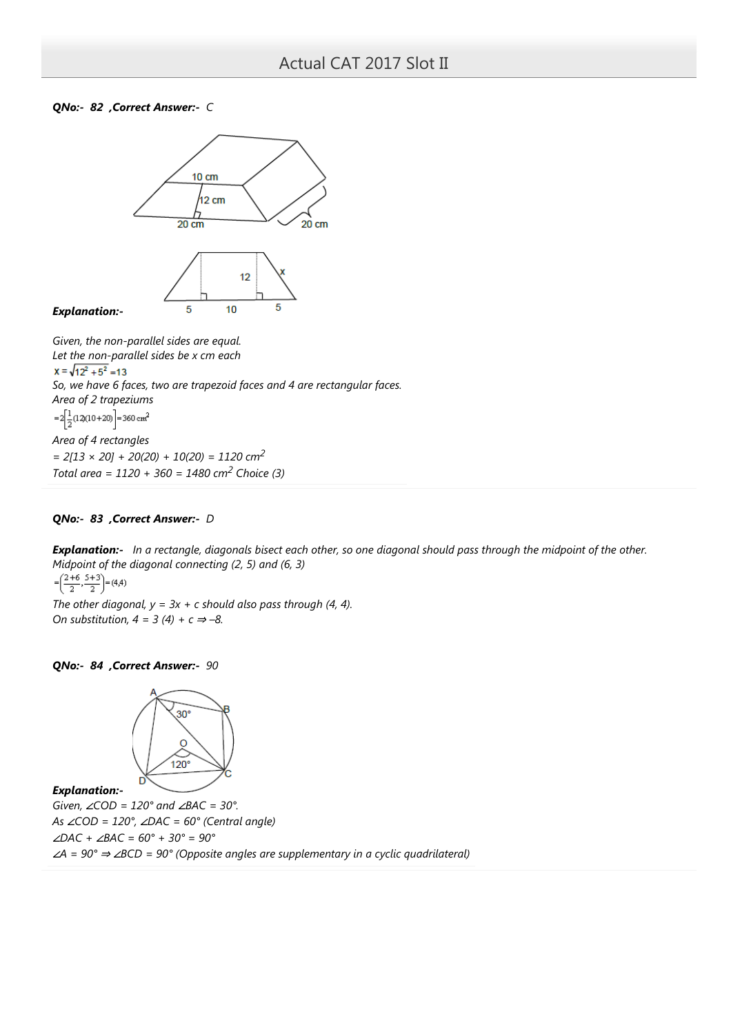**QNo:- 82 ,Correct Answer:- C**

**Explanation:-**

*Given, the non-parallel sides are equal.*
*Let the non-parallel sides be x cm each*
$x = \sqrt{12^2 + 5^2} = 13$
*So, we have 6 faces, two are trapezoid faces and 4 are rectangular faces.*
*Area of 2 trapeziums*
$= 2\left[\frac{1}{2}(12)(10+20)\right] = 360 \text{ cm}^2$
*Area of 4 rectangles*
*= 2[13 × 20] + 20(20) + 10(20) = 1120 cm$^2$*
*Total area = 1120 + 360 = 1480 cm$^2$ Choice (3)*

**QNo:- 83 ,Correct Answer:- D**

**Explanation:-** *In a rectangle, diagonals bisect each other, so one diagonal should pass through the midpoint of the other.*
*Midpoint of the diagonal connecting (2, 5) and (6, 3)*
$= \left(\frac{2+6}{2}, \frac{5+3}{2}\right) = (4,4)$
*The other diagonal, y = 3x + c should also pass through (4, 4).*
*On substitution, 4 = 3 (4) + c ⇒ –8.*

**QNo:- 84 ,Correct Answer:- 90**

**Explanation:-**
*Given, ∠COD = 120° and ∠BAC = 30°.*
*As ∠COD = 120°, ∠DAC = 60° (Central angle)*
*∠DAC + ∠BAC = 60° + 30° = 90°*
*∠A = 90° ⇒ ∠BCD = 90° (Opposite angles are supplementary in a cyclic quadrilateral)*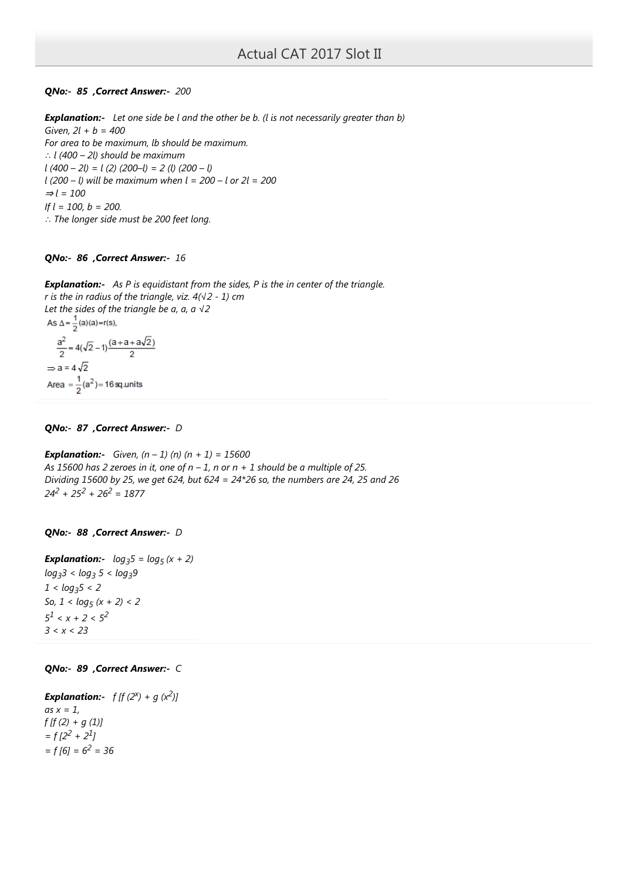**QNo:- 85 ,Correct Answer:- 200**

***Explanation:-*** *Let one side be l and the other be b. (l is not necessarily greater than b)*
*Given, $2l + b = 400$*
*For area to be maximum, lb should be maximum.*
*$\therefore l(400 – 2l)$ should be maximum*
*$l(400 – 2l) = l(2)(200–l) = 2(l)(200 – l)$*
*$l(200 – l)$ will be maximum when $l = 200 – l$ or $2l = 200$*
*$\Rightarrow l = 100$*
*If $l = 100$, $b = 200$.*
*$\therefore$ The longer side must be 200 feet long.*

**QNo:- 86 ,Correct Answer:- 16**

***Explanation:-*** *As P is equidistant from the sides, P is the in center of the triangle.*
*r is the in radius of the triangle, viz. $4(\sqrt{2} - 1)$ cm*
*Let the sides of the triangle be a, a, $a\sqrt{2}$*

As $\Delta = \frac{1}{2}(a)(a) = r(s)$,

$$\frac{a^2}{2} = 4(\sqrt{2}-1)\frac{(a+a+a\sqrt{2})}{2}$$

$\Rightarrow a = 4\sqrt{2}$

Area $= \frac{1}{2}(a^2) = 16$ sq.units

**QNo:- 87 ,Correct Answer:- D**

***Explanation:-*** *Given, $(n – 1)(n)(n + 1) = 15600$*
*As 15600 has 2 zeroes in it, one of $n – 1$, $n$ or $n + 1$ should be a multiple of 25.*
*Dividing 15600 by 25, we get 624, but $624 = 24*26$ so, the numbers are 24, 25 and 26*
*$24^2 + 25^2 + 26^2 = 1877$*

**QNo:- 88 ,Correct Answer:- D**

***Explanation:-*** *$\log_3 5 = \log_5 (x + 2)$*
*$\log_3 3 < \log_3 5 < \log_3 9$*
*$1 < \log_3 5 < 2$*
*So, $1 < \log_5 (x + 2) < 2$*
*$5^1 < x + 2 < 5^2$*
*$3 < x < 23$*

**QNo:- 89 ,Correct Answer:- C**

***Explanation:-*** *$f[f(2^x) + g(x^2)]$*
*as $x = 1$,*
*$f[f(2) + g(1)]$*
*$= f[2^2 + 2^1]$*
*$= f[6] = 6^2 = 36$*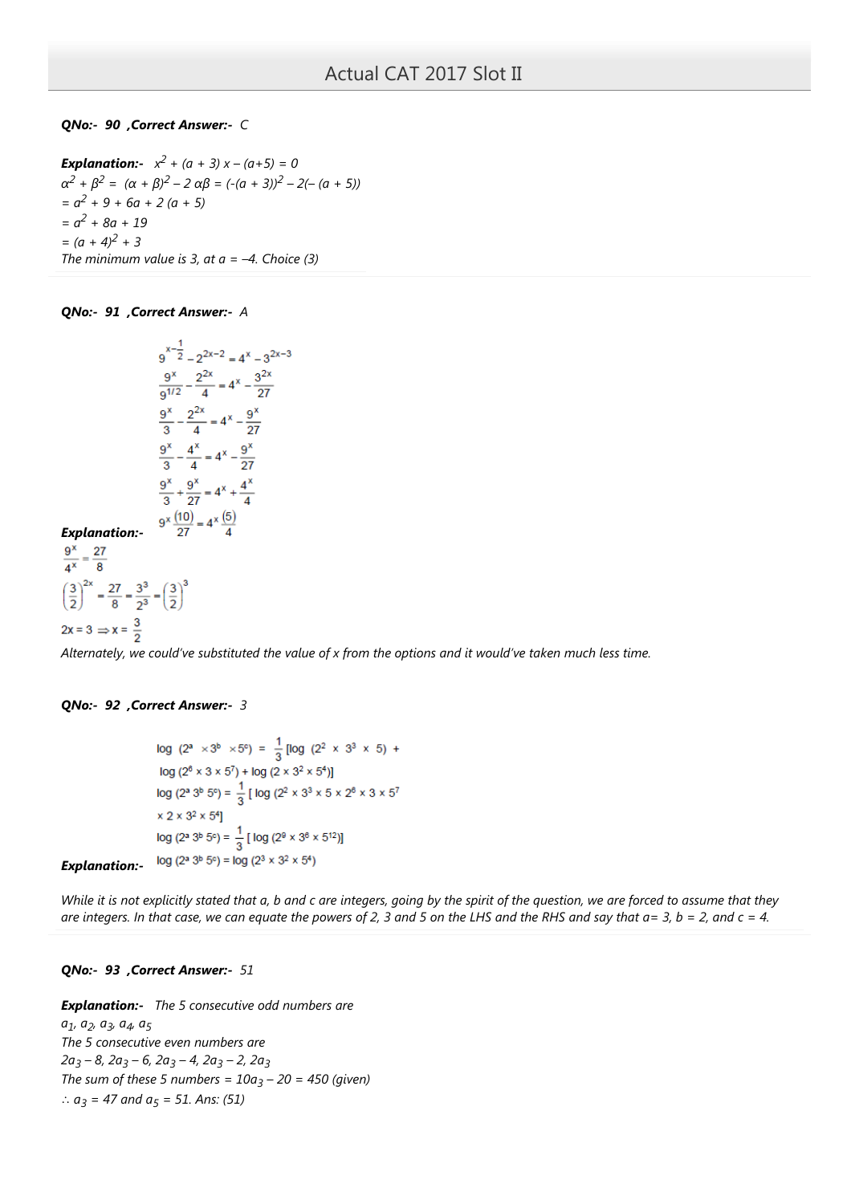**QNo:- 90 ,Correct Answer:- C**

**Explanation:-** $x^2 + (a + 3)x - (a+5) = 0$

$\alpha^2 + \beta^2 = (\alpha + \beta)^2 - 2\alpha\beta = (-(a + 3))^2 - 2(-(a + 5))$

$= a^2 + 9 + 6a + 2(a + 5)$

$= a^2 + 8a + 19$

$= (a + 4)^2 + 3$

The minimum value is 3, at a = –4. Choice (3)

**QNo:- 91 ,Correct Answer:- A**

**Explanation:-**

$$9^{x-\frac{1}{2}} - 2^{2x-2} = 4^x - 3^{2x-3}$$

$$\frac{9^x}{9^{1/2}} - \frac{2^{2x}}{4} = 4^x - \frac{3^{2x}}{27}$$

$$\frac{9^x}{3} - \frac{2^{2x}}{4} = 4^x - \frac{9^x}{27}$$

$$\frac{9^x}{3} - \frac{4^x}{4} = 4^x - \frac{9^x}{27}$$

$$\frac{9^x}{3} + \frac{9^x}{27} = 4^x + \frac{4^x}{4}$$

$$9^x\frac{(10)}{27} = 4^x\frac{(5)}{4}$$

$$\frac{9^x}{4^x} = \frac{27}{8}$$

$$\left(\frac{3}{2}\right)^{2x} = \frac{27}{8} = \frac{3^3}{2^3} = \left(\frac{3}{2}\right)^3$$

$$2x = 3 \Rightarrow x = \frac{3}{2}$$

*Alternately, we could've substituted the value of x from the options and it would've taken much less time.*

**QNo:- 92 ,Correct Answer:- 3**

**Explanation:-**

$$\log(2^a \times 3^b \times 5^c) = \frac{1}{3}[\log(2^2 \times 3^3 \times 5) + \log(2^6 \times 3 \times 5^7) + \log(2 \times 3^2 \times 5^4)]$$

$$\log(2^a\, 3^b\, 5^c) = \frac{1}{3}[\log(2^2 \times 3^3 \times 5 \times 2^6 \times 3 \times 5^7 \times 2 \times 3^2 \times 5^4]$$

$$\log(2^a\, 3^b\, 5^c) = \frac{1}{3}[\log(2^9 \times 3^6 \times 5^{12})]$$

$$\log(2^a\, 3^b\, 5^c) = \log(2^3 \times 3^2 \times 5^4)$$

*While it is not explicitly stated that a, b and c are integers, going by the spirit of the question, we are forced to assume that they are integers. In that case, we can equate the powers of 2, 3 and 5 on the LHS and the RHS and say that a= 3, b = 2, and c = 4.*

**QNo:- 93 ,Correct Answer:- 51**

**Explanation:-** The 5 consecutive odd numbers are

$a_1, a_2, a_3, a_4, a_5$

The 5 consecutive even numbers are

$2a_3 - 8, 2a_3 - 6, 2a_3 - 4, 2a_3 - 2, 2a_3$

The sum of these 5 numbers = $10a_3 - 20 = 450$ (given)

$\therefore a_3 = 47$ and $a_5 = 51$. Ans: (51)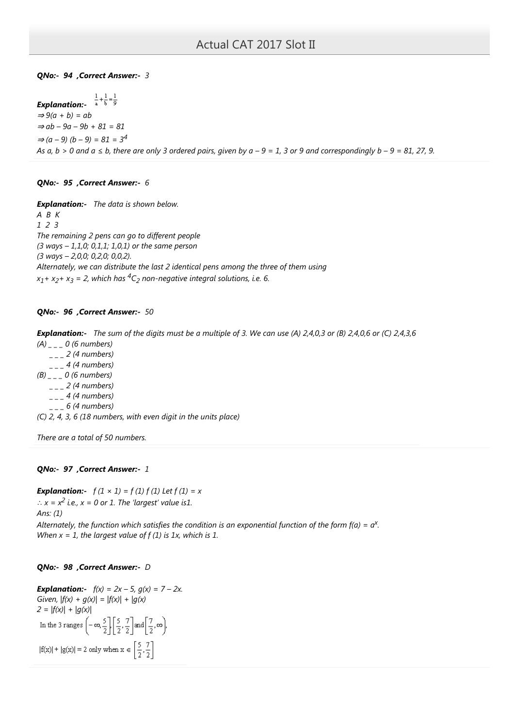**QNo:- 94 ,Correct Answer:- 3**

***Explanation:-*** $\frac{1}{a}+\frac{1}{b}=\frac{1}{9}$

*⇒ 9(a + b) = ab*

*⇒ ab – 9a – 9b + 81 = 81*

*⇒ (a – 9) (b – 9) = 81 =* $3^4$

*As a, b > 0 and a ≤ b, there are only 3 ordered pairs, given by a – 9 = 1, 3 or 9 and correspondingly b – 9 = 81, 27, 9.*

**QNo:- 95 ,Correct Answer:- 6**

***Explanation:-*** *The data is shown below.*

*A B K*

*1 2 3*

*The remaining 2 pens can go to different people*

*(3 ways – 1,1,0; 0,1,1; 1,0,1) or the same person*

*(3 ways – 2,0,0; 0,2,0; 0,0,2).*

*Alternately, we can distribute the last 2 identical pens among the three of them using*

$x_1 + x_2 + x_3 = 2$*, which has* $^4C_2$ *non-negative integral solutions, i.e. 6.*

**QNo:- 96 ,Correct Answer:- 50**

***Explanation:-*** *The sum of the digits must be a multiple of 3. We can use (A) 2,4,0,3 or (B) 2,4,0,6 or (C) 2,4,3,6*

*(A) _ _ _ 0 (6 numbers)*

*_ _ _ 2 (4 numbers)*

*_ _ _ 4 (4 numbers)*

*(B) _ _ _ 0 (6 numbers)*

*_ _ _ 2 (4 numbers)*

*_ _ _ 4 (4 numbers)*

*_ _ _ 6 (4 numbers)*

*(C) 2, 4, 3, 6 (18 numbers, with even digit in the units place)*

*There are a total of 50 numbers.*

**QNo:- 97 ,Correct Answer:- 1**

***Explanation:-*** *f (1 × 1) = f (1) f (1) Let f (1) = x*

*∴ x =* $x^2$ *i.e., x = 0 or 1. The 'largest' value is1.*

*Ans: (1)*

*Alternately, the function which satisfies the condition is an exponential function of the form f(a) =* $a^x$*.*

*When x = 1, the largest value of f (1) is 1x, which is 1.*

**QNo:- 98 ,Correct Answer:- D**

***Explanation:-*** *f(x) = 2x – 5, g(x) = 7 – 2x.*

*Given, |f(x) + g(x)| = |f(x)| + |g(x)*

*2 = |f(x)| + |g(x)|*

In the 3 ranges $\left(-\infty,\frac{5}{2}\right],\left[\frac{5}{2},\frac{7}{2}\right]$ and $\left[\frac{7}{2},\infty\right)$,

$|f(x)| + |g(x)| = 2$ only when $x \in \left[\frac{5}{2},\frac{7}{2}\right]$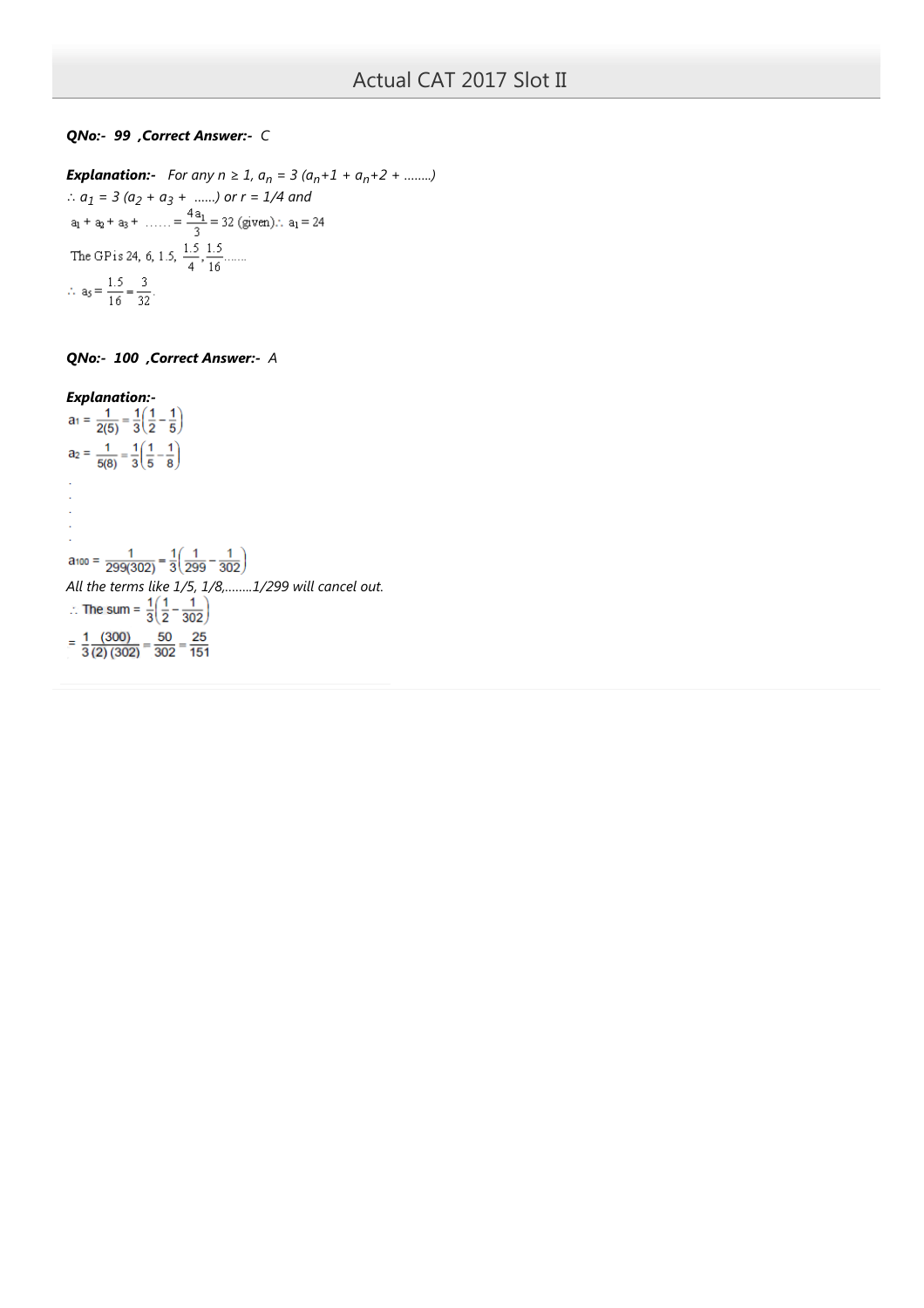**QNo:- 99 ,Correct Answer:- C**

**Explanation:-** *For any $n \geq 1$, $a_n = 3\,(a_{n+1} + a_{n+2} + \ldots\ldots)$*

$\therefore$ *$a_1 = 3\,(a_2 + a_3 + \ldots\ldots)$ or $r = 1/4$ and*

$$a_1 + a_2 + a_3 + \ldots\ldots = \frac{4a_1}{3} = 32 \text{ (given)} \therefore a_1 = 24$$

The GP is 24, 6, 1.5, $\frac{1.5}{4}, \frac{1.5}{16}$.......

$$\therefore a_5 = \frac{1.5}{16} = \frac{3}{32}$$

**QNo:- 100 ,Correct Answer:- A**

**Explanation:-**

$$a_1 = \frac{1}{2(5)} = \frac{1}{3}\left(\frac{1}{2} - \frac{1}{5}\right)$$

$$a_2 = \frac{1}{5(8)} = \frac{1}{3}\left(\frac{1}{5} - \frac{1}{8}\right)$$

.
.
.
.
.

$$a_{100} = \frac{1}{299(302)} = \frac{1}{3}\left(\frac{1}{299} - \frac{1}{302}\right)$$

*All the terms like 1/5, 1/8,........1/299 will cancel out.*

$$\therefore \text{The sum} = \frac{1}{3}\left(\frac{1}{2} - \frac{1}{302}\right)$$

$$= \frac{1}{3}\frac{(300)}{(2)(302)} = \frac{50}{302} = \frac{25}{151}$$